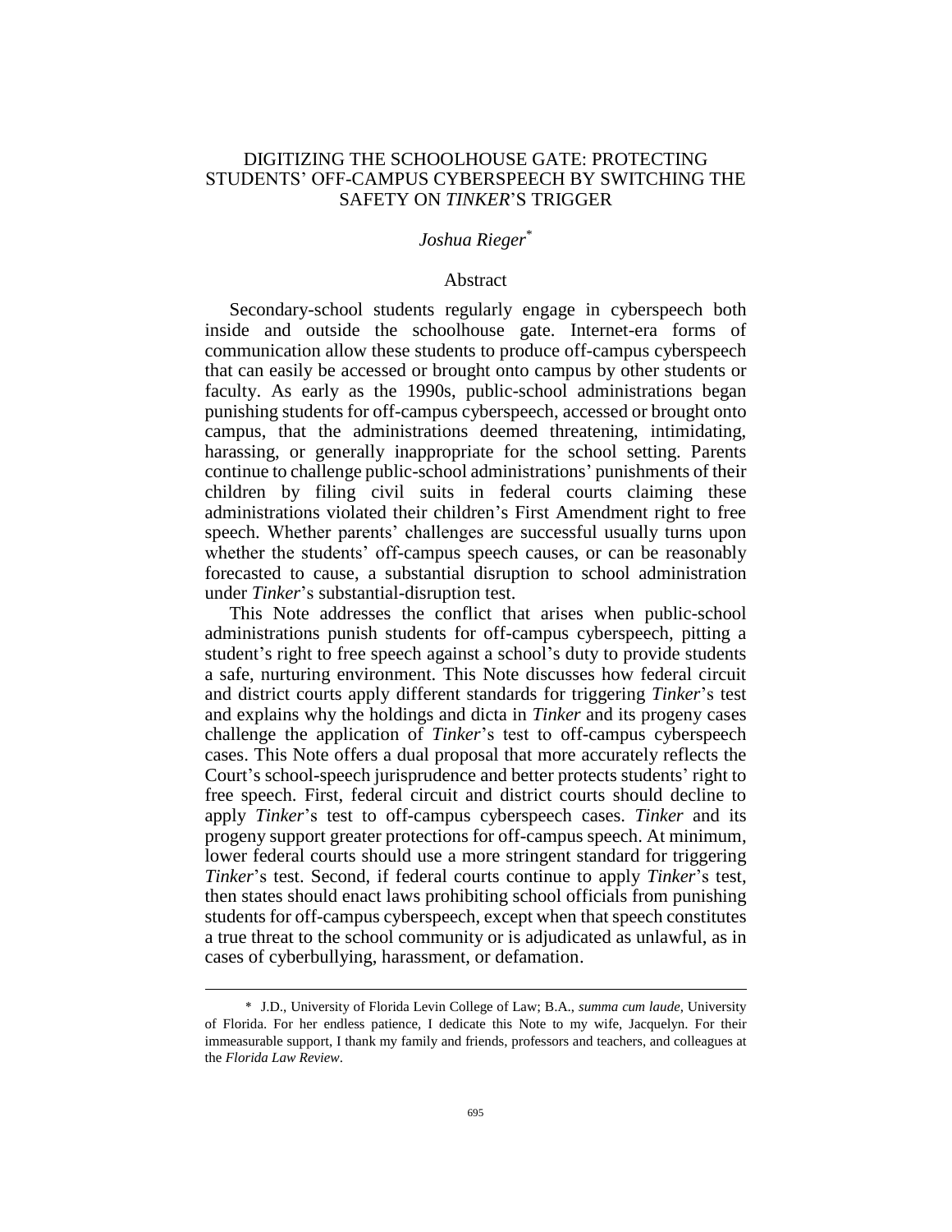# DIGITIZING THE SCHOOLHOUSE GATE: PROTECTING STUDENTS' OFF-CAMPUS CYBERSPEECH BY SWITCHING THE SAFETY ON *TINKER*'S TRIGGER

*Joshua Rieger*[*]

## Abstract

Secondary-school students regularly engage in cyberspeech both inside and outside the schoolhouse gate. Internet-era forms of communication allow these students to produce off-campus cyberspeech that can easily be accessed or brought onto campus by other students or faculty. As early as the 1990s, public-school administrations began punishing students for off-campus cyberspeech, accessed or brought onto campus, that the administrations deemed threatening, intimidating, harassing, or generally inappropriate for the school setting. Parents continue to challenge public-school administrations' punishments of their children by filing civil suits in federal courts claiming these administrations violated their children's First Amendment right to free speech. Whether parents' challenges are successful usually turns upon whether the students' off-campus speech causes, or can be reasonably forecasted to cause, a substantial disruption to school administration under *Tinker*'s substantial-disruption test.

This Note addresses the conflict that arises when public-school administrations punish students for off-campus cyberspeech, pitting a student's right to free speech against a school's duty to provide students a safe, nurturing environment. This Note discusses how federal circuit and district courts apply different standards for triggering *Tinker*'s test and explains why the holdings and dicta in *Tinker* and its progeny cases challenge the application of *Tinker*'s test to off-campus cyberspeech cases. This Note offers a dual proposal that more accurately reflects the Court's school-speech jurisprudence and better protects students' right to free speech. First, federal circuit and district courts should decline to apply *Tinker*'s test to off-campus cyberspeech cases. *Tinker* and its progeny support greater protections for off-campus speech. At minimum, lower federal courts should use a more stringent standard for triggering *Tinker*'s test. Second, if federal courts continue to apply *Tinker*'s test, then states should enact laws prohibiting school officials from punishing students for off-campus cyberspeech, except when that speech constitutes a true threat to the school community or is adjudicated as unlawful, as in cases of cyberbullying, harassment, or defamation.

---

[*] J.D., University of Florida Levin College of Law; B.A., *summa cum laude*, University of Florida. For her endless patience, I dedicate this Note to my wife, Jacquelyn. For their immeasurable support, I thank my family and friends, professors and teachers, and colleagues at the *Florida Law Review*.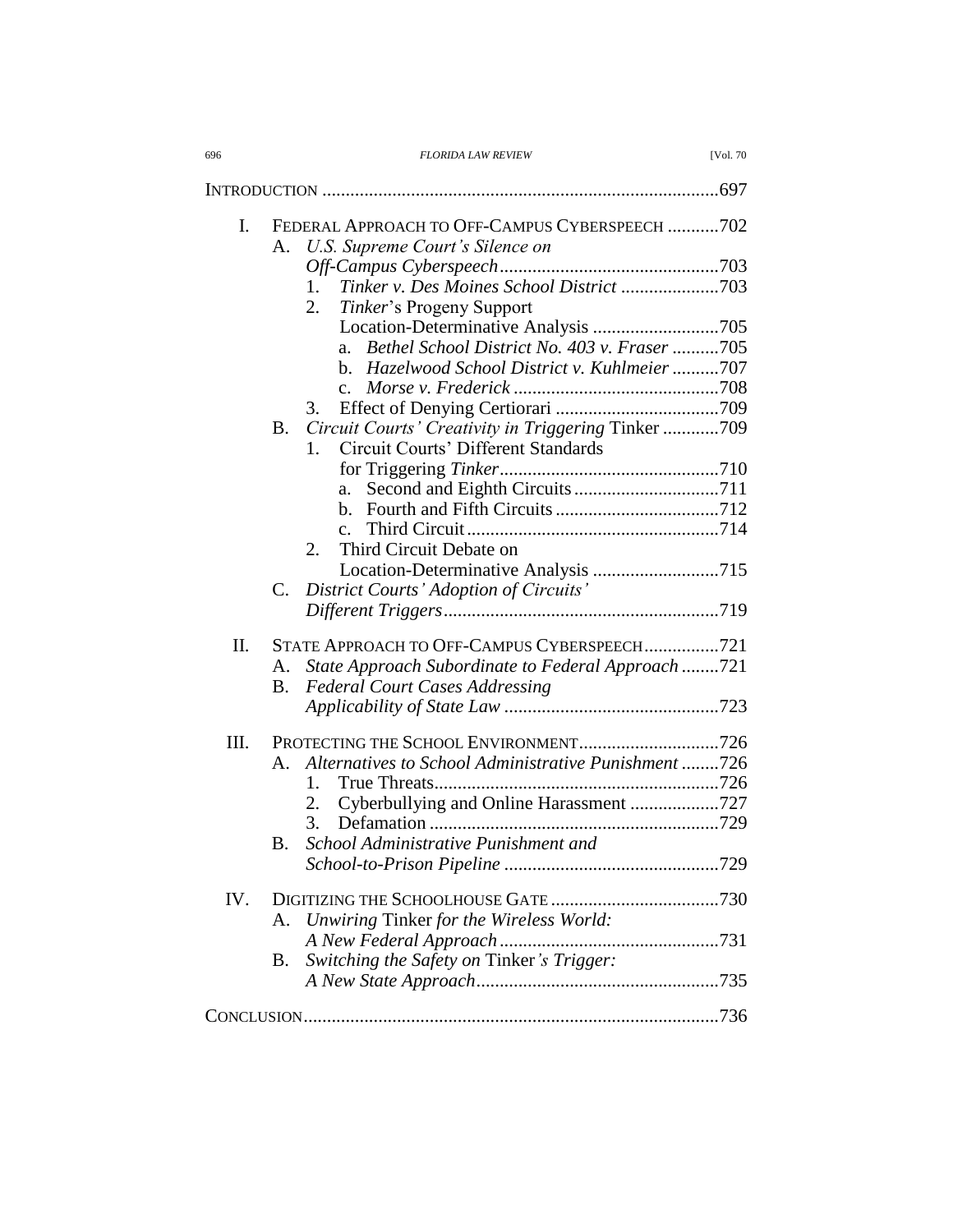INTRODUCTION .....................................................................................697

I. FEDERAL APPROACH TO OFF-CAMPUS CYBERSPEECH ...........702
  A. *U.S. Supreme Court's Silence on Off-Campus Cyberspeech*...............................................703
    1. *Tinker v. Des Moines School District* .....................703
    2. *Tinker*'s Progeny Support Location-Determinative Analysis ...........................705
      a. *Bethel School District No. 403 v. Fraser* ..........705
      b. *Hazelwood School District v. Kuhlmeier* ..........707
      c. *Morse v. Frederick* ............................................708
    3. Effect of Denying Certiorari ...................................709
  B. *Circuit Courts' Creativity in Triggering* Tinker ............709
    1. Circuit Courts' Different Standards for Triggering *Tinker*...............................................710
      a. Second and Eighth Circuits ...............................711
      b. Fourth and Fifth Circuits ...................................712
      c. Third Circuit ......................................................714
    2. Third Circuit Debate on Location-Determinative Analysis ...........................715
  C. *District Courts' Adoption of Circuits' Different Triggers*...........................................................719

II. STATE APPROACH TO OFF-CAMPUS CYBERSPEECH................721
  A. *State Approach Subordinate to Federal Approach* ........721
  B. *Federal Court Cases Addressing Applicability of State Law* ..............................................723

III. PROTECTING THE SCHOOL ENVIRONMENT..............................726
  A. *Alternatives to School Administrative Punishment* ........726
    1. True Threats............................................................726
    2. Cyberbullying and Online Harassment ...................727
    3. Defamation ..............................................................729
  B. *School Administrative Punishment and School-to-Prison Pipeline* ..............................................729

IV. DIGITIZING THE SCHOOLHOUSE GATE ....................................730
  A. *Unwiring* Tinker *for the Wireless World: A New Federal Approach*...............................................731
  B. *Switching the Safety on* Tinker*'s Trigger: A New State Approach*....................................................735

CONCLUSION.........................................................................................736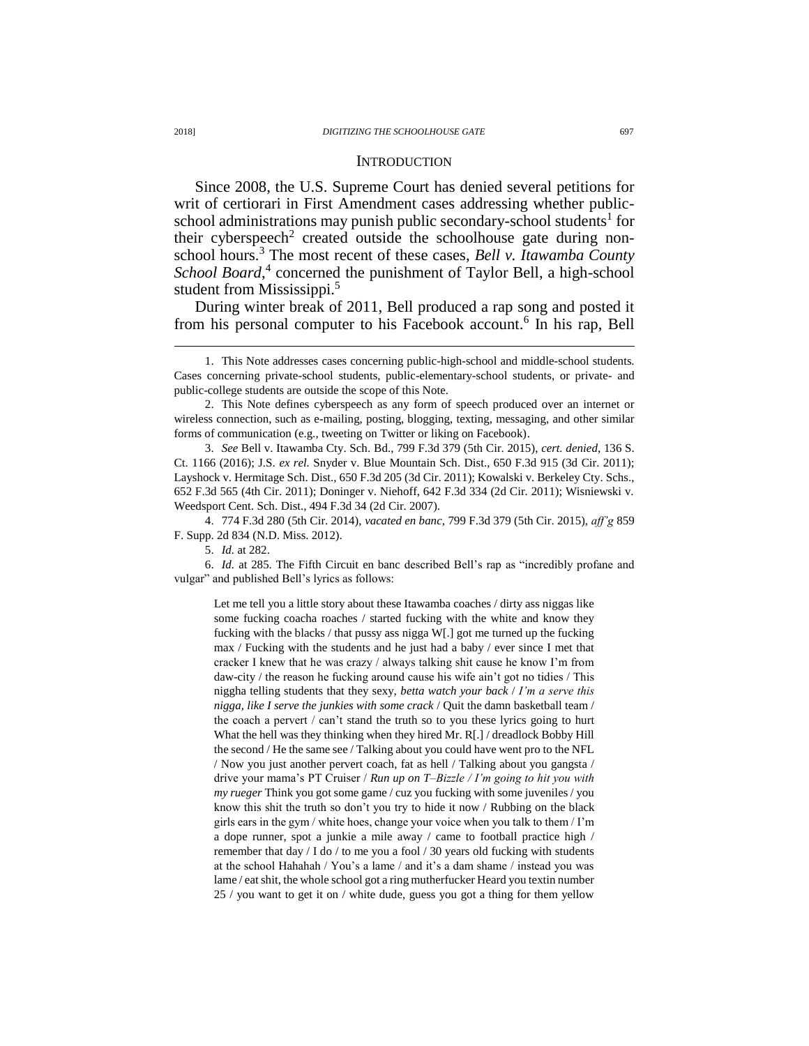## INTRODUCTION

Since 2008, the U.S. Supreme Court has denied several petitions for writ of certiorari in First Amendment cases addressing whether public-school administrations may punish public secondary-school students[1] for their cyberspeech[2] created outside the schoolhouse gate during non-school hours.[3] The most recent of these cases, *Bell v. Itawamba County School Board*,[4] concerned the punishment of Taylor Bell, a high-school student from Mississippi.[5]

During winter break of 2011, Bell produced a rap song and posted it from his personal computer to his Facebook account.[6] In his rap, Bell

---

1. This Note addresses cases concerning public-high-school and middle-school students. Cases concerning private-school students, public-elementary-school students, or private- and public-college students are outside the scope of this Note.

2. This Note defines cyberspeech as any form of speech produced over an internet or wireless connection, such as e-mailing, posting, blogging, texting, messaging, and other similar forms of communication (e.g., tweeting on Twitter or liking on Facebook).

3. *See* Bell v. Itawamba Cty. Sch. Bd., 799 F.3d 379 (5th Cir. 2015), *cert. denied*, 136 S. Ct. 1166 (2016); J.S. *ex rel.* Snyder v. Blue Mountain Sch. Dist., 650 F.3d 915 (3d Cir. 2011); Layshock v. Hermitage Sch. Dist., 650 F.3d 205 (3d Cir. 2011); Kowalski v. Berkeley Cty. Schs., 652 F.3d 565 (4th Cir. 2011); Doninger v. Niehoff, 642 F.3d 334 (2d Cir. 2011); Wisniewski v. Weedsport Cent. Sch. Dist., 494 F.3d 34 (2d Cir. 2007).

4. 774 F.3d 280 (5th Cir. 2014), *vacated en banc*, 799 F.3d 379 (5th Cir. 2015), *aff'g* 859 F. Supp. 2d 834 (N.D. Miss. 2012).

5. *Id.* at 282.

6. *Id.* at 285. The Fifth Circuit en banc described Bell's rap as "incredibly profane and vulgar" and published Bell's lyrics as follows:

> Let me tell you a little story about these Itawamba coaches / dirty ass niggas like some fucking coacha roaches / started fucking with the white and know they fucking with the blacks / that pussy ass nigga W[.] got me turned up the fucking max / Fucking with the students and he just had a baby / ever since I met that cracker I knew that he was crazy / always talking shit cause he know I'm from daw-city / the reason he fucking around cause his wife ain't got no tidies / This niggha telling students that they sexy, *betta watch your back* / *I'm a serve this nigga, like I serve the junkies with some crack* / Quit the damn basketball team / the coach a pervert / can't stand the truth so to you these lyrics going to hurt What the hell was they thinking when they hired Mr. R[.] / dreadlock Bobby Hill the second / He the same see / Talking about you could have went pro to the NFL / Now you just another pervert coach, fat as hell / Talking about you gangsta / drive your mama's PT Cruiser / *Run up on T–Bizzle / I'm going to hit you with my rueger* Think you got some game / cuz you fucking with some juveniles / you know this shit the truth so don't you try to hide it now / Rubbing on the black girls ears in the gym / white hoes, change your voice when you talk to them / I'm a dope runner, spot a junkie a mile away / came to football practice high / remember that day / I do / to me you a fool / 30 years old fucking with students at the school Hahahah / You's a lame / and it's a dam shame / instead you was lame / eat shit, the whole school got a ring mutherfucker Heard you textin number 25 / you want to get it on / white dude, guess you got a thing for them yellow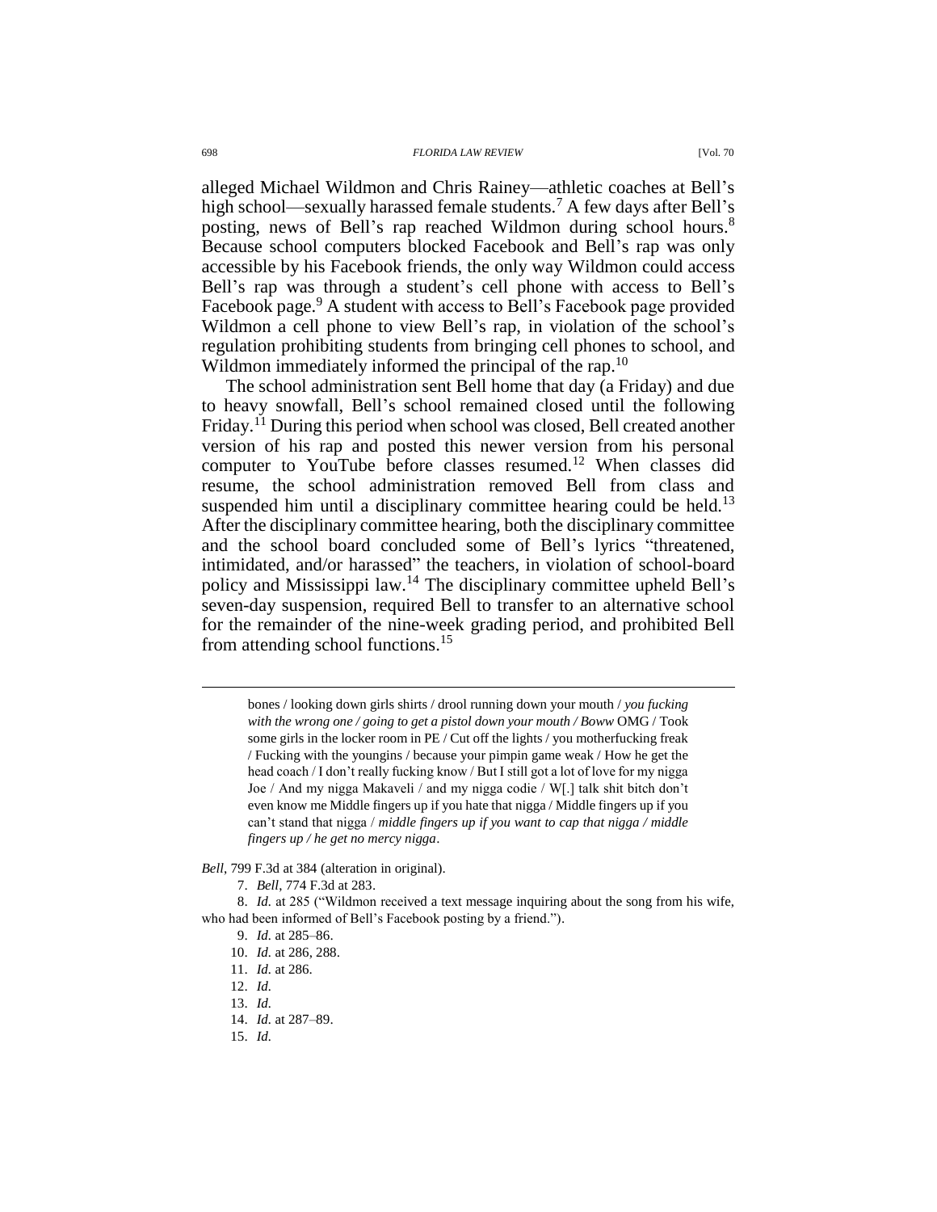alleged Michael Wildmon and Chris Rainey—athletic coaches at Bell's high school—sexually harassed female students.[7] A few days after Bell's posting, news of Bell's rap reached Wildmon during school hours.[8] Because school computers blocked Facebook and Bell's rap was only accessible by his Facebook friends, the only way Wildmon could access Bell's rap was through a student's cell phone with access to Bell's Facebook page.[9] A student with access to Bell's Facebook page provided Wildmon a cell phone to view Bell's rap, in violation of the school's regulation prohibiting students from bringing cell phones to school, and Wildmon immediately informed the principal of the rap.[10]

The school administration sent Bell home that day (a Friday) and due to heavy snowfall, Bell's school remained closed until the following Friday.[11] During this period when school was closed, Bell created another version of his rap and posted this newer version from his personal computer to YouTube before classes resumed.[12] When classes did resume, the school administration removed Bell from class and suspended him until a disciplinary committee hearing could be held.[13] After the disciplinary committee hearing, both the disciplinary committee and the school board concluded some of Bell's lyrics "threatened, intimidated, and/or harassed" the teachers, in violation of school-board policy and Mississippi law.[14] The disciplinary committee upheld Bell's seven-day suspension, required Bell to transfer to an alternative school for the remainder of the nine-week grading period, and prohibited Bell from attending school functions.[15]

---

> bones / looking down girls shirts / drool running down your mouth / *you fucking with the wrong one / going to get a pistol down your mouth / Boww* OMG / Took some girls in the locker room in PE / Cut off the lights / you motherfucking freak / Fucking with the youngins / because your pimpin game weak / How he get the head coach / I don't really fucking know / But I still got a lot of love for my nigga Joe / And my nigga Makaveli / and my nigga codie / W[.] talk shit bitch don't even know me Middle fingers up if you hate that nigga / Middle fingers up if you can't stand that nigga / *middle fingers up if you want to cap that nigga / middle fingers up / he get no mercy nigga*.

*Bell*, 799 F.3d at 384 (alteration in original).

7. *Bell*, 774 F.3d at 283.

8. *Id.* at 285 ("Wildmon received a text message inquiring about the song from his wife, who had been informed of Bell's Facebook posting by a friend.").

9. *Id.* at 285–86.

10. *Id.* at 286, 288.

11. *Id.* at 286.

12. *Id.*

13. *Id.*

14. *Id.* at 287–89.

15. *Id.*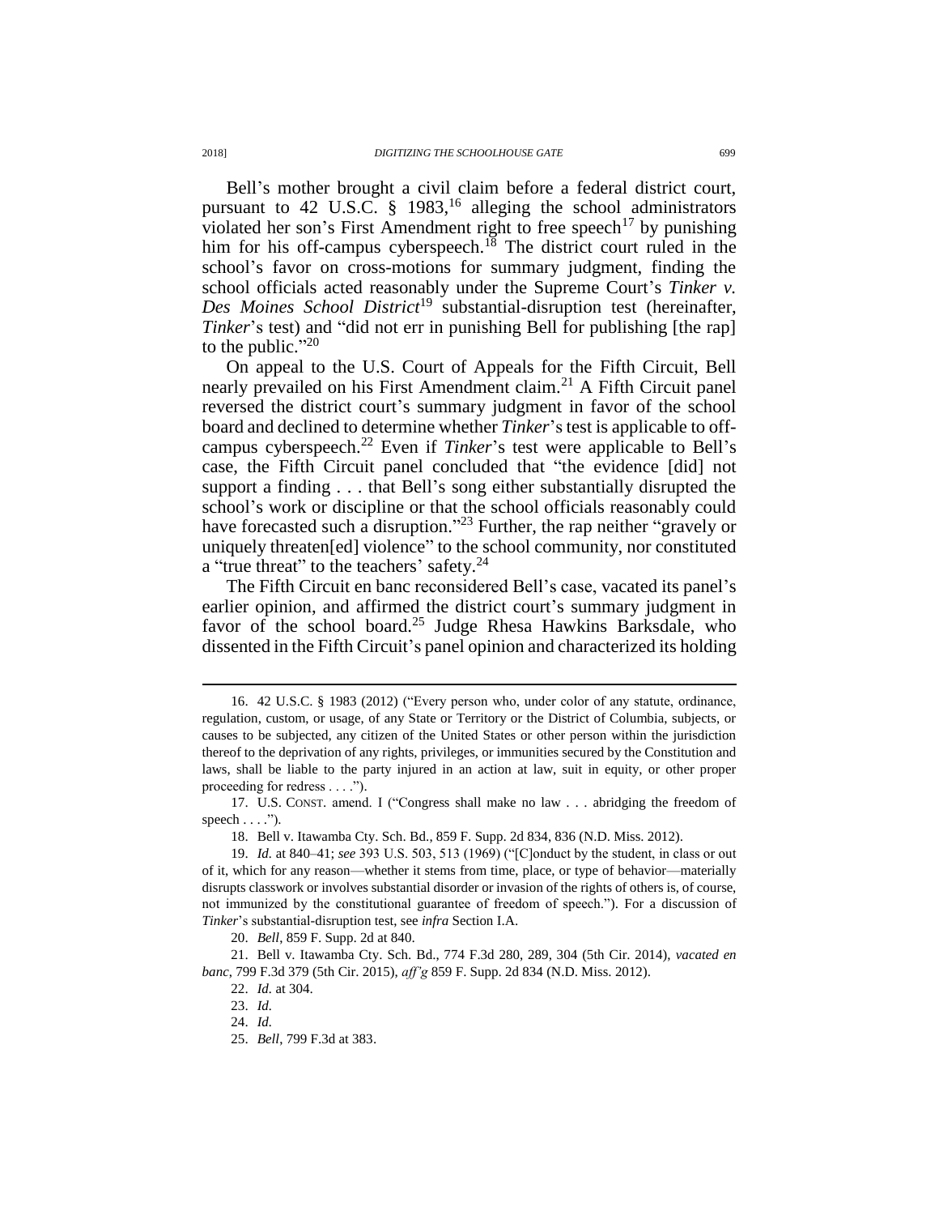Bell's mother brought a civil claim before a federal district court, pursuant to 42 U.S.C. § 1983,[16] alleging the school administrators violated her son's First Amendment right to free speech[17] by punishing him for his off-campus cyberspeech.[18] The district court ruled in the school's favor on cross-motions for summary judgment, finding the school officials acted reasonably under the Supreme Court's *Tinker v. Des Moines School District*[19] substantial-disruption test (hereinafter, *Tinker*'s test) and "did not err in punishing Bell for publishing [the rap] to the public."[20]

On appeal to the U.S. Court of Appeals for the Fifth Circuit, Bell nearly prevailed on his First Amendment claim.[21] A Fifth Circuit panel reversed the district court's summary judgment in favor of the school board and declined to determine whether *Tinker*'s test is applicable to off-campus cyberspeech.[22] Even if *Tinker*'s test were applicable to Bell's case, the Fifth Circuit panel concluded that "the evidence [did] not support a finding . . . that Bell's song either substantially disrupted the school's work or discipline or that the school officials reasonably could have forecasted such a disruption."[23] Further, the rap neither "gravely or uniquely threaten[ed] violence" to the school community, nor constituted a "true threat" to the teachers' safety.[24]

The Fifth Circuit en banc reconsidered Bell's case, vacated its panel's earlier opinion, and affirmed the district court's summary judgment in favor of the school board.[25] Judge Rhesa Hawkins Barksdale, who dissented in the Fifth Circuit's panel opinion and characterized its holding

---

16. 42 U.S.C. § 1983 (2012) ("Every person who, under color of any statute, ordinance, regulation, custom, or usage, of any State or Territory or the District of Columbia, subjects, or causes to be subjected, any citizen of the United States or other person within the jurisdiction thereof to the deprivation of any rights, privileges, or immunities secured by the Constitution and laws, shall be liable to the party injured in an action at law, suit in equity, or other proper proceeding for redress . . . .").

17. U.S. CONST. amend. I ("Congress shall make no law . . . abridging the freedom of speech . . . .").

18. Bell v. Itawamba Cty. Sch. Bd., 859 F. Supp. 2d 834, 836 (N.D. Miss. 2012).

19. *Id.* at 840–41; *see* 393 U.S. 503, 513 (1969) ("[C]onduct by the student, in class or out of it, which for any reason—whether it stems from time, place, or type of behavior—materially disrupts classwork or involves substantial disorder or invasion of the rights of others is, of course, not immunized by the constitutional guarantee of freedom of speech."). For a discussion of *Tinker*'s substantial-disruption test, see *infra* Section I.A.

20. *Bell*, 859 F. Supp. 2d at 840.

21. Bell v. Itawamba Cty. Sch. Bd., 774 F.3d 280, 289, 304 (5th Cir. 2014), *vacated en banc*, 799 F.3d 379 (5th Cir. 2015), *aff'g* 859 F. Supp. 2d 834 (N.D. Miss. 2012).

22. *Id.* at 304.

23. *Id.*

24. *Id.*

25. *Bell*, 799 F.3d at 383.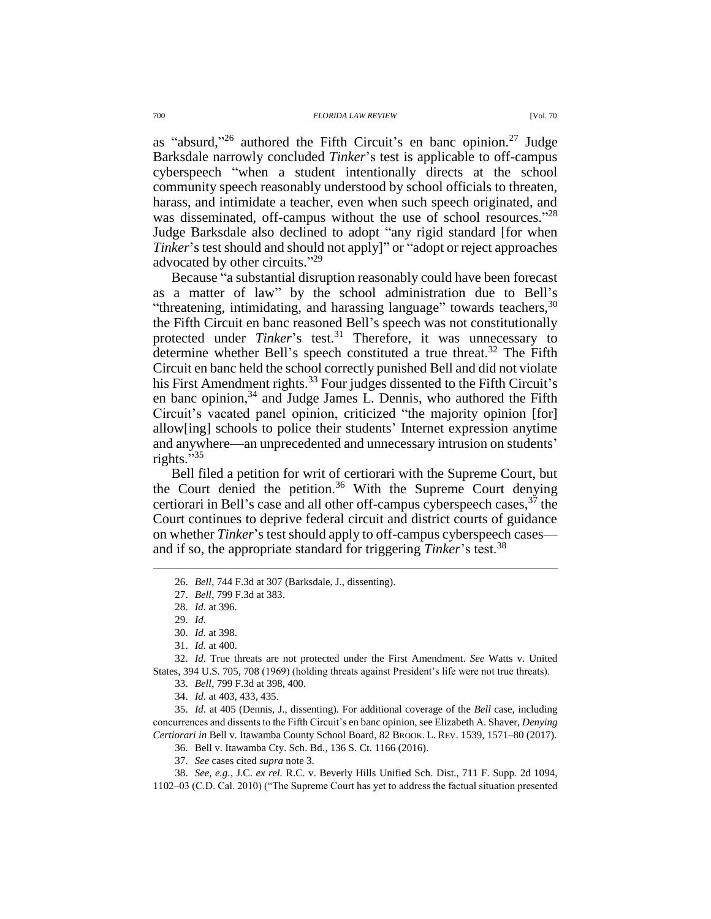as "absurd,"[26] authored the Fifth Circuit's en banc opinion.[27] Judge Barksdale narrowly concluded *Tinker*'s test is applicable to off-campus cyberspeech "when a student intentionally directs at the school community speech reasonably understood by school officials to threaten, harass, and intimidate a teacher, even when such speech originated, and was disseminated, off-campus without the use of school resources."[28] Judge Barksdale also declined to adopt "any rigid standard [for when *Tinker*'s test should and should not apply]" or "adopt or reject approaches advocated by other circuits."[29]

Because "a substantial disruption reasonably could have been forecast as a matter of law" by the school administration due to Bell's "threatening, intimidating, and harassing language" towards teachers,[30] the Fifth Circuit en banc reasoned Bell's speech was not constitutionally protected under *Tinker*'s test.[31] Therefore, it was unnecessary to determine whether Bell's speech constituted a true threat.[32] The Fifth Circuit en banc held the school correctly punished Bell and did not violate his First Amendment rights.[33] Four judges dissented to the Fifth Circuit's en banc opinion,[34] and Judge James L. Dennis, who authored the Fifth Circuit's vacated panel opinion, criticized "the majority opinion [for] allow[ing] schools to police their students' Internet expression anytime and anywhere—an unprecedented and unnecessary intrusion on students' rights."[35]

Bell filed a petition for writ of certiorari with the Supreme Court, but the Court denied the petition.[36] With the Supreme Court denying certiorari in Bell's case and all other off-campus cyberspeech cases,[37] the Court continues to deprive federal circuit and district courts of guidance on whether *Tinker*'s test should apply to off-campus cyberspeech cases—and if so, the appropriate standard for triggering *Tinker*'s test.[38]

---

26. *Bell*, 744 F.3d at 307 (Barksdale, J., dissenting).

27. *Bell*, 799 F.3d at 383.

28. *Id.* at 396.

29. *Id.*

30. *Id.* at 398.

31. *Id.* at 400.

32. *Id.* True threats are not protected under the First Amendment. *See* Watts v. United States, 394 U.S. 705, 708 (1969) (holding threats against President's life were not true threats).

33. *Bell*, 799 F.3d at 398, 400.

34. *Id.* at 403, 433, 435.

35. *Id.* at 405 (Dennis, J., dissenting). For additional coverage of the *Bell* case, including concurrences and dissents to the Fifth Circuit's en banc opinion, see Elizabeth A. Shaver, *Denying Certiorari in* Bell v. Itawamba County School Board, 82 BROOK. L. REV. 1539, 1571–80 (2017).

36. Bell v. Itawamba Cty. Sch. Bd., 136 S. Ct. 1166 (2016).

37. *See* cases cited *supra* note 3.

38. *See, e.g.*, J.C. *ex rel.* R.C. v. Beverly Hills Unified Sch. Dist., 711 F. Supp. 2d 1094, 1102–03 (C.D. Cal. 2010) ("The Supreme Court has yet to address the factual situation presented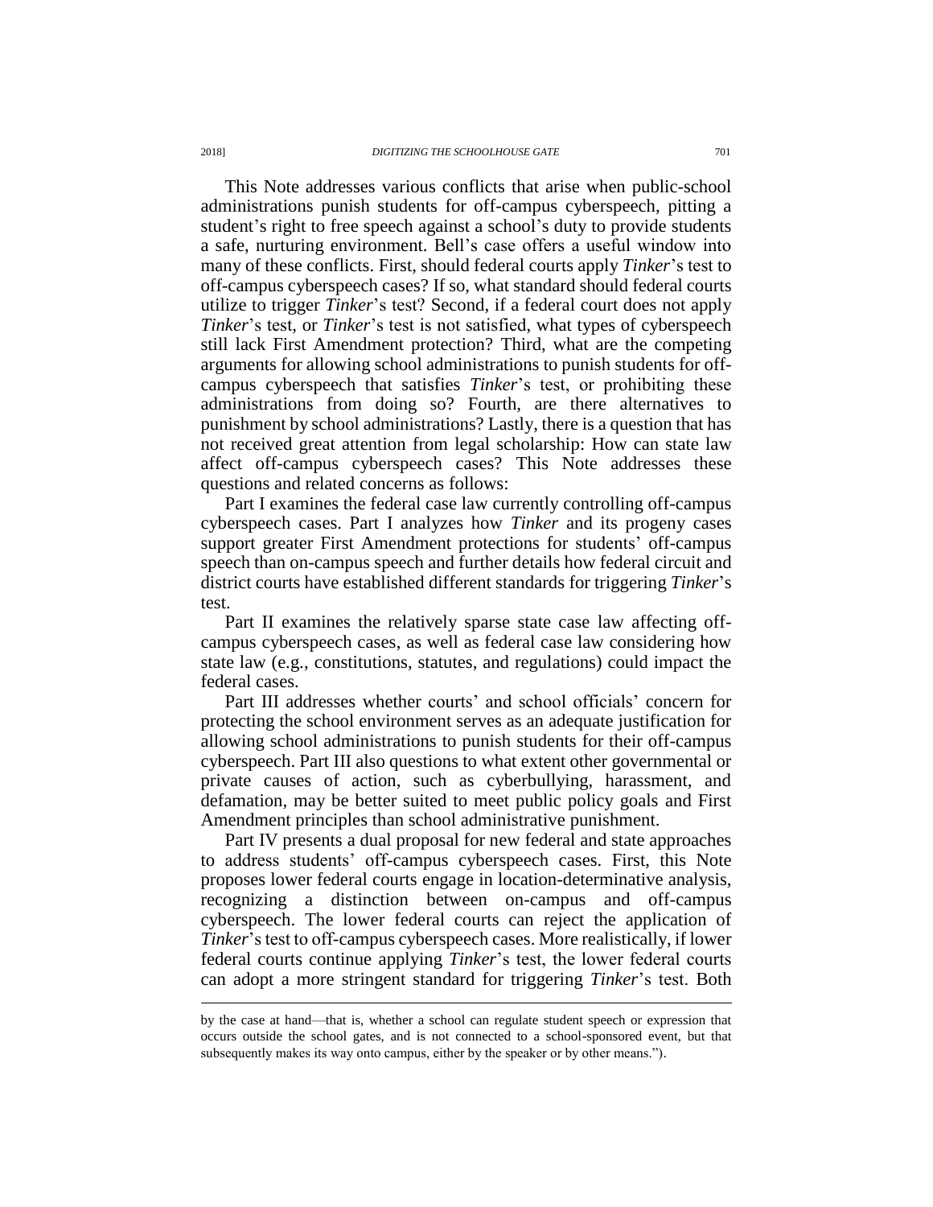This Note addresses various conflicts that arise when public-school administrations punish students for off-campus cyberspeech, pitting a student's right to free speech against a school's duty to provide students a safe, nurturing environment. Bell's case offers a useful window into many of these conflicts. First, should federal courts apply *Tinker*'s test to off-campus cyberspeech cases? If so, what standard should federal courts utilize to trigger *Tinker*'s test? Second, if a federal court does not apply *Tinker*'s test, or *Tinker*'s test is not satisfied, what types of cyberspeech still lack First Amendment protection? Third, what are the competing arguments for allowing school administrations to punish students for off-campus cyberspeech that satisfies *Tinker*'s test, or prohibiting these administrations from doing so? Fourth, are there alternatives to punishment by school administrations? Lastly, there is a question that has not received great attention from legal scholarship: How can state law affect off-campus cyberspeech cases? This Note addresses these questions and related concerns as follows:

Part I examines the federal case law currently controlling off-campus cyberspeech cases. Part I analyzes how *Tinker* and its progeny cases support greater First Amendment protections for students' off-campus speech than on-campus speech and further details how federal circuit and district courts have established different standards for triggering *Tinker*'s test.

Part II examines the relatively sparse state case law affecting off-campus cyberspeech cases, as well as federal case law considering how state law (e.g., constitutions, statutes, and regulations) could impact the federal cases.

Part III addresses whether courts' and school officials' concern for protecting the school environment serves as an adequate justification for allowing school administrations to punish students for their off-campus cyberspeech. Part III also questions to what extent other governmental or private causes of action, such as cyberbullying, harassment, and defamation, may be better suited to meet public policy goals and First Amendment principles than school administrative punishment.

Part IV presents a dual proposal for new federal and state approaches to address students' off-campus cyberspeech cases. First, this Note proposes lower federal courts engage in location-determinative analysis, recognizing a distinction between on-campus and off-campus cyberspeech. The lower federal courts can reject the application of *Tinker*'s test to off-campus cyberspeech cases. More realistically, if lower federal courts continue applying *Tinker*'s test, the lower federal courts can adopt a more stringent standard for triggering *Tinker*'s test. Both

---

by the case at hand—that is, whether a school can regulate student speech or expression that occurs outside the school gates, and is not connected to a school-sponsored event, but that subsequently makes its way onto campus, either by the speaker or by other means.").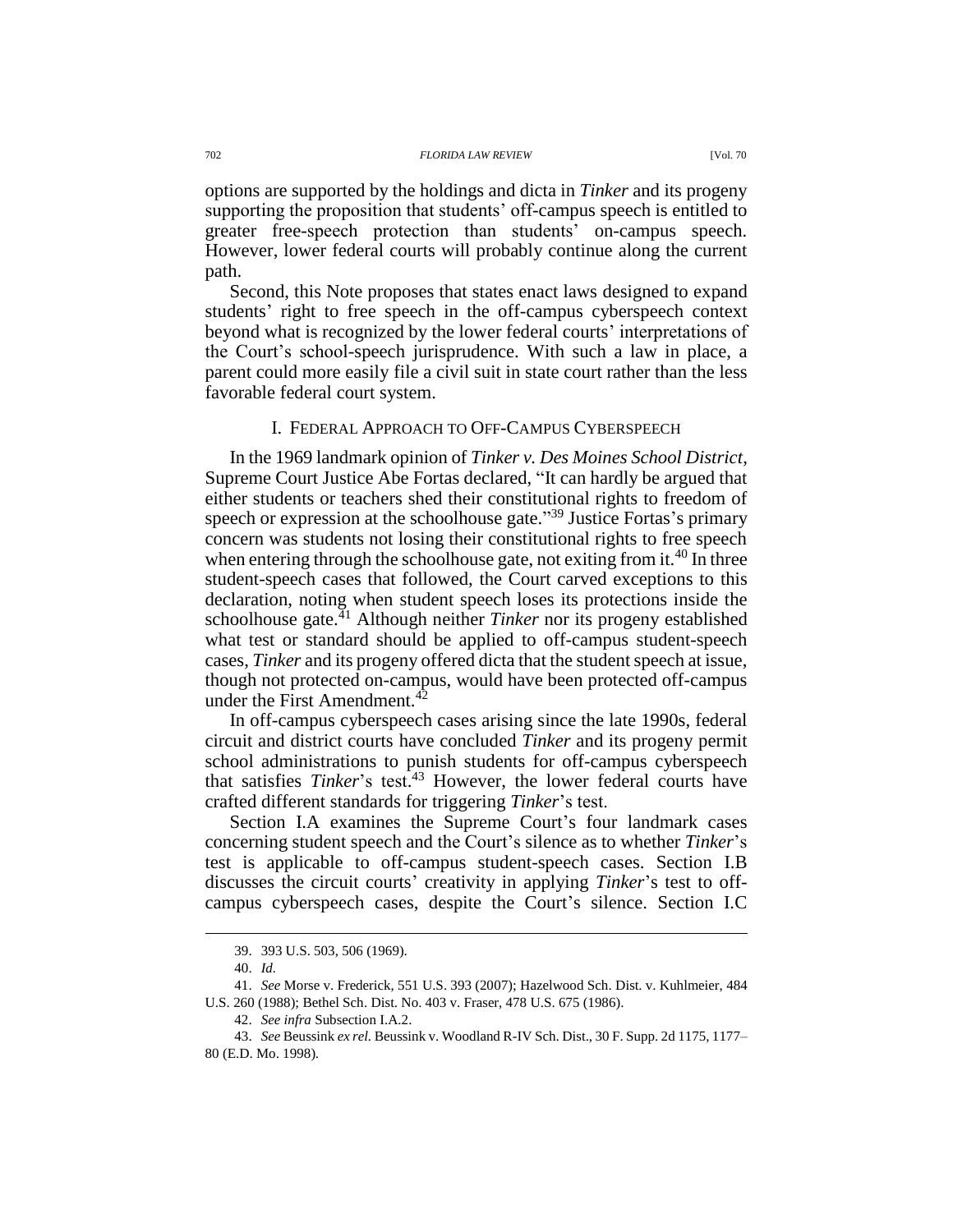options are supported by the holdings and dicta in *Tinker* and its progeny supporting the proposition that students' off-campus speech is entitled to greater free-speech protection than students' on-campus speech. However, lower federal courts will probably continue along the current path.

Second, this Note proposes that states enact laws designed to expand students' right to free speech in the off-campus cyberspeech context beyond what is recognized by the lower federal courts' interpretations of the Court's school-speech jurisprudence. With such a law in place, a parent could more easily file a civil suit in state court rather than the less favorable federal court system.

## I. FEDERAL APPROACH TO OFF-CAMPUS CYBERSPEECH

In the 1969 landmark opinion of *Tinker v. Des Moines School District*, Supreme Court Justice Abe Fortas declared, "It can hardly be argued that either students or teachers shed their constitutional rights to freedom of speech or expression at the schoolhouse gate."[39] Justice Fortas's primary concern was students not losing their constitutional rights to free speech when entering through the schoolhouse gate, not exiting from it.[40] In three student-speech cases that followed, the Court carved exceptions to this declaration, noting when student speech loses its protections inside the schoolhouse gate.[41] Although neither *Tinker* nor its progeny established what test or standard should be applied to off-campus student-speech cases, *Tinker* and its progeny offered dicta that the student speech at issue, though not protected on-campus, would have been protected off-campus under the First Amendment.[42]

In off-campus cyberspeech cases arising since the late 1990s, federal circuit and district courts have concluded *Tinker* and its progeny permit school administrations to punish students for off-campus cyberspeech that satisfies *Tinker*'s test.[43] However, the lower federal courts have crafted different standards for triggering *Tinker*'s test.

Section I.A examines the Supreme Court's four landmark cases concerning student speech and the Court's silence as to whether *Tinker*'s test is applicable to off-campus student-speech cases. Section I.B discusses the circuit courts' creativity in applying *Tinker*'s test to off-campus cyberspeech cases, despite the Court's silence. Section I.C

---

39. 393 U.S. 503, 506 (1969).

40. *Id.*

41. *See* Morse v. Frederick, 551 U.S. 393 (2007); Hazelwood Sch. Dist. v. Kuhlmeier, 484 U.S. 260 (1988); Bethel Sch. Dist. No. 403 v. Fraser, 478 U.S. 675 (1986).

42. *See infra* Subsection I.A.2.

43. *See* Beussink *ex rel.* Beussink v. Woodland R-IV Sch. Dist., 30 F. Supp. 2d 1175, 1177–80 (E.D. Mo. 1998).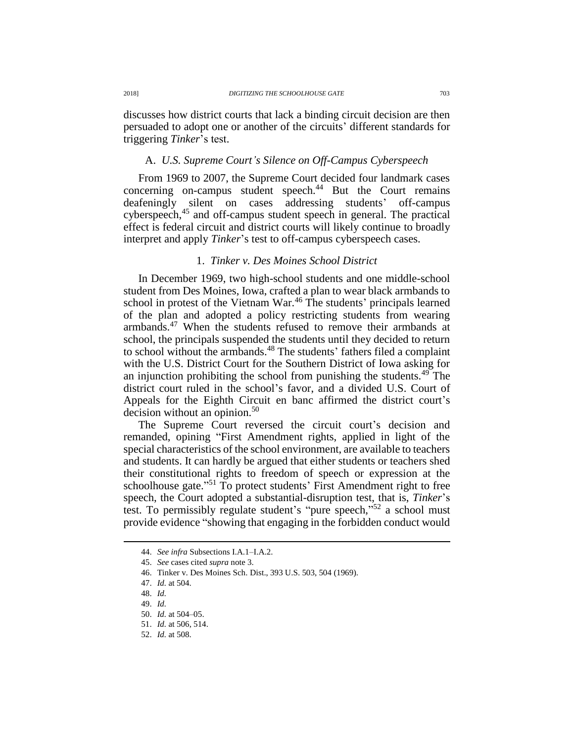discusses how district courts that lack a binding circuit decision are then persuaded to adopt one or another of the circuits' different standards for triggering *Tinker*'s test.

### A. *U.S. Supreme Court's Silence on Off-Campus Cyberspeech*

From 1969 to 2007, the Supreme Court decided four landmark cases concerning on-campus student speech.[44] But the Court remains deafeningly silent on cases addressing students' off-campus cyberspeech,[45] and off-campus student speech in general. The practical effect is federal circuit and district courts will likely continue to broadly interpret and apply *Tinker*'s test to off-campus cyberspeech cases.

#### 1. *Tinker v. Des Moines School District*

In December 1969, two high-school students and one middle-school student from Des Moines, Iowa, crafted a plan to wear black armbands to school in protest of the Vietnam War.[46] The students' principals learned of the plan and adopted a policy restricting students from wearing armbands.[47] When the students refused to remove their armbands at school, the principals suspended the students until they decided to return to school without the armbands.[48] The students' fathers filed a complaint with the U.S. District Court for the Southern District of Iowa asking for an injunction prohibiting the school from punishing the students.[49] The district court ruled in the school's favor, and a divided U.S. Court of Appeals for the Eighth Circuit en banc affirmed the district court's decision without an opinion.[50]

The Supreme Court reversed the circuit court's decision and remanded, opining "First Amendment rights, applied in light of the special characteristics of the school environment, are available to teachers and students. It can hardly be argued that either students or teachers shed their constitutional rights to freedom of speech or expression at the schoolhouse gate."[51] To protect students' First Amendment right to free speech, the Court adopted a substantial-disruption test, that is, *Tinker*'s test. To permissibly regulate student's "pure speech,"[52] a school must provide evidence "showing that engaging in the forbidden conduct would

---

44. *See infra* Subsections I.A.1–I.A.2.
45. *See* cases cited *supra* note 3.
46. Tinker v. Des Moines Sch. Dist., 393 U.S. 503, 504 (1969).
47. *Id.* at 504.
48. *Id.*
49. *Id.*
50. *Id.* at 504–05.
51. *Id.* at 506, 514.
52. *Id.* at 508.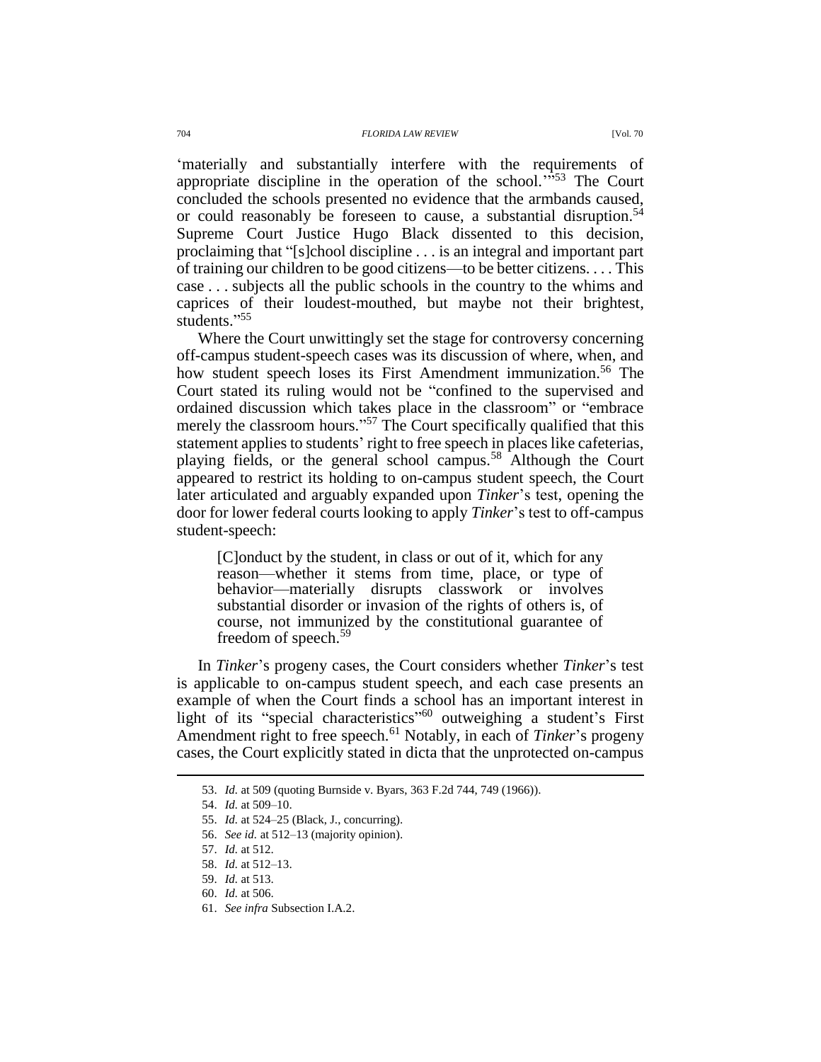'materially and substantially interfere with the requirements of appropriate discipline in the operation of the school.'"[53] The Court concluded the schools presented no evidence that the armbands caused, or could reasonably be foreseen to cause, a substantial disruption.[54] Supreme Court Justice Hugo Black dissented to this decision, proclaiming that "[s]chool discipline . . . is an integral and important part of training our children to be good citizens—to be better citizens. . . . This case . . . subjects all the public schools in the country to the whims and caprices of their loudest-mouthed, but maybe not their brightest, students."[55]

Where the Court unwittingly set the stage for controversy concerning off-campus student-speech cases was its discussion of where, when, and how student speech loses its First Amendment immunization.[56] The Court stated its ruling would not be "confined to the supervised and ordained discussion which takes place in the classroom" or "embrace merely the classroom hours."[57] The Court specifically qualified that this statement applies to students' right to free speech in places like cafeterias, playing fields, or the general school campus.[58] Although the Court appeared to restrict its holding to on-campus student speech, the Court later articulated and arguably expanded upon *Tinker*'s test, opening the door for lower federal courts looking to apply *Tinker*'s test to off-campus student-speech:

> [C]onduct by the student, in class or out of it, which for any reason—whether it stems from time, place, or type of behavior—materially disrupts classwork or involves substantial disorder or invasion of the rights of others is, of course, not immunized by the constitutional guarantee of freedom of speech.[59]

In *Tinker*'s progeny cases, the Court considers whether *Tinker*'s test is applicable to on-campus student speech, and each case presents an example of when the Court finds a school has an important interest in light of its "special characteristics"[60] outweighing a student's First Amendment right to free speech.[61] Notably, in each of *Tinker*'s progeny cases, the Court explicitly stated in dicta that the unprotected on-campus

---

53. *Id.* at 509 (quoting Burnside v. Byars, 363 F.2d 744, 749 (1966)).

54. *Id.* at 509–10.

55. *Id.* at 524–25 (Black, J., concurring).

56. *See id.* at 512–13 (majority opinion).

57. *Id.* at 512.

58. *Id.* at 512–13.

59. *Id.* at 513.

60. *Id.* at 506.

61. *See infra* Subsection I.A.2.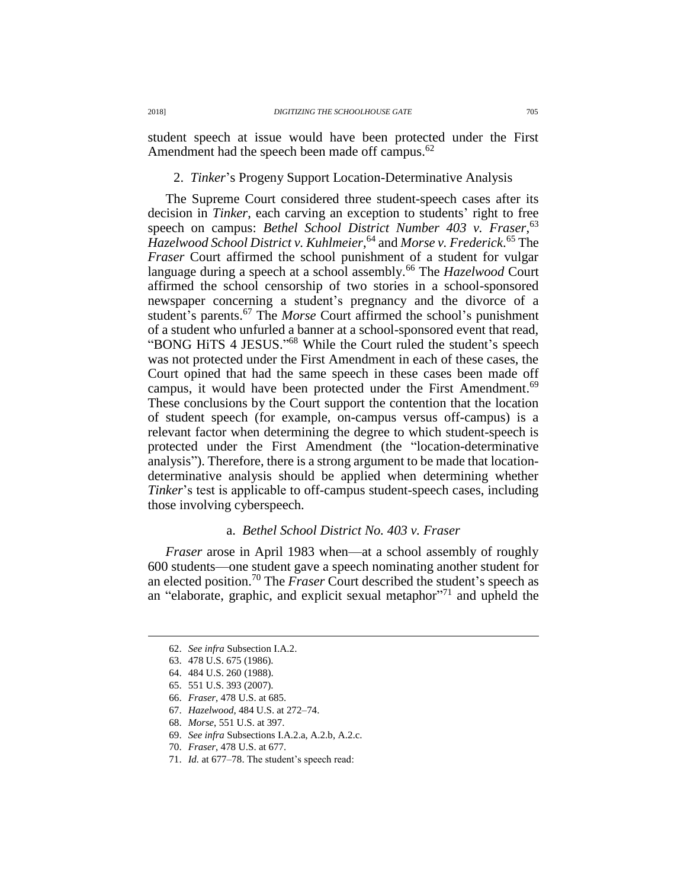student speech at issue would have been protected under the First Amendment had the speech been made off campus.[62]

### 2. *Tinker*'s Progeny Support Location-Determinative Analysis

The Supreme Court considered three student-speech cases after its decision in *Tinker*, each carving an exception to students' right to free speech on campus: *Bethel School District Number 403 v. Fraser*,[63] *Hazelwood School District v. Kuhlmeier*,[64] and *Morse v. Frederick*.[65] The *Fraser* Court affirmed the school punishment of a student for vulgar language during a speech at a school assembly.[66] The *Hazelwood* Court affirmed the school censorship of two stories in a school-sponsored newspaper concerning a student's pregnancy and the divorce of a student's parents.[67] The *Morse* Court affirmed the school's punishment of a student who unfurled a banner at a school-sponsored event that read, "BONG HiTS 4 JESUS."[68] While the Court ruled the student's speech was not protected under the First Amendment in each of these cases, the Court opined that had the same speech in these cases been made off campus, it would have been protected under the First Amendment.[69] These conclusions by the Court support the contention that the location of student speech (for example, on-campus versus off-campus) is a relevant factor when determining the degree to which student-speech is protected under the First Amendment (the "location-determinative analysis"). Therefore, there is a strong argument to be made that location-determinative analysis should be applied when determining whether *Tinker*'s test is applicable to off-campus student-speech cases, including those involving cyberspeech.

#### a. *Bethel School District No. 403 v. Fraser*

*Fraser* arose in April 1983 when—at a school assembly of roughly 600 students—one student gave a speech nominating another student for an elected position.[70] The *Fraser* Court described the student's speech as an "elaborate, graphic, and explicit sexual metaphor"[71] and upheld the

---

62. *See infra* Subsection I.A.2.
63. 478 U.S. 675 (1986).
64. 484 U.S. 260 (1988).
65. 551 U.S. 393 (2007).
66. *Fraser*, 478 U.S. at 685.
67. *Hazelwood*, 484 U.S. at 272–74.
68. *Morse*, 551 U.S. at 397.
69. *See infra* Subsections I.A.2.a, A.2.b, A.2.c.
70. *Fraser*, 478 U.S. at 677.
71. *Id.* at 677–78. The student's speech read: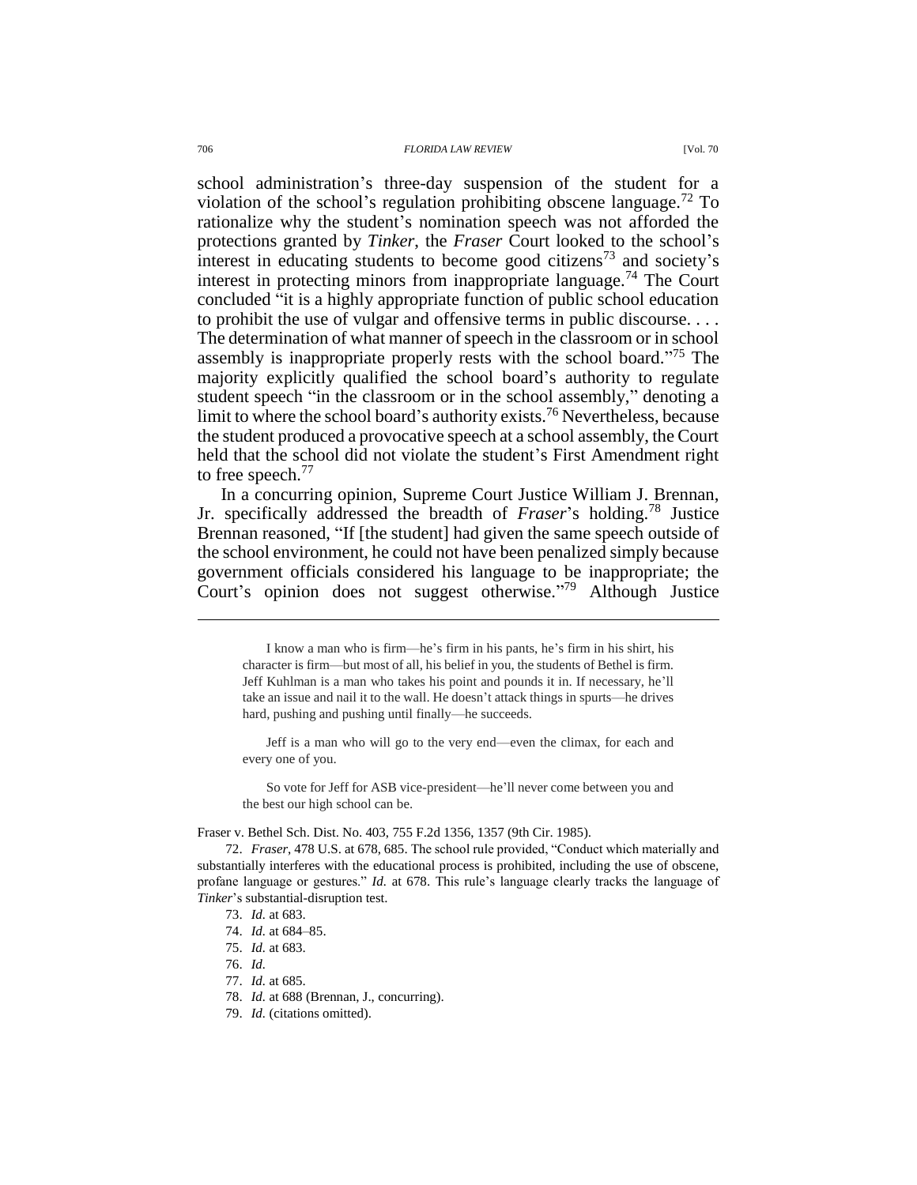school administration's three-day suspension of the student for a violation of the school's regulation prohibiting obscene language.[72] To rationalize why the student's nomination speech was not afforded the protections granted by *Tinker*, the *Fraser* Court looked to the school's interest in educating students to become good citizens[73] and society's interest in protecting minors from inappropriate language.[74] The Court concluded "it is a highly appropriate function of public school education to prohibit the use of vulgar and offensive terms in public discourse. . . . The determination of what manner of speech in the classroom or in school assembly is inappropriate properly rests with the school board."[75] The majority explicitly qualified the school board's authority to regulate student speech "in the classroom or in the school assembly," denoting a limit to where the school board's authority exists.[76] Nevertheless, because the student produced a provocative speech at a school assembly, the Court held that the school did not violate the student's First Amendment right to free speech.[77]

In a concurring opinion, Supreme Court Justice William J. Brennan, Jr. specifically addressed the breadth of *Fraser*'s holding.[78] Justice Brennan reasoned, "If [the student] had given the same speech outside of the school environment, he could not have been penalized simply because government officials considered his language to be inappropriate; the Court's opinion does not suggest otherwise."[79] Although Justice

> I know a man who is firm—he's firm in his pants, he's firm in his shirt, his character is firm—but most of all, his belief in you, the students of Bethel is firm. Jeff Kuhlman is a man who takes his point and pounds it in. If necessary, he'll take an issue and nail it to the wall. He doesn't attack things in spurts—he drives hard, pushing and pushing until finally—he succeeds.
>
> Jeff is a man who will go to the very end—even the climax, for each and every one of you.
>
> So vote for Jeff for ASB vice-president—he'll never come between you and the best our high school can be.

Fraser v. Bethel Sch. Dist. No. 403, 755 F.2d 1356, 1357 (9th Cir. 1985).

72. *Fraser*, 478 U.S. at 678, 685. The school rule provided, "Conduct which materially and substantially interferes with the educational process is prohibited, including the use of obscene, profane language or gestures." *Id.* at 678. This rule's language clearly tracks the language of *Tinker*'s substantial-disruption test.

73. *Id.* at 683.

74. *Id.* at 684–85.

75. *Id.* at 683.

76. *Id.*

77. *Id.* at 685.

78. *Id.* at 688 (Brennan, J., concurring).

79. *Id.* (citations omitted).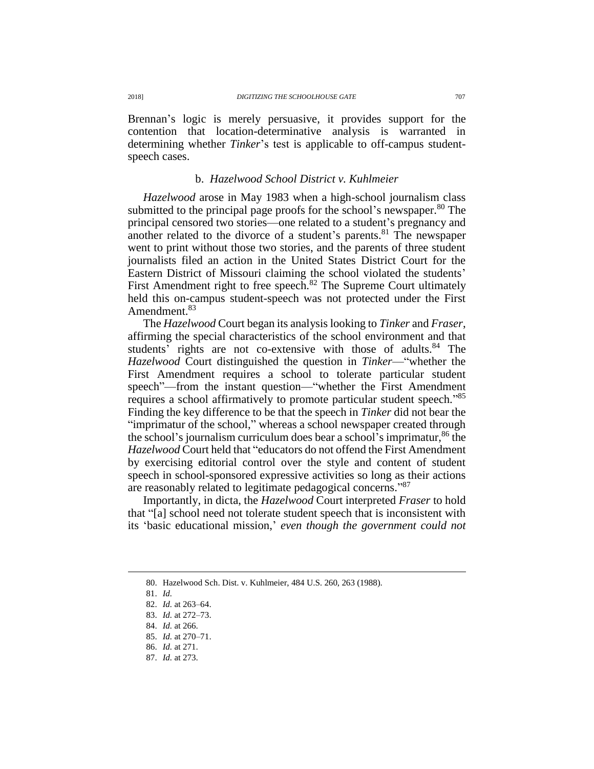Brennan's logic is merely persuasive, it provides support for the contention that location-determinative analysis is warranted in determining whether *Tinker*'s test is applicable to off-campus student-speech cases.

### b. *Hazelwood School District v. Kuhlmeier*

*Hazelwood* arose in May 1983 when a high-school journalism class submitted to the principal page proofs for the school's newspaper.[80] The principal censored two stories—one related to a student's pregnancy and another related to the divorce of a student's parents.[81] The newspaper went to print without those two stories, and the parents of three student journalists filed an action in the United States District Court for the Eastern District of Missouri claiming the school violated the students' First Amendment right to free speech.[82] The Supreme Court ultimately held this on-campus student-speech was not protected under the First Amendment.[83]

The *Hazelwood* Court began its analysis looking to *Tinker* and *Fraser*, affirming the special characteristics of the school environment and that students' rights are not co-extensive with those of adults.[84] The *Hazelwood* Court distinguished the question in *Tinker*—"whether the First Amendment requires a school to tolerate particular student speech"—from the instant question—"whether the First Amendment requires a school affirmatively to promote particular student speech."[85] Finding the key difference to be that the speech in *Tinker* did not bear the "imprimatur of the school," whereas a school newspaper created through the school's journalism curriculum does bear a school's imprimatur,[86] the *Hazelwood* Court held that "educators do not offend the First Amendment by exercising editorial control over the style and content of student speech in school-sponsored expressive activities so long as their actions are reasonably related to legitimate pedagogical concerns."[87]

Importantly, in dicta, the *Hazelwood* Court interpreted *Fraser* to hold that "[a] school need not tolerate student speech that is inconsistent with its 'basic educational mission,' *even though the government could not*

---

80. Hazelwood Sch. Dist. v. Kuhlmeier, 484 U.S. 260, 263 (1988).

81. *Id.*

82. *Id.* at 263–64.

83. *Id.* at 272–73.

84. *Id.* at 266.

85. *Id.* at 270–71.

86. *Id.* at 271.

87. *Id.* at 273.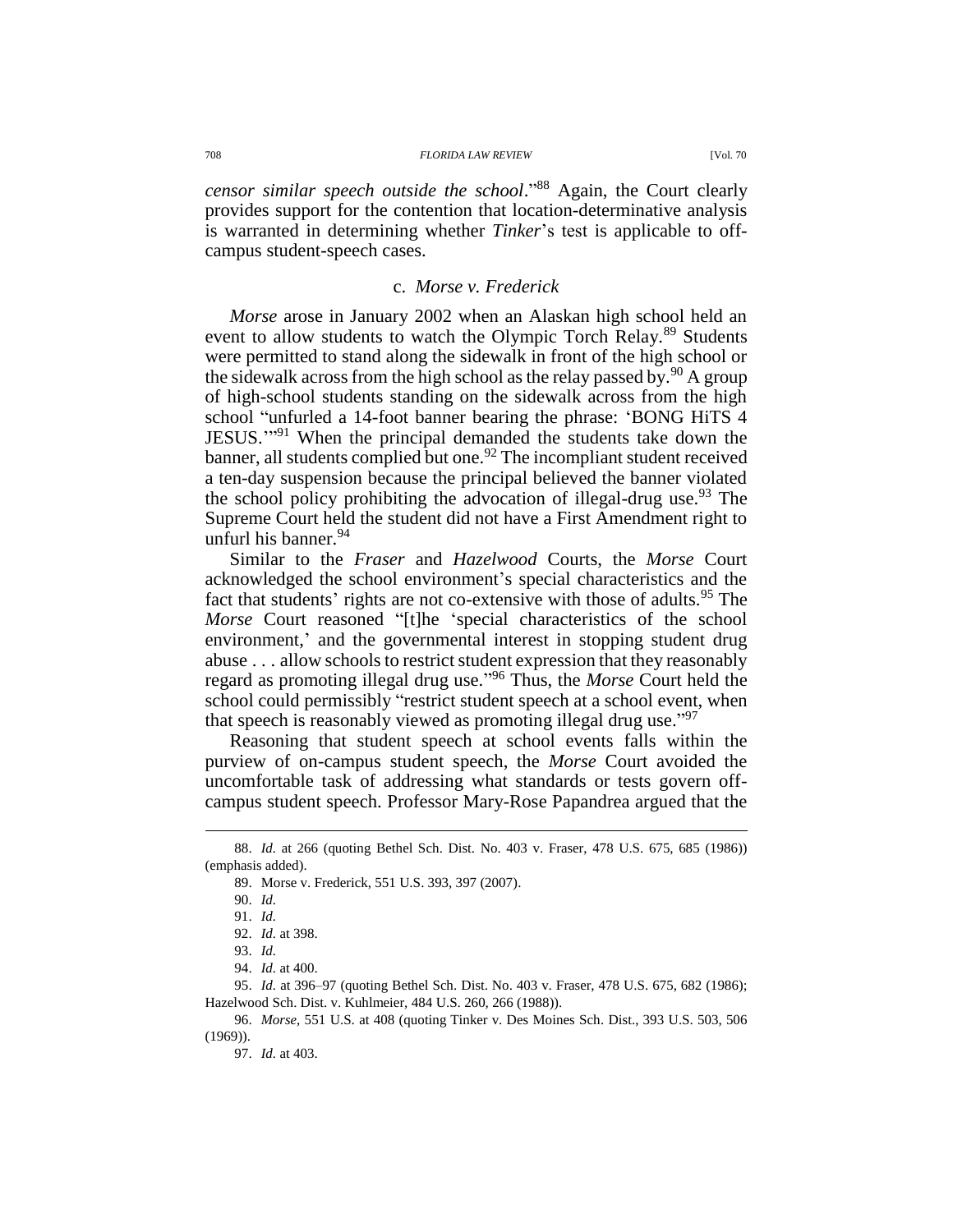*censor similar speech outside the school*."[88] Again, the Court clearly provides support for the contention that location-determinative analysis is warranted in determining whether *Tinker*'s test is applicable to off-campus student-speech cases.

### c. *Morse v. Frederick*

*Morse* arose in January 2002 when an Alaskan high school held an event to allow students to watch the Olympic Torch Relay.[89] Students were permitted to stand along the sidewalk in front of the high school or the sidewalk across from the high school as the relay passed by.[90] A group of high-school students standing on the sidewalk across from the high school "unfurled a 14-foot banner bearing the phrase: 'BONG HiTS 4 JESUS.'"[91] When the principal demanded the students take down the banner, all students complied but one.[92] The incompliant student received a ten-day suspension because the principal believed the banner violated the school policy prohibiting the advocation of illegal-drug use.[93] The Supreme Court held the student did not have a First Amendment right to unfurl his banner.[94]

Similar to the *Fraser* and *Hazelwood* Courts, the *Morse* Court acknowledged the school environment's special characteristics and the fact that students' rights are not co-extensive with those of adults.[95] The *Morse* Court reasoned "[t]he 'special characteristics of the school environment,' and the governmental interest in stopping student drug abuse . . . allow schools to restrict student expression that they reasonably regard as promoting illegal drug use."[96] Thus, the *Morse* Court held the school could permissibly "restrict student speech at a school event, when that speech is reasonably viewed as promoting illegal drug use."[97]

Reasoning that student speech at school events falls within the purview of on-campus student speech, the *Morse* Court avoided the uncomfortable task of addressing what standards or tests govern off-campus student speech. Professor Mary-Rose Papandrea argued that the

---

88. *Id.* at 266 (quoting Bethel Sch. Dist. No. 403 v. Fraser, 478 U.S. 675, 685 (1986)) (emphasis added).

89. Morse v. Frederick, 551 U.S. 393, 397 (2007).

90. *Id.*

91. *Id.*

92. *Id.* at 398.

93. *Id.*

94. *Id.* at 400.

95. *Id.* at 396–97 (quoting Bethel Sch. Dist. No. 403 v. Fraser, 478 U.S. 675, 682 (1986); Hazelwood Sch. Dist. v. Kuhlmeier, 484 U.S. 260, 266 (1988)).

96. *Morse*, 551 U.S. at 408 (quoting Tinker v. Des Moines Sch. Dist., 393 U.S. 503, 506 (1969)).

97. *Id.* at 403.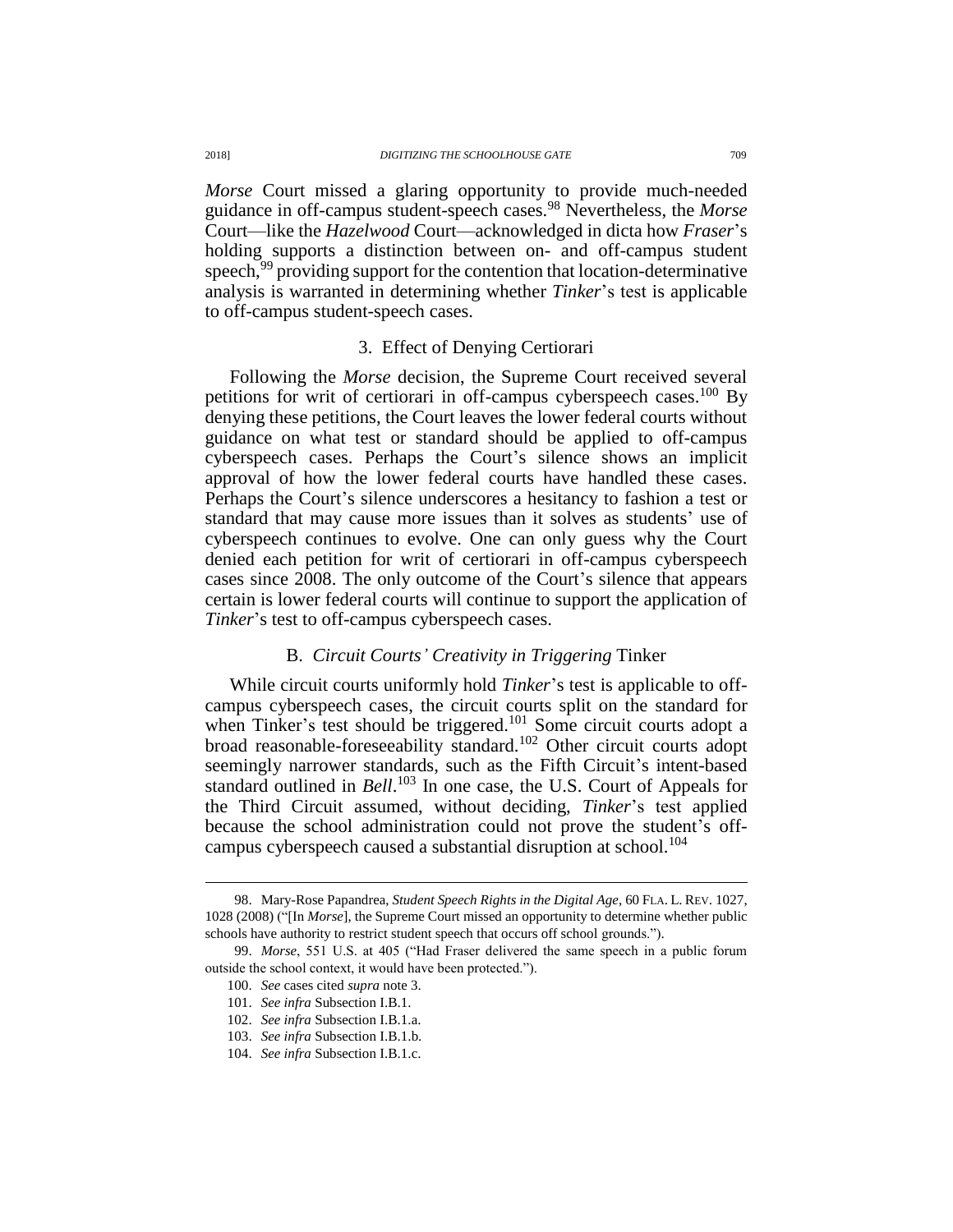*Morse* Court missed a glaring opportunity to provide much-needed guidance in off-campus student-speech cases.[98] Nevertheless, the *Morse* Court—like the *Hazelwood* Court—acknowledged in dicta how *Fraser*'s holding supports a distinction between on- and off-campus student speech,[99] providing support for the contention that location-determinative analysis is warranted in determining whether *Tinker*'s test is applicable to off-campus student-speech cases.

### 3. Effect of Denying Certiorari

Following the *Morse* decision, the Supreme Court received several petitions for writ of certiorari in off-campus cyberspeech cases.[100] By denying these petitions, the Court leaves the lower federal courts without guidance on what test or standard should be applied to off-campus cyberspeech cases. Perhaps the Court's silence shows an implicit approval of how the lower federal courts have handled these cases. Perhaps the Court's silence underscores a hesitancy to fashion a test or standard that may cause more issues than it solves as students' use of cyberspeech continues to evolve. One can only guess why the Court denied each petition for writ of certiorari in off-campus cyberspeech cases since 2008. The only outcome of the Court's silence that appears certain is lower federal courts will continue to support the application of *Tinker*'s test to off-campus cyberspeech cases.

## B. *Circuit Courts' Creativity in Triggering* Tinker

While circuit courts uniformly hold *Tinker*'s test is applicable to off-campus cyberspeech cases, the circuit courts split on the standard for when Tinker's test should be triggered.[101] Some circuit courts adopt a broad reasonable-foreseeability standard.[102] Other circuit courts adopt seemingly narrower standards, such as the Fifth Circuit's intent-based standard outlined in *Bell*.[103] In one case, the U.S. Court of Appeals for the Third Circuit assumed, without deciding, *Tinker*'s test applied because the school administration could not prove the student's off-campus cyberspeech caused a substantial disruption at school.[104]

---

98. Mary-Rose Papandrea, *Student Speech Rights in the Digital Age*, 60 FLA. L. REV. 1027, 1028 (2008) ("[In *Morse*], the Supreme Court missed an opportunity to determine whether public schools have authority to restrict student speech that occurs off school grounds.").

99. *Morse*, 551 U.S. at 405 ("Had Fraser delivered the same speech in a public forum outside the school context, it would have been protected.").

100. *See* cases cited *supra* note 3.

101. *See infra* Subsection I.B.1.

102. *See infra* Subsection I.B.1.a.

103. *See infra* Subsection I.B.1.b.

104. *See infra* Subsection I.B.1.c.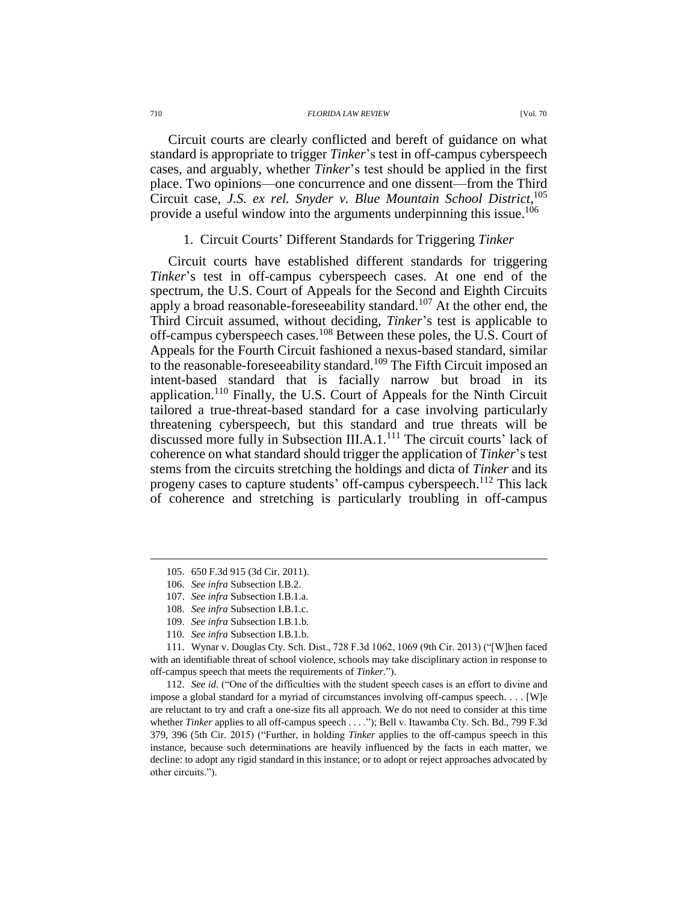Circuit courts are clearly conflicted and bereft of guidance on what standard is appropriate to trigger *Tinker*'s test in off-campus cyberspeech cases, and arguably, whether *Tinker*'s test should be applied in the first place. Two opinions—one concurrence and one dissent—from the Third Circuit case, *J.S. ex rel. Snyder v. Blue Mountain School District*,[105] provide a useful window into the arguments underpinning this issue.[106]

### 1. Circuit Courts' Different Standards for Triggering *Tinker*

Circuit courts have established different standards for triggering *Tinker*'s test in off-campus cyberspeech cases. At one end of the spectrum, the U.S. Court of Appeals for the Second and Eighth Circuits apply a broad reasonable-foreseeability standard.[107] At the other end, the Third Circuit assumed, without deciding, *Tinker*'s test is applicable to off-campus cyberspeech cases.[108] Between these poles, the U.S. Court of Appeals for the Fourth Circuit fashioned a nexus-based standard, similar to the reasonable-foreseeability standard.[109] The Fifth Circuit imposed an intent-based standard that is facially narrow but broad in its application.[110] Finally, the U.S. Court of Appeals for the Ninth Circuit tailored a true-threat-based standard for a case involving particularly threatening cyberspeech, but this standard and true threats will be discussed more fully in Subsection III.A.1.[111] The circuit courts' lack of coherence on what standard should trigger the application of *Tinker*'s test stems from the circuits stretching the holdings and dicta of *Tinker* and its progeny cases to capture students' off-campus cyberspeech.[112] This lack of coherence and stretching is particularly troubling in off-campus

---

105. 650 F.3d 915 (3d Cir. 2011).

106. *See infra* Subsection I.B.2.

107. *See infra* Subsection I.B.1.a.

108. *See infra* Subsection I.B.1.c.

109. *See infra* Subsection I.B.1.b.

110. *See infra* Subsection I.B.1.b.

111. Wynar v. Douglas Cty. Sch. Dist., 728 F.3d 1062, 1069 (9th Cir. 2013) ("[W]hen faced with an identifiable threat of school violence, schools may take disciplinary action in response to off-campus speech that meets the requirements of *Tinker*.").

112. *See id.* ("One of the difficulties with the student speech cases is an effort to divine and impose a global standard for a myriad of circumstances involving off-campus speech. . . . [W]e are reluctant to try and craft a one-size fits all approach. We do not need to consider at this time whether *Tinker* applies to all off-campus speech . . . ."); Bell v. Itawamba Cty. Sch. Bd., 799 F.3d 379, 396 (5th Cir. 2015) ("Further, in holding *Tinker* applies to the off-campus speech in this instance, because such determinations are heavily influenced by the facts in each matter, we decline: to adopt any rigid standard in this instance; or to adopt or reject approaches advocated by other circuits.").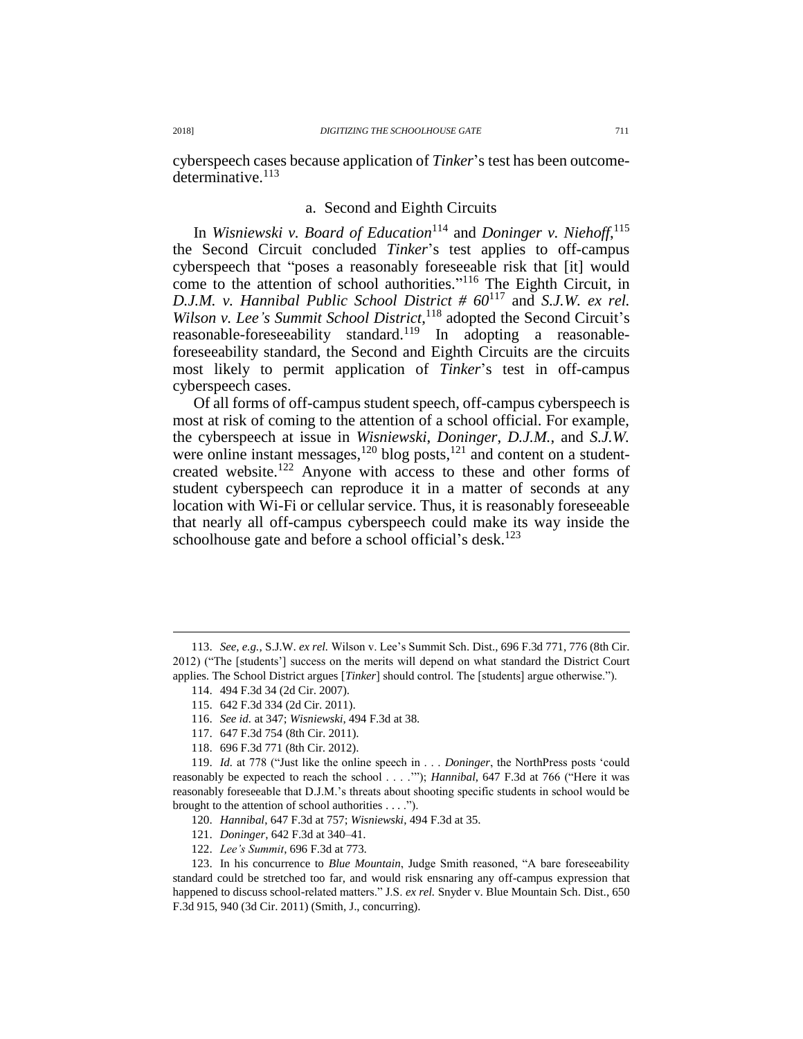cyberspeech cases because application of *Tinker*'s test has been outcome-determinative.[113]

### a. Second and Eighth Circuits

In *Wisniewski v. Board of Education*[114] and *Doninger v. Niehoff*,[115] the Second Circuit concluded *Tinker*'s test applies to off-campus cyberspeech that "poses a reasonably foreseeable risk that [it] would come to the attention of school authorities."[116] The Eighth Circuit, in *D.J.M. v. Hannibal Public School District # 60*[117] and *S.J.W. ex rel. Wilson v. Lee's Summit School District*,[118] adopted the Second Circuit's reasonable-foreseeability standard.[119] In adopting a reasonable-foreseeability standard, the Second and Eighth Circuits are the circuits most likely to permit application of *Tinker*'s test in off-campus cyberspeech cases.

Of all forms of off-campus student speech, off-campus cyberspeech is most at risk of coming to the attention of a school official. For example, the cyberspeech at issue in *Wisniewski*, *Doninger*, *D.J.M.*, and *S.J.W.* were online instant messages,[120] blog posts,[121] and content on a student-created website.[122] Anyone with access to these and other forms of student cyberspeech can reproduce it in a matter of seconds at any location with Wi-Fi or cellular service. Thus, it is reasonably foreseeable that nearly all off-campus cyberspeech could make its way inside the schoolhouse gate and before a school official's desk.[123]

---

113. *See, e.g.*, S.J.W. *ex rel.* Wilson v. Lee's Summit Sch. Dist., 696 F.3d 771, 776 (8th Cir. 2012) ("The [students'] success on the merits will depend on what standard the District Court applies. The School District argues [*Tinker*] should control. The [students] argue otherwise.").

114. 494 F.3d 34 (2d Cir. 2007).

115. 642 F.3d 334 (2d Cir. 2011).

116. *See id.* at 347; *Wisniewski*, 494 F.3d at 38.

117. 647 F.3d 754 (8th Cir. 2011).

118. 696 F.3d 771 (8th Cir. 2012).

119. *Id.* at 778 ("Just like the online speech in . . . *Doninger*, the NorthPress posts 'could reasonably be expected to reach the school . . . .'"); *Hannibal*, 647 F.3d at 766 ("Here it was reasonably foreseeable that D.J.M.'s threats about shooting specific students in school would be brought to the attention of school authorities . . . .").

120. *Hannibal*, 647 F.3d at 757; *Wisniewski*, 494 F.3d at 35.

121. *Doninger*, 642 F.3d at 340–41.

122. *Lee's Summit*, 696 F.3d at 773.

123. In his concurrence to *Blue Mountain*, Judge Smith reasoned, "A bare foreseeability standard could be stretched too far, and would risk ensnaring any off-campus expression that happened to discuss school-related matters." J.S. *ex rel.* Snyder v. Blue Mountain Sch. Dist., 650 F.3d 915, 940 (3d Cir. 2011) (Smith, J., concurring).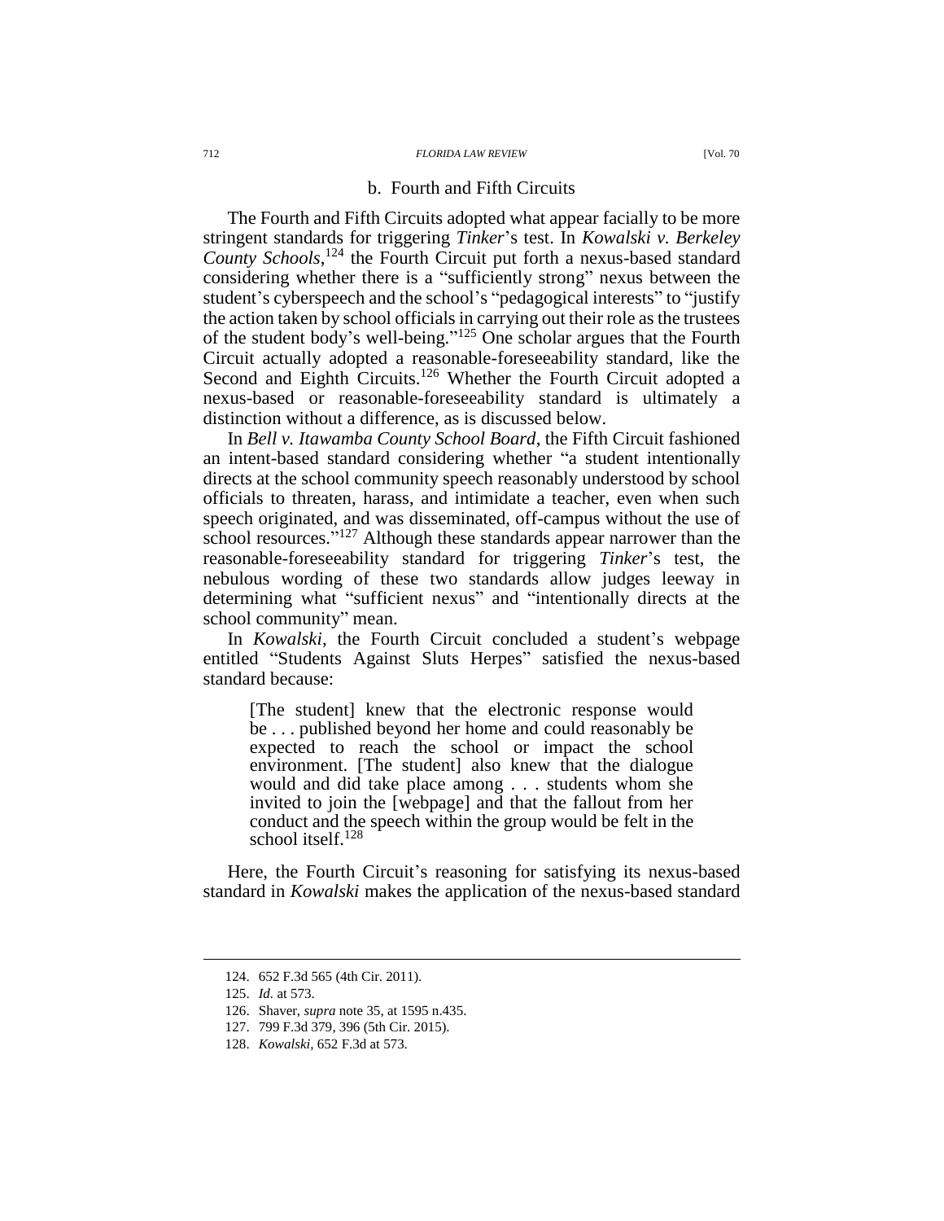#### b. Fourth and Fifth Circuits

The Fourth and Fifth Circuits adopted what appear facially to be more stringent standards for triggering *Tinker*'s test. In *Kowalski v. Berkeley County Schools*,[124] the Fourth Circuit put forth a nexus-based standard considering whether there is a "sufficiently strong" nexus between the student's cyberspeech and the school's "pedagogical interests" to "justify the action taken by school officials in carrying out their role as the trustees of the student body's well-being."[125] One scholar argues that the Fourth Circuit actually adopted a reasonable-foreseeability standard, like the Second and Eighth Circuits.[126] Whether the Fourth Circuit adopted a nexus-based or reasonable-foreseeability standard is ultimately a distinction without a difference, as is discussed below.

In *Bell v. Itawamba County School Board*, the Fifth Circuit fashioned an intent-based standard considering whether "a student intentionally directs at the school community speech reasonably understood by school officials to threaten, harass, and intimidate a teacher, even when such speech originated, and was disseminated, off-campus without the use of school resources."[127] Although these standards appear narrower than the reasonable-foreseeability standard for triggering *Tinker*'s test, the nebulous wording of these two standards allow judges leeway in determining what "sufficient nexus" and "intentionally directs at the school community" mean.

In *Kowalski*, the Fourth Circuit concluded a student's webpage entitled "Students Against Sluts Herpes" satisfied the nexus-based standard because:

> [The student] knew that the electronic response would be . . . published beyond her home and could reasonably be expected to reach the school or impact the school environment. [The student] also knew that the dialogue would and did take place among . . . students whom she invited to join the [webpage] and that the fallout from her conduct and the speech within the group would be felt in the school itself.[128]

Here, the Fourth Circuit's reasoning for satisfying its nexus-based standard in *Kowalski* makes the application of the nexus-based standard

---

124. 652 F.3d 565 (4th Cir. 2011).

125. *Id.* at 573.

126. Shaver, *supra* note 35, at 1595 n.435.

127. 799 F.3d 379, 396 (5th Cir. 2015).

128. *Kowalski*, 652 F.3d at 573.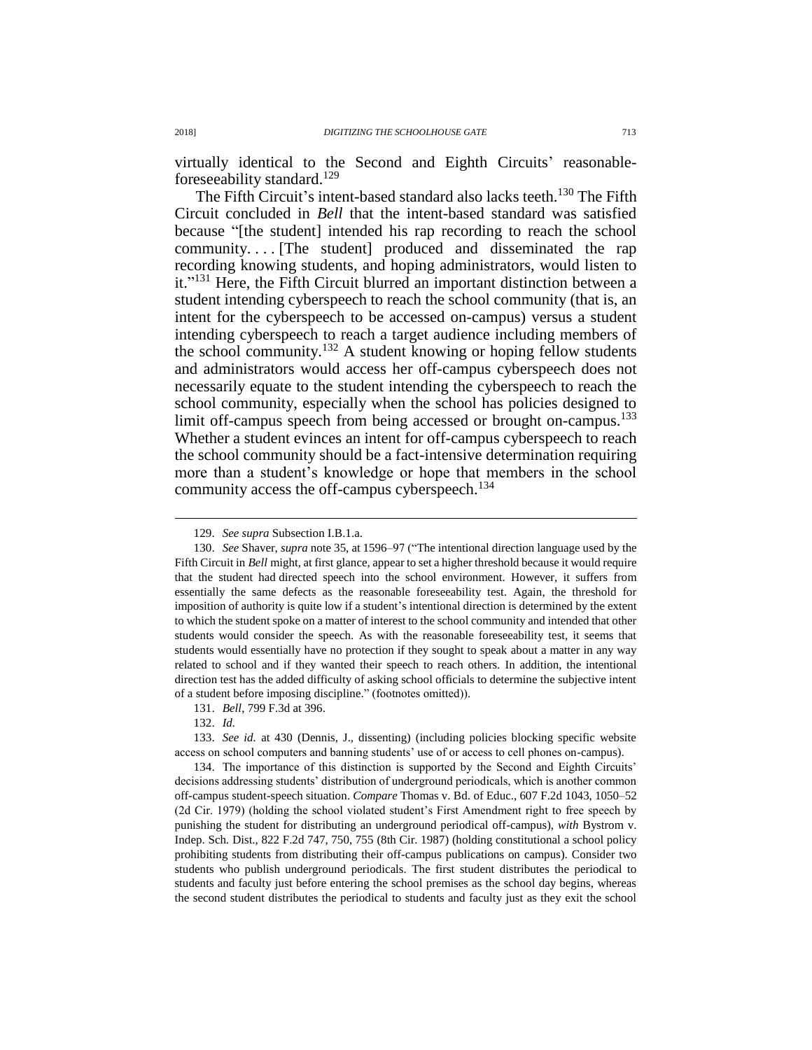virtually identical to the Second and Eighth Circuits' reasonable-foreseeability standard.[129]

The Fifth Circuit's intent-based standard also lacks teeth.[130] The Fifth Circuit concluded in *Bell* that the intent-based standard was satisfied because "[the student] intended his rap recording to reach the school community. . . . [The student] produced and disseminated the rap recording knowing students, and hoping administrators, would listen to it."[131] Here, the Fifth Circuit blurred an important distinction between a student intending cyberspeech to reach the school community (that is, an intent for the cyberspeech to be accessed on-campus) versus a student intending cyberspeech to reach a target audience including members of the school community.[132] A student knowing or hoping fellow students and administrators would access her off-campus cyberspeech does not necessarily equate to the student intending the cyberspeech to reach the school community, especially when the school has policies designed to limit off-campus speech from being accessed or brought on-campus.[133] Whether a student evinces an intent for off-campus cyberspeech to reach the school community should be a fact-intensive determination requiring more than a student's knowledge or hope that members in the school community access the off-campus cyberspeech.[134]

---

129. *See supra* Subsection I.B.1.a.

130. *See* Shaver, *supra* note 35, at 1596–97 ("The intentional direction language used by the Fifth Circuit in *Bell* might, at first glance, appear to set a higher threshold because it would require that the student had directed speech into the school environment. However, it suffers from essentially the same defects as the reasonable foreseeability test. Again, the threshold for imposition of authority is quite low if a student's intentional direction is determined by the extent to which the student spoke on a matter of interest to the school community and intended that other students would consider the speech. As with the reasonable foreseeability test, it seems that students would essentially have no protection if they sought to speak about a matter in any way related to school and if they wanted their speech to reach others. In addition, the intentional direction test has the added difficulty of asking school officials to determine the subjective intent of a student before imposing discipline." (footnotes omitted)).

131. *Bell*, 799 F.3d at 396.

132. *Id.*

133. *See id.* at 430 (Dennis, J., dissenting) (including policies blocking specific website access on school computers and banning students' use of or access to cell phones on-campus).

134. The importance of this distinction is supported by the Second and Eighth Circuits' decisions addressing students' distribution of underground periodicals, which is another common off-campus student-speech situation. *Compare* Thomas v. Bd. of Educ., 607 F.2d 1043, 1050–52 (2d Cir. 1979) (holding the school violated student's First Amendment right to free speech by punishing the student for distributing an underground periodical off-campus), *with* Bystrom v. Indep. Sch. Dist., 822 F.2d 747, 750, 755 (8th Cir. 1987) (holding constitutional a school policy prohibiting students from distributing their off-campus publications on campus). Consider two students who publish underground periodicals. The first student distributes the periodical to students and faculty just before entering the school premises as the school day begins, whereas the second student distributes the periodical to students and faculty just as they exit the school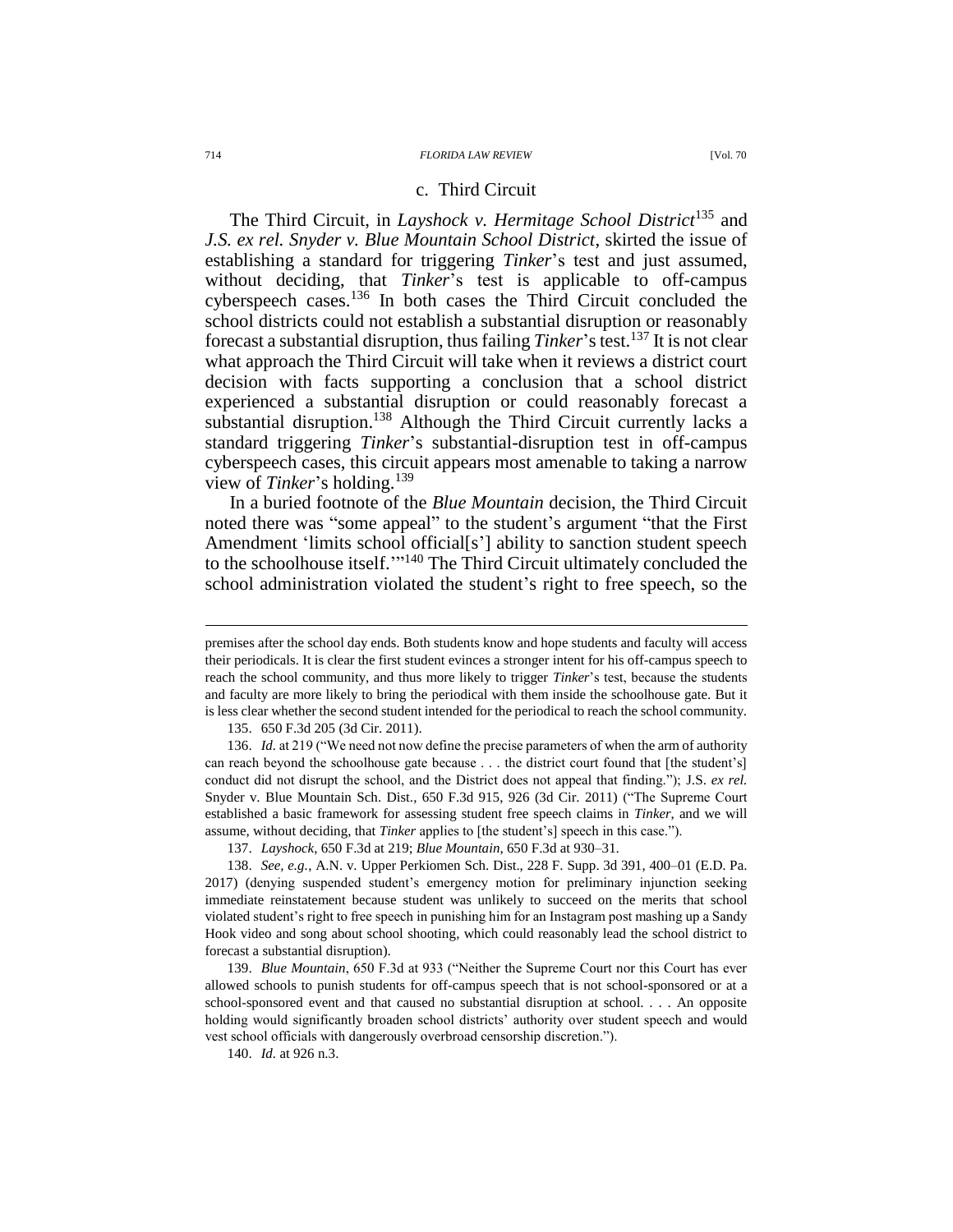#### c. Third Circuit

The Third Circuit, in *Layshock v. Hermitage School District*[135] and *J.S. ex rel. Snyder v. Blue Mountain School District*, skirted the issue of establishing a standard for triggering *Tinker*'s test and just assumed, without deciding, that *Tinker*'s test is applicable to off-campus cyberspeech cases.[136] In both cases the Third Circuit concluded the school districts could not establish a substantial disruption or reasonably forecast a substantial disruption, thus failing *Tinker*'s test.[137] It is not clear what approach the Third Circuit will take when it reviews a district court decision with facts supporting a conclusion that a school district experienced a substantial disruption or could reasonably forecast a substantial disruption.[138] Although the Third Circuit currently lacks a standard triggering *Tinker*'s substantial-disruption test in off-campus cyberspeech cases, this circuit appears most amenable to taking a narrow view of *Tinker*'s holding.[139]

In a buried footnote of the *Blue Mountain* decision, the Third Circuit noted there was "some appeal" to the student's argument "that the First Amendment 'limits school official[s'] ability to sanction student speech to the schoolhouse itself.'"[140] The Third Circuit ultimately concluded the school administration violated the student's right to free speech, so the

---

premises after the school day ends. Both students know and hope students and faculty will access their periodicals. It is clear the first student evinces a stronger intent for his off-campus speech to reach the school community, and thus more likely to trigger *Tinker*'s test, because the students and faculty are more likely to bring the periodical with them inside the schoolhouse gate. But it is less clear whether the second student intended for the periodical to reach the school community.

135. 650 F.3d 205 (3d Cir. 2011).

136. *Id.* at 219 ("We need not now define the precise parameters of when the arm of authority can reach beyond the schoolhouse gate because . . . the district court found that [the student's] conduct did not disrupt the school, and the District does not appeal that finding."); J.S. *ex rel.* Snyder v. Blue Mountain Sch. Dist., 650 F.3d 915, 926 (3d Cir. 2011) ("The Supreme Court established a basic framework for assessing student free speech claims in *Tinker*, and we will assume, without deciding, that *Tinker* applies to [the student's] speech in this case.").

137. *Layshock*, 650 F.3d at 219; *Blue Mountain*, 650 F.3d at 930–31.

138. *See, e.g.*, A.N. v. Upper Perkiomen Sch. Dist., 228 F. Supp. 3d 391, 400–01 (E.D. Pa. 2017) (denying suspended student's emergency motion for preliminary injunction seeking immediate reinstatement because student was unlikely to succeed on the merits that school violated student's right to free speech in punishing him for an Instagram post mashing up a Sandy Hook video and song about school shooting, which could reasonably lead the school district to forecast a substantial disruption).

139. *Blue Mountain*, 650 F.3d at 933 ("Neither the Supreme Court nor this Court has ever allowed schools to punish students for off-campus speech that is not school-sponsored or at a school-sponsored event and that caused no substantial disruption at school. . . . An opposite holding would significantly broaden school districts' authority over student speech and would vest school officials with dangerously overbroad censorship discretion.").

140. *Id.* at 926 n.3.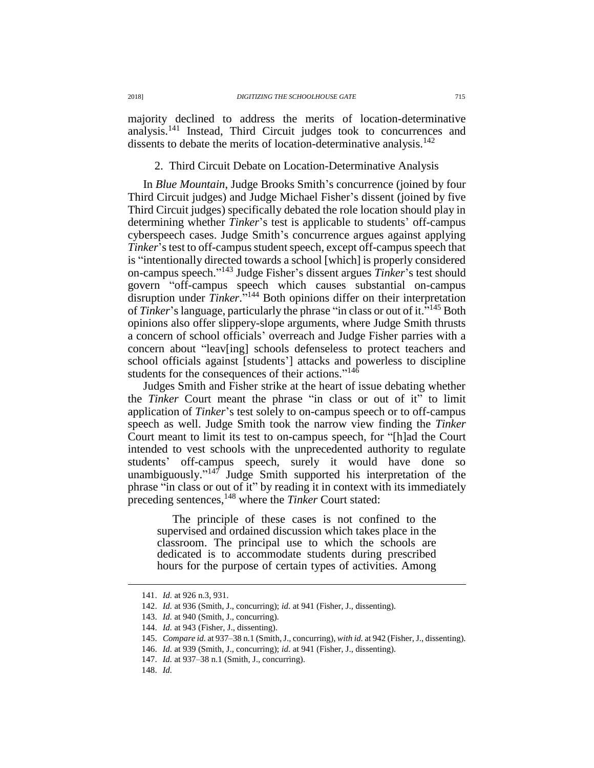majority declined to address the merits of location-determinative analysis.[141] Instead, Third Circuit judges took to concurrences and dissents to debate the merits of location-determinative analysis.[142]

### 2. Third Circuit Debate on Location-Determinative Analysis

In *Blue Mountain*, Judge Brooks Smith's concurrence (joined by four Third Circuit judges) and Judge Michael Fisher's dissent (joined by five Third Circuit judges) specifically debated the role location should play in determining whether *Tinker*'s test is applicable to students' off-campus cyberspeech cases. Judge Smith's concurrence argues against applying *Tinker*'s test to off-campus student speech, except off-campus speech that is "intentionally directed towards a school [which] is properly considered on-campus speech."[143] Judge Fisher's dissent argues *Tinker*'s test should govern "off-campus speech which causes substantial on-campus disruption under *Tinker*."[144] Both opinions differ on their interpretation of *Tinker*'s language, particularly the phrase "in class or out of it."[145] Both opinions also offer slippery-slope arguments, where Judge Smith thrusts a concern of school officials' overreach and Judge Fisher parries with a concern about "leav[ing] schools defenseless to protect teachers and school officials against [students'] attacks and powerless to discipline students for the consequences of their actions."[146]

Judges Smith and Fisher strike at the heart of issue debating whether the *Tinker* Court meant the phrase "in class or out of it" to limit application of *Tinker*'s test solely to on-campus speech or to off-campus speech as well. Judge Smith took the narrow view finding the *Tinker* Court meant to limit its test to on-campus speech, for "[h]ad the Court intended to vest schools with the unprecedented authority to regulate students' off-campus speech, surely it would have done so unambiguously."[147] Judge Smith supported his interpretation of the phrase "in class or out of it" by reading it in context with its immediately preceding sentences,[148] where the *Tinker* Court stated:

> The principle of these cases is not confined to the supervised and ordained discussion which takes place in the classroom. The principal use to which the schools are dedicated is to accommodate students during prescribed hours for the purpose of certain types of activities. Among

---

141. *Id.* at 926 n.3, 931.

142. *Id.* at 936 (Smith, J., concurring); *id.* at 941 (Fisher, J., dissenting).

143. *Id.* at 940 (Smith, J., concurring).

144. *Id.* at 943 (Fisher, J., dissenting).

145. *Compare id.* at 937–38 n.1 (Smith, J., concurring), *with id.* at 942 (Fisher, J., dissenting).

146. *Id.* at 939 (Smith, J., concurring); *id.* at 941 (Fisher, J., dissenting).

147. *Id.* at 937–38 n.1 (Smith, J., concurring).

148. *Id.*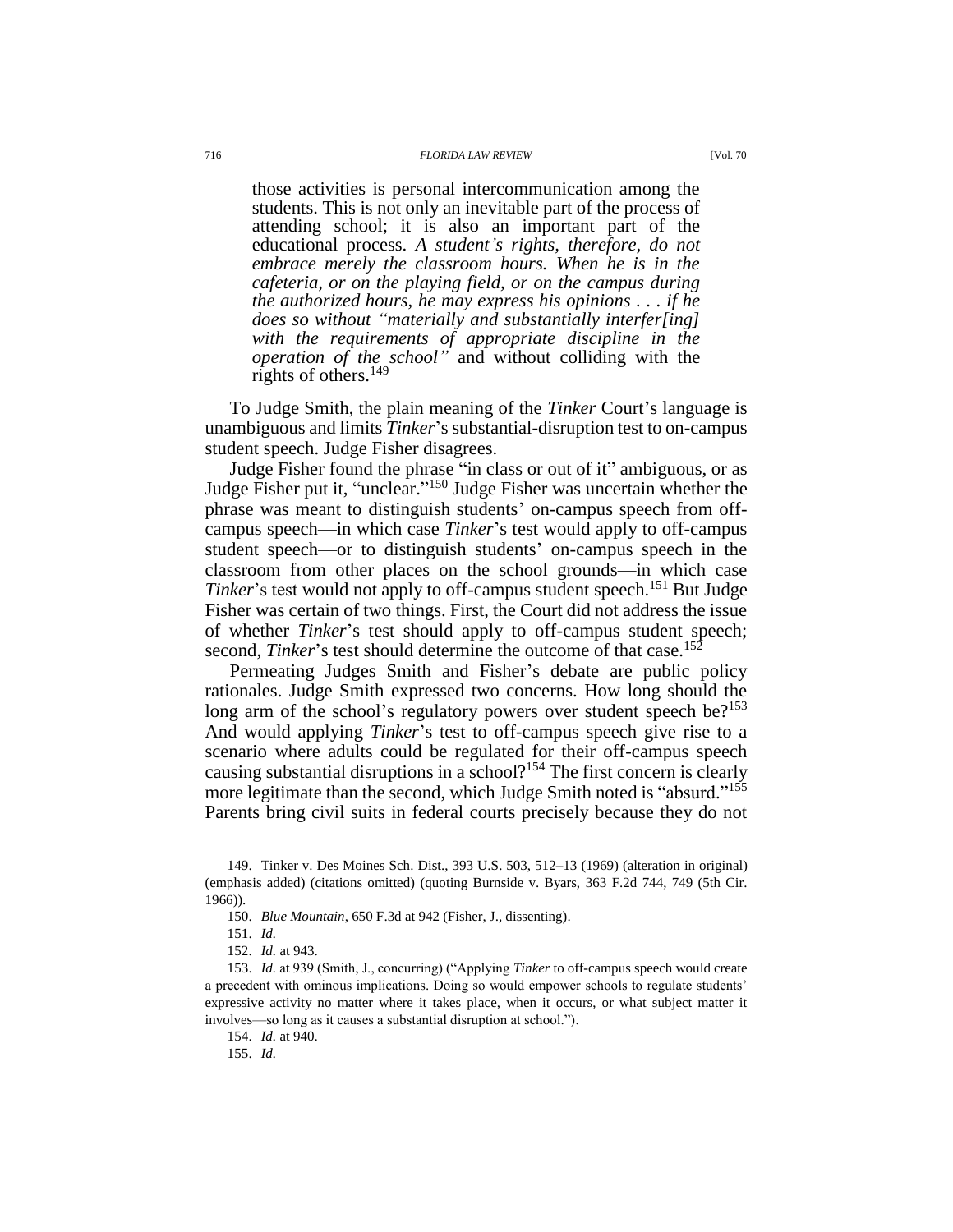> those activities is personal intercommunication among the students. This is not only an inevitable part of the process of attending school; it is also an important part of the educational process. *A student's rights, therefore, do not embrace merely the classroom hours. When he is in the cafeteria, or on the playing field, or on the campus during the authorized hours, he may express his opinions . . . if he does so without "materially and substantially interfer[ing] with the requirements of appropriate discipline in the operation of the school"* and without colliding with the rights of others.[149]

To Judge Smith, the plain meaning of the *Tinker* Court's language is unambiguous and limits *Tinker*'s substantial-disruption test to on-campus student speech. Judge Fisher disagrees.

Judge Fisher found the phrase "in class or out of it" ambiguous, or as Judge Fisher put it, "unclear."[150] Judge Fisher was uncertain whether the phrase was meant to distinguish students' on-campus speech from off-campus speech—in which case *Tinker*'s test would apply to off-campus student speech—or to distinguish students' on-campus speech in the classroom from other places on the school grounds—in which case *Tinker*'s test would not apply to off-campus student speech.[151] But Judge Fisher was certain of two things. First, the Court did not address the issue of whether *Tinker*'s test should apply to off-campus student speech; second, *Tinker*'s test should determine the outcome of that case.[152]

Permeating Judges Smith and Fisher's debate are public policy rationales. Judge Smith expressed two concerns. How long should the long arm of the school's regulatory powers over student speech be?[153] And would applying *Tinker*'s test to off-campus speech give rise to a scenario where adults could be regulated for their off-campus speech causing substantial disruptions in a school?[154] The first concern is clearly more legitimate than the second, which Judge Smith noted is "absurd."[155] Parents bring civil suits in federal courts precisely because they do not

149. Tinker v. Des Moines Sch. Dist., 393 U.S. 503, 512–13 (1969) (alteration in original) (emphasis added) (citations omitted) (quoting Burnside v. Byars, 363 F.2d 744, 749 (5th Cir. 1966)).

150. *Blue Mountain*, 650 F.3d at 942 (Fisher, J., dissenting).

151. *Id.*

152. *Id.* at 943.

153. *Id.* at 939 (Smith, J., concurring) ("Applying *Tinker* to off-campus speech would create a precedent with ominous implications. Doing so would empower schools to regulate students' expressive activity no matter where it takes place, when it occurs, or what subject matter it involves—so long as it causes a substantial disruption at school.").

154. *Id.* at 940.

155. *Id.*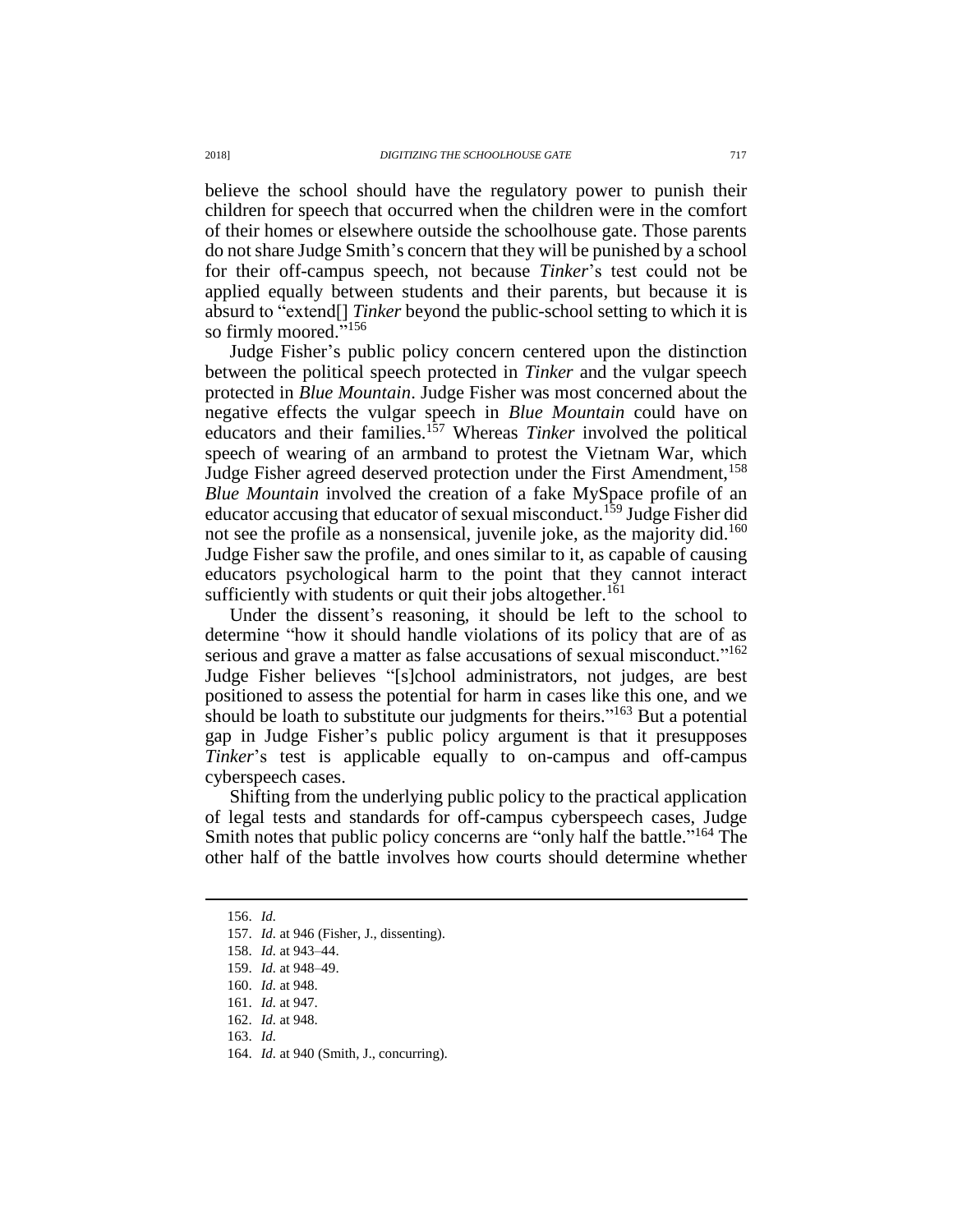believe the school should have the regulatory power to punish their children for speech that occurred when the children were in the comfort of their homes or elsewhere outside the schoolhouse gate. Those parents do not share Judge Smith's concern that they will be punished by a school for their off-campus speech, not because *Tinker*'s test could not be applied equally between students and their parents, but because it is absurd to "extend[] *Tinker* beyond the public-school setting to which it is so firmly moored."[156]

Judge Fisher's public policy concern centered upon the distinction between the political speech protected in *Tinker* and the vulgar speech protected in *Blue Mountain*. Judge Fisher was most concerned about the negative effects the vulgar speech in *Blue Mountain* could have on educators and their families.[157] Whereas *Tinker* involved the political speech of wearing of an armband to protest the Vietnam War, which Judge Fisher agreed deserved protection under the First Amendment,[158] *Blue Mountain* involved the creation of a fake MySpace profile of an educator accusing that educator of sexual misconduct.[159] Judge Fisher did not see the profile as a nonsensical, juvenile joke, as the majority did.[160] Judge Fisher saw the profile, and ones similar to it, as capable of causing educators psychological harm to the point that they cannot interact sufficiently with students or quit their jobs altogether.[161]

Under the dissent's reasoning, it should be left to the school to determine "how it should handle violations of its policy that are of as serious and grave a matter as false accusations of sexual misconduct."[162] Judge Fisher believes "[s]chool administrators, not judges, are best positioned to assess the potential for harm in cases like this one, and we should be loath to substitute our judgments for theirs."[163] But a potential gap in Judge Fisher's public policy argument is that it presupposes *Tinker*'s test is applicable equally to on-campus and off-campus cyberspeech cases.

Shifting from the underlying public policy to the practical application of legal tests and standards for off-campus cyberspeech cases, Judge Smith notes that public policy concerns are "only half the battle."[164] The other half of the battle involves how courts should determine whether

---

156. *Id.*

157. *Id.* at 946 (Fisher, J., dissenting).

158. *Id.* at 943–44.

159. *Id.* at 948–49.

160. *Id.* at 948.

161. *Id.* at 947.

162. *Id.* at 948.

163. *Id.*

164. *Id.* at 940 (Smith, J., concurring).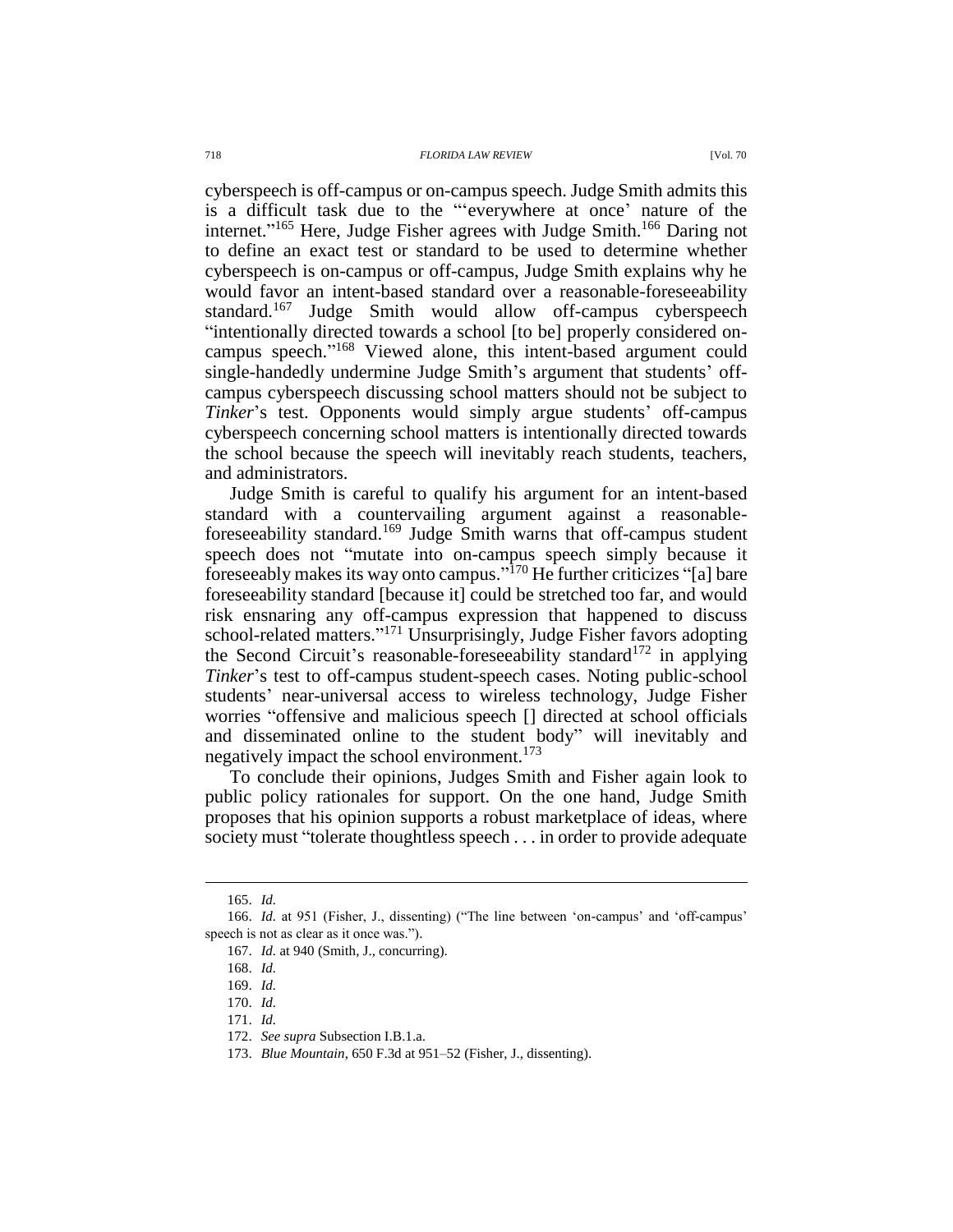cyberspeech is off-campus or on-campus speech. Judge Smith admits this is a difficult task due to the "'everywhere at once' nature of the internet."[165] Here, Judge Fisher agrees with Judge Smith.[166] Daring not to define an exact test or standard to be used to determine whether cyberspeech is on-campus or off-campus, Judge Smith explains why he would favor an intent-based standard over a reasonable-foreseeability standard.[167] Judge Smith would allow off-campus cyberspeech "intentionally directed towards a school [to be] properly considered on-campus speech."[168] Viewed alone, this intent-based argument could single-handedly undermine Judge Smith's argument that students' off-campus cyberspeech discussing school matters should not be subject to *Tinker*'s test. Opponents would simply argue students' off-campus cyberspeech concerning school matters is intentionally directed towards the school because the speech will inevitably reach students, teachers, and administrators.

Judge Smith is careful to qualify his argument for an intent-based standard with a countervailing argument against a reasonable-foreseeability standard.[169] Judge Smith warns that off-campus student speech does not "mutate into on-campus speech simply because it foreseeably makes its way onto campus."[170] He further criticizes "[a] bare foreseeability standard [because it] could be stretched too far, and would risk ensnaring any off-campus expression that happened to discuss school-related matters."[171] Unsurprisingly, Judge Fisher favors adopting the Second Circuit's reasonable-foreseeability standard[172] in applying *Tinker*'s test to off-campus student-speech cases. Noting public-school students' near-universal access to wireless technology, Judge Fisher worries "offensive and malicious speech [] directed at school officials and disseminated online to the student body" will inevitably and negatively impact the school environment.[173]

To conclude their opinions, Judges Smith and Fisher again look to public policy rationales for support. On the one hand, Judge Smith proposes that his opinion supports a robust marketplace of ideas, where society must "tolerate thoughtless speech . . . in order to provide adequate

---

165. *Id.*

166. *Id.* at 951 (Fisher, J., dissenting) ("The line between 'on-campus' and 'off-campus' speech is not as clear as it once was.").

167. *Id.* at 940 (Smith, J., concurring).

168. *Id.*

169. *Id.*

170. *Id.*

171. *Id.*

172. *See supra* Subsection I.B.1.a.

173. *Blue Mountain*, 650 F.3d at 951–52 (Fisher, J., dissenting).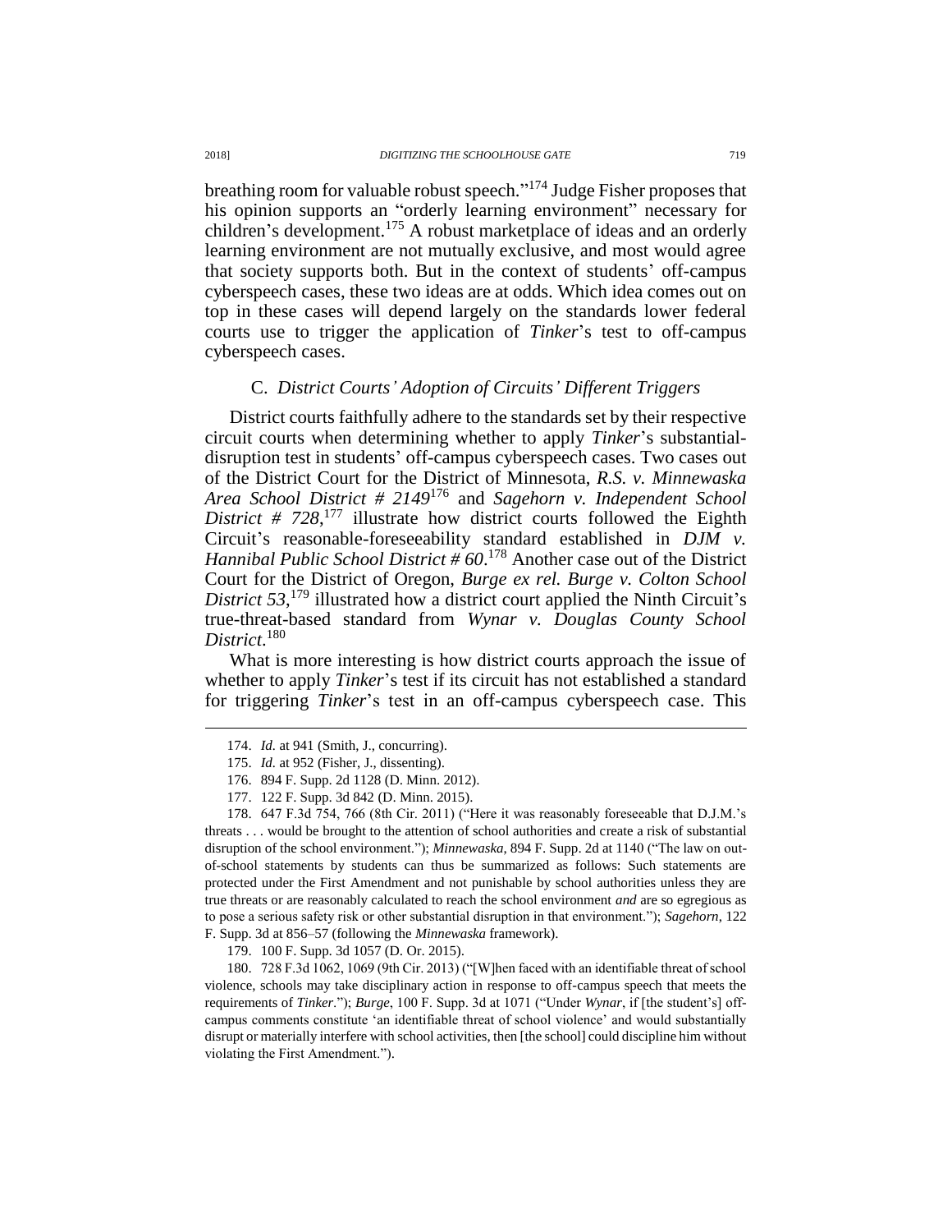breathing room for valuable robust speech."[174] Judge Fisher proposes that his opinion supports an "orderly learning environment" necessary for children's development.[175] A robust marketplace of ideas and an orderly learning environment are not mutually exclusive, and most would agree that society supports both. But in the context of students' off-campus cyberspeech cases, these two ideas are at odds. Which idea comes out on top in these cases will depend largely on the standards lower federal courts use to trigger the application of *Tinker*'s test to off-campus cyberspeech cases.

### C. *District Courts' Adoption of Circuits' Different Triggers*

District courts faithfully adhere to the standards set by their respective circuit courts when determining whether to apply *Tinker*'s substantial-disruption test in students' off-campus cyberspeech cases. Two cases out of the District Court for the District of Minnesota, *R.S. v. Minnewaska Area School District # 2149*[176] and *Sagehorn v. Independent School District # 728*,[177] illustrate how district courts followed the Eighth Circuit's reasonable-foreseeability standard established in *DJM v. Hannibal Public School District # 60*.[178] Another case out of the District Court for the District of Oregon, *Burge ex rel. Burge v. Colton School District 53*,[179] illustrated how a district court applied the Ninth Circuit's true-threat-based standard from *Wynar v. Douglas County School District*.[180]

What is more interesting is how district courts approach the issue of whether to apply *Tinker*'s test if its circuit has not established a standard for triggering *Tinker*'s test in an off-campus cyberspeech case. This

---

174. *Id.* at 941 (Smith, J., concurring).

175. *Id.* at 952 (Fisher, J., dissenting).

176. 894 F. Supp. 2d 1128 (D. Minn. 2012).

177. 122 F. Supp. 3d 842 (D. Minn. 2015).

178. 647 F.3d 754, 766 (8th Cir. 2011) ("Here it was reasonably foreseeable that D.J.M.'s threats . . . would be brought to the attention of school authorities and create a risk of substantial disruption of the school environment."); *Minnewaska*, 894 F. Supp. 2d at 1140 ("The law on out-of-school statements by students can thus be summarized as follows: Such statements are protected under the First Amendment and not punishable by school authorities unless they are true threats or are reasonably calculated to reach the school environment *and* are so egregious as to pose a serious safety risk or other substantial disruption in that environment."); *Sagehorn*, 122 F. Supp. 3d at 856–57 (following the *Minnewaska* framework).

179. 100 F. Supp. 3d 1057 (D. Or. 2015).

180. 728 F.3d 1062, 1069 (9th Cir. 2013) ("[W]hen faced with an identifiable threat of school violence, schools may take disciplinary action in response to off-campus speech that meets the requirements of *Tinker*."); *Burge*, 100 F. Supp. 3d at 1071 ("Under *Wynar*, if [the student's] off-campus comments constitute 'an identifiable threat of school violence' and would substantially disrupt or materially interfere with school activities, then [the school] could discipline him without violating the First Amendment.").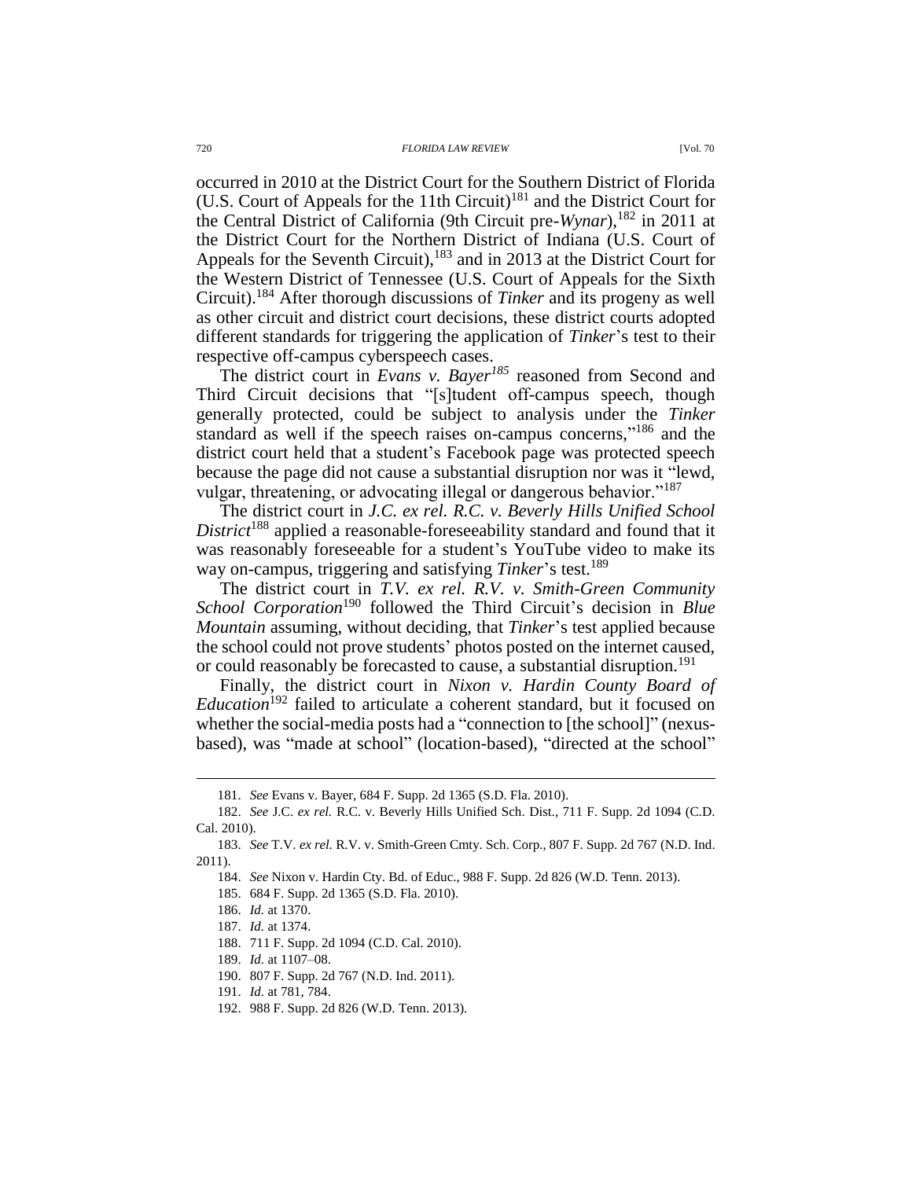occurred in 2010 at the District Court for the Southern District of Florida (U.S. Court of Appeals for the 11th Circuit)[181] and the District Court for the Central District of California (9th Circuit pre-*Wynar*),[182] in 2011 at the District Court for the Northern District of Indiana (U.S. Court of Appeals for the Seventh Circuit),[183] and in 2013 at the District Court for the Western District of Tennessee (U.S. Court of Appeals for the Sixth Circuit).[184] After thorough discussions of *Tinker* and its progeny as well as other circuit and district court decisions, these district courts adopted different standards for triggering the application of *Tinker*'s test to their respective off-campus cyberspeech cases.

The district court in *Evans v. Bayer*[185] reasoned from Second and Third Circuit decisions that "[s]tudent off-campus speech, though generally protected, could be subject to analysis under the *Tinker* standard as well if the speech raises on-campus concerns,"[186] and the district court held that a student's Facebook page was protected speech because the page did not cause a substantial disruption nor was it "lewd, vulgar, threatening, or advocating illegal or dangerous behavior."[187]

The district court in *J.C. ex rel. R.C. v. Beverly Hills Unified School District*[188] applied a reasonable-foreseeability standard and found that it was reasonably foreseeable for a student's YouTube video to make its way on-campus, triggering and satisfying *Tinker*'s test.[189]

The district court in *T.V. ex rel. R.V. v. Smith-Green Community School Corporation*[190] followed the Third Circuit's decision in *Blue Mountain* assuming, without deciding, that *Tinker*'s test applied because the school could not prove students' photos posted on the internet caused, or could reasonably be forecasted to cause, a substantial disruption.[191]

Finally, the district court in *Nixon v. Hardin County Board of Education*[192] failed to articulate a coherent standard, but it focused on whether the social-media posts had a "connection to [the school]" (nexus-based), was "made at school" (location-based), "directed at the school"

---

181. *See* Evans v. Bayer, 684 F. Supp. 2d 1365 (S.D. Fla. 2010).

182. *See* J.C. *ex rel.* R.C. v. Beverly Hills Unified Sch. Dist., 711 F. Supp. 2d 1094 (C.D. Cal. 2010).

183. *See* T.V. *ex rel.* R.V. v. Smith-Green Cmty. Sch. Corp., 807 F. Supp. 2d 767 (N.D. Ind. 2011).

184. *See* Nixon v. Hardin Cty. Bd. of Educ., 988 F. Supp. 2d 826 (W.D. Tenn. 2013).

185. 684 F. Supp. 2d 1365 (S.D. Fla. 2010).

186. *Id.* at 1370.

187. *Id.* at 1374.

188. 711 F. Supp. 2d 1094 (C.D. Cal. 2010).

189. *Id.* at 1107–08.

190. 807 F. Supp. 2d 767 (N.D. Ind. 2011).

191. *Id.* at 781, 784.

192. 988 F. Supp. 2d 826 (W.D. Tenn. 2013).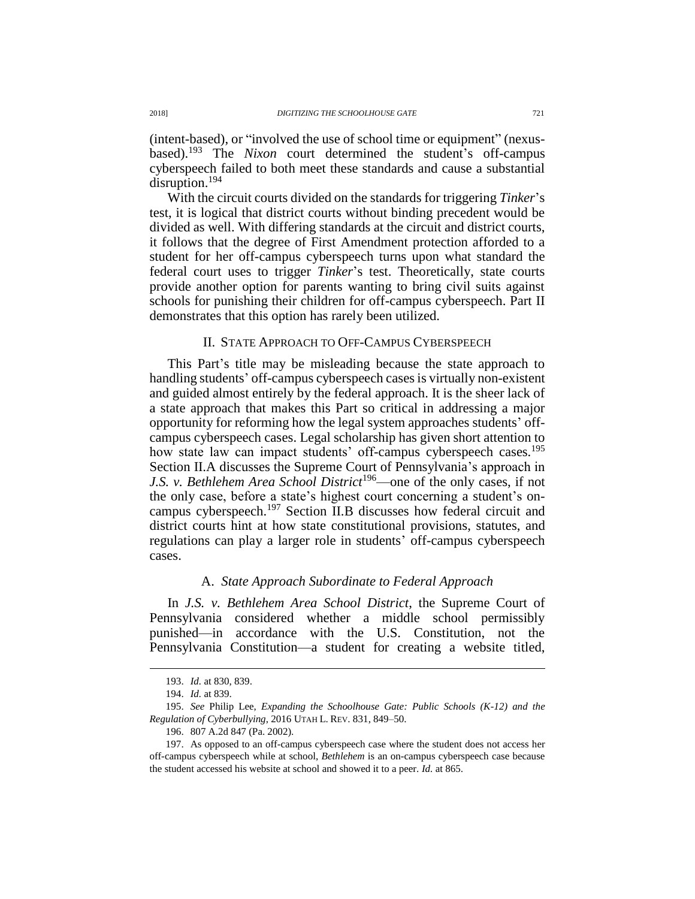(intent-based), or "involved the use of school time or equipment" (nexus-based).[193] The *Nixon* court determined the student's off-campus cyberspeech failed to both meet these standards and cause a substantial disruption.[194]

With the circuit courts divided on the standards for triggering *Tinker*'s test, it is logical that district courts without binding precedent would be divided as well. With differing standards at the circuit and district courts, it follows that the degree of First Amendment protection afforded to a student for her off-campus cyberspeech turns upon what standard the federal court uses to trigger *Tinker*'s test. Theoretically, state courts provide another option for parents wanting to bring civil suits against schools for punishing their children for off-campus cyberspeech. Part II demonstrates that this option has rarely been utilized.

## II. STATE APPROACH TO OFF-CAMPUS CYBERSPEECH

This Part's title may be misleading because the state approach to handling students' off-campus cyberspeech cases is virtually non-existent and guided almost entirely by the federal approach. It is the sheer lack of a state approach that makes this Part so critical in addressing a major opportunity for reforming how the legal system approaches students' off-campus cyberspeech cases. Legal scholarship has given short attention to how state law can impact students' off-campus cyberspeech cases.[195] Section II.A discusses the Supreme Court of Pennsylvania's approach in *J.S. v. Bethlehem Area School District*[196]—one of the only cases, if not the only case, before a state's highest court concerning a student's on-campus cyberspeech.[197] Section II.B discusses how federal circuit and district courts hint at how state constitutional provisions, statutes, and regulations can play a larger role in students' off-campus cyberspeech cases.

### A. *State Approach Subordinate to Federal Approach*

In *J.S. v. Bethlehem Area School District*, the Supreme Court of Pennsylvania considered whether a middle school permissibly punished—in accordance with the U.S. Constitution, not the Pennsylvania Constitution—a student for creating a website titled,

---

193. *Id.* at 830, 839.

194. *Id.* at 839.

195. *See* Philip Lee, *Expanding the Schoolhouse Gate: Public Schools (K-12) and the Regulation of Cyberbullying*, 2016 UTAH L. REV. 831, 849–50.

196. 807 A.2d 847 (Pa. 2002).

197. As opposed to an off-campus cyberspeech case where the student does not access her off-campus cyberspeech while at school, *Bethlehem* is an on-campus cyberspeech case because the student accessed his website at school and showed it to a peer. *Id.* at 865.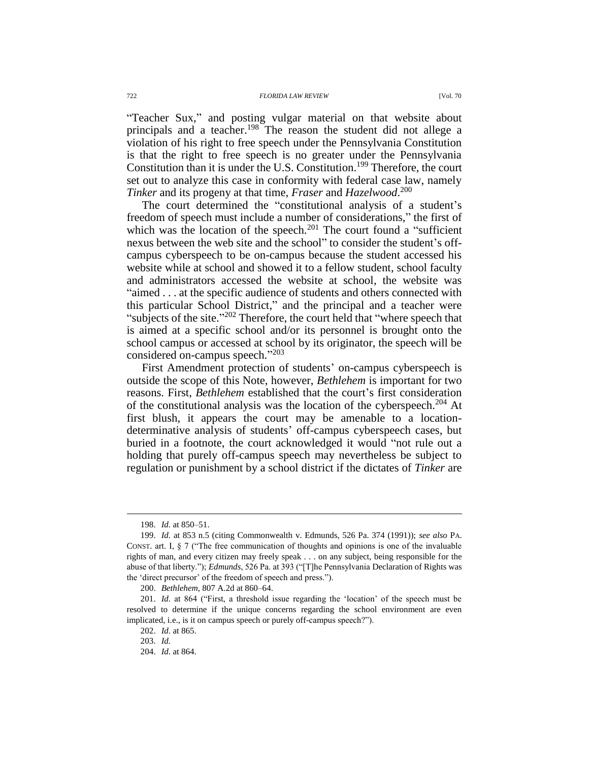"Teacher Sux," and posting vulgar material on that website about principals and a teacher.[198] The reason the student did not allege a violation of his right to free speech under the Pennsylvania Constitution is that the right to free speech is no greater under the Pennsylvania Constitution than it is under the U.S. Constitution.[199] Therefore, the court set out to analyze this case in conformity with federal case law, namely *Tinker* and its progeny at that time, *Fraser* and *Hazelwood*.[200]

The court determined the "constitutional analysis of a student's freedom of speech must include a number of considerations," the first of which was the location of the speech.[201] The court found a "sufficient nexus between the web site and the school" to consider the student's off-campus cyberspeech to be on-campus because the student accessed his website while at school and showed it to a fellow student, school faculty and administrators accessed the website at school, the website was "aimed . . . at the specific audience of students and others connected with this particular School District," and the principal and a teacher were "subjects of the site."[202] Therefore, the court held that "where speech that is aimed at a specific school and/or its personnel is brought onto the school campus or accessed at school by its originator, the speech will be considered on-campus speech."[203]

First Amendment protection of students' on-campus cyberspeech is outside the scope of this Note, however, *Bethlehem* is important for two reasons. First, *Bethlehem* established that the court's first consideration of the constitutional analysis was the location of the cyberspeech.[204] At first blush, it appears the court may be amenable to a location-determinative analysis of students' off-campus cyberspeech cases, but buried in a footnote, the court acknowledged it would "not rule out a holding that purely off-campus speech may nevertheless be subject to regulation or punishment by a school district if the dictates of *Tinker* are

---

198. *Id.* at 850–51.

199. *Id.* at 853 n.5 (citing Commonwealth v. Edmunds, 526 Pa. 374 (1991)); *see also* PA. CONST. art. I, § 7 ("The free communication of thoughts and opinions is one of the invaluable rights of man, and every citizen may freely speak . . . on any subject, being responsible for the abuse of that liberty."); *Edmunds*, 526 Pa. at 393 ("[T]he Pennsylvania Declaration of Rights was the 'direct precursor' of the freedom of speech and press.").

200. *Bethlehem*, 807 A.2d at 860–64.

201. *Id.* at 864 ("First, a threshold issue regarding the 'location' of the speech must be resolved to determine if the unique concerns regarding the school environment are even implicated, i.e., is it on campus speech or purely off-campus speech?").

202. *Id.* at 865.

203. *Id.*

204. *Id.* at 864.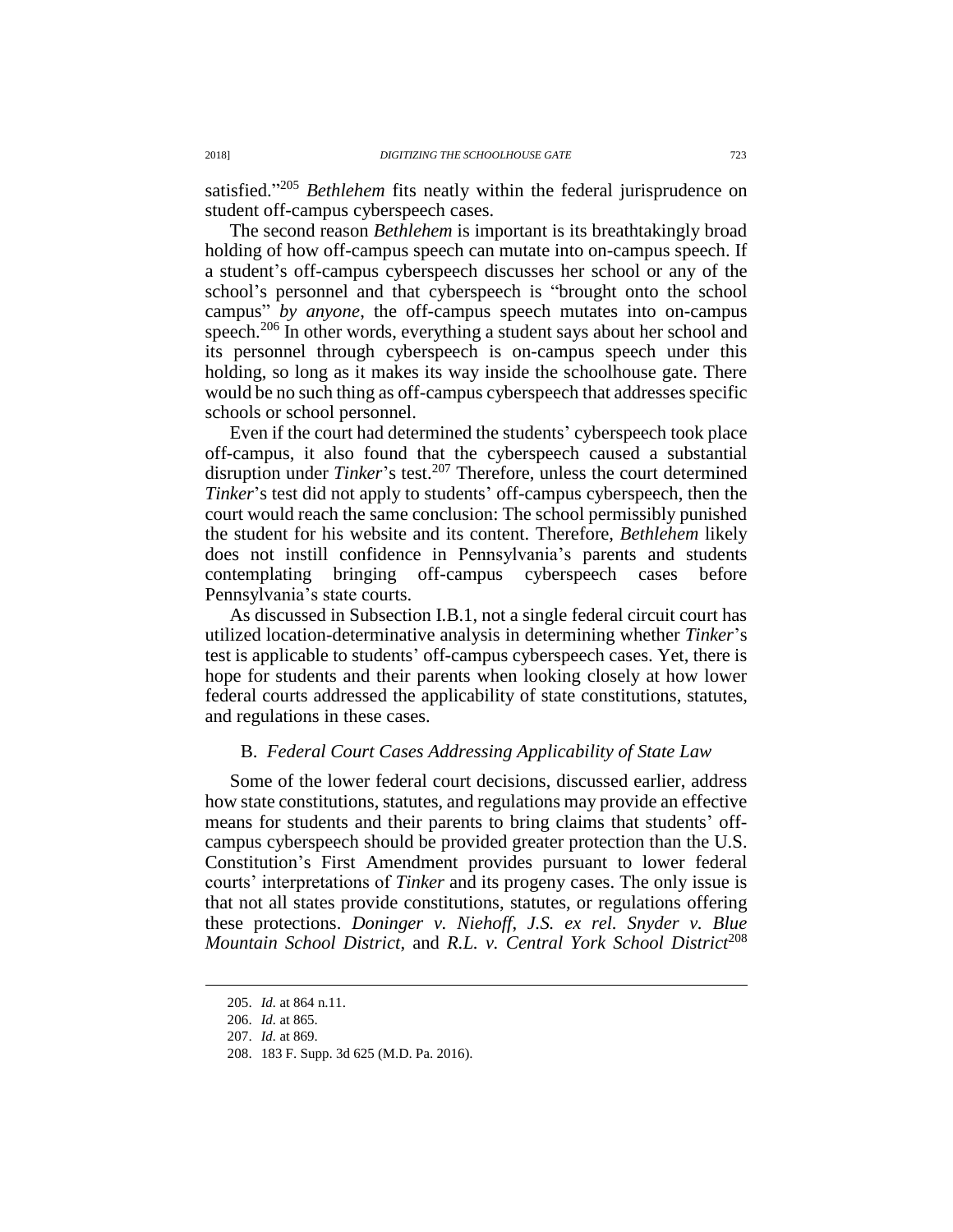satisfied."[205] *Bethlehem* fits neatly within the federal jurisprudence on student off-campus cyberspeech cases.

The second reason *Bethlehem* is important is its breathtakingly broad holding of how off-campus speech can mutate into on-campus speech. If a student's off-campus cyberspeech discusses her school or any of the school's personnel and that cyberspeech is "brought onto the school campus" *by anyone*, the off-campus speech mutates into on-campus speech.[206] In other words, everything a student says about her school and its personnel through cyberspeech is on-campus speech under this holding, so long as it makes its way inside the schoolhouse gate. There would be no such thing as off-campus cyberspeech that addresses specific schools or school personnel.

Even if the court had determined the students' cyberspeech took place off-campus, it also found that the cyberspeech caused a substantial disruption under *Tinker*'s test.[207] Therefore, unless the court determined *Tinker*'s test did not apply to students' off-campus cyberspeech, then the court would reach the same conclusion: The school permissibly punished the student for his website and its content. Therefore, *Bethlehem* likely does not instill confidence in Pennsylvania's parents and students contemplating bringing off-campus cyberspeech cases before Pennsylvania's state courts.

As discussed in Subsection I.B.1, not a single federal circuit court has utilized location-determinative analysis in determining whether *Tinker*'s test is applicable to students' off-campus cyberspeech cases. Yet, there is hope for students and their parents when looking closely at how lower federal courts addressed the applicability of state constitutions, statutes, and regulations in these cases.

## B. *Federal Court Cases Addressing Applicability of State Law*

Some of the lower federal court decisions, discussed earlier, address how state constitutions, statutes, and regulations may provide an effective means for students and their parents to bring claims that students' off-campus cyberspeech should be provided greater protection than the U.S. Constitution's First Amendment provides pursuant to lower federal courts' interpretations of *Tinker* and its progeny cases. The only issue is that not all states provide constitutions, statutes, or regulations offering these protections. *Doninger v. Niehoff*, *J.S. ex rel. Snyder v. Blue Mountain School District*, and *R.L. v. Central York School District*[208]

205. *Id.* at 864 n.11.

206. *Id.* at 865.

207. *Id.* at 869.

208. 183 F. Supp. 3d 625 (M.D. Pa. 2016).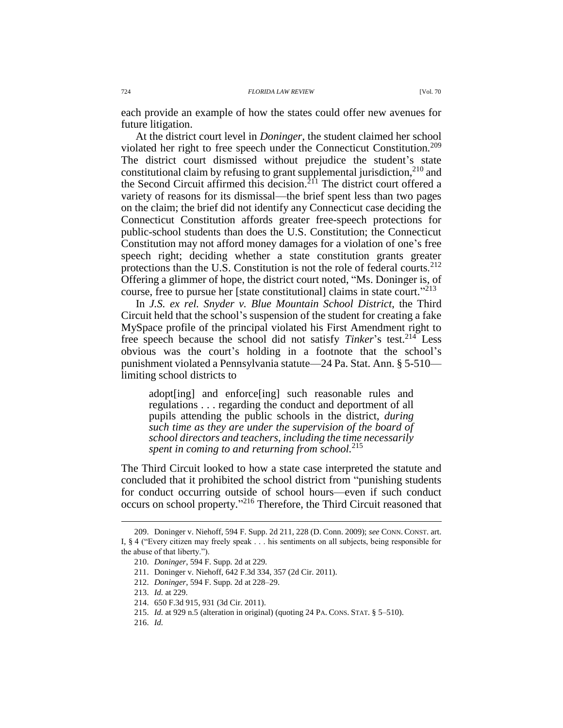each provide an example of how the states could offer new avenues for future litigation.

At the district court level in *Doninger*, the student claimed her school violated her right to free speech under the Connecticut Constitution.[209] The district court dismissed without prejudice the student's state constitutional claim by refusing to grant supplemental jurisdiction,[210] and the Second Circuit affirmed this decision.[211] The district court offered a variety of reasons for its dismissal—the brief spent less than two pages on the claim; the brief did not identify any Connecticut case deciding the Connecticut Constitution affords greater free-speech protections for public-school students than does the U.S. Constitution; the Connecticut Constitution may not afford money damages for a violation of one's free speech right; deciding whether a state constitution grants greater protections than the U.S. Constitution is not the role of federal courts.[212] Offering a glimmer of hope, the district court noted, "Ms. Doninger is, of course, free to pursue her [state constitutional] claims in state court."[213]

In *J.S. ex rel. Snyder v. Blue Mountain School District*, the Third Circuit held that the school's suspension of the student for creating a fake MySpace profile of the principal violated his First Amendment right to free speech because the school did not satisfy *Tinker*'s test.[214] Less obvious was the court's holding in a footnote that the school's punishment violated a Pennsylvania statute—24 Pa. Stat. Ann. § 5-510—limiting school districts to

> adopt[ing] and enforce[ing] such reasonable rules and regulations . . . regarding the conduct and deportment of all pupils attending the public schools in the district, *during such time as they are under the supervision of the board of school directors and teachers, including the time necessarily spent in coming to and returning from school.*[215]

The Third Circuit looked to how a state case interpreted the statute and concluded that it prohibited the school district from "punishing students for conduct occurring outside of school hours—even if such conduct occurs on school property."[216] Therefore, the Third Circuit reasoned that

---

209. Doninger v. Niehoff, 594 F. Supp. 2d 211, 228 (D. Conn. 2009); *see* CONN. CONST. art. I, § 4 ("Every citizen may freely speak . . . his sentiments on all subjects, being responsible for the abuse of that liberty.").

210. *Doninger*, 594 F. Supp. 2d at 229.

211. Doninger v. Niehoff, 642 F.3d 334, 357 (2d Cir. 2011).

212. *Doninger*, 594 F. Supp. 2d at 228–29.

213. *Id.* at 229.

214. 650 F.3d 915, 931 (3d Cir. 2011).

215. *Id.* at 929 n.5 (alteration in original) (quoting 24 PA. CONS. STAT. § 5–510).

216. *Id.*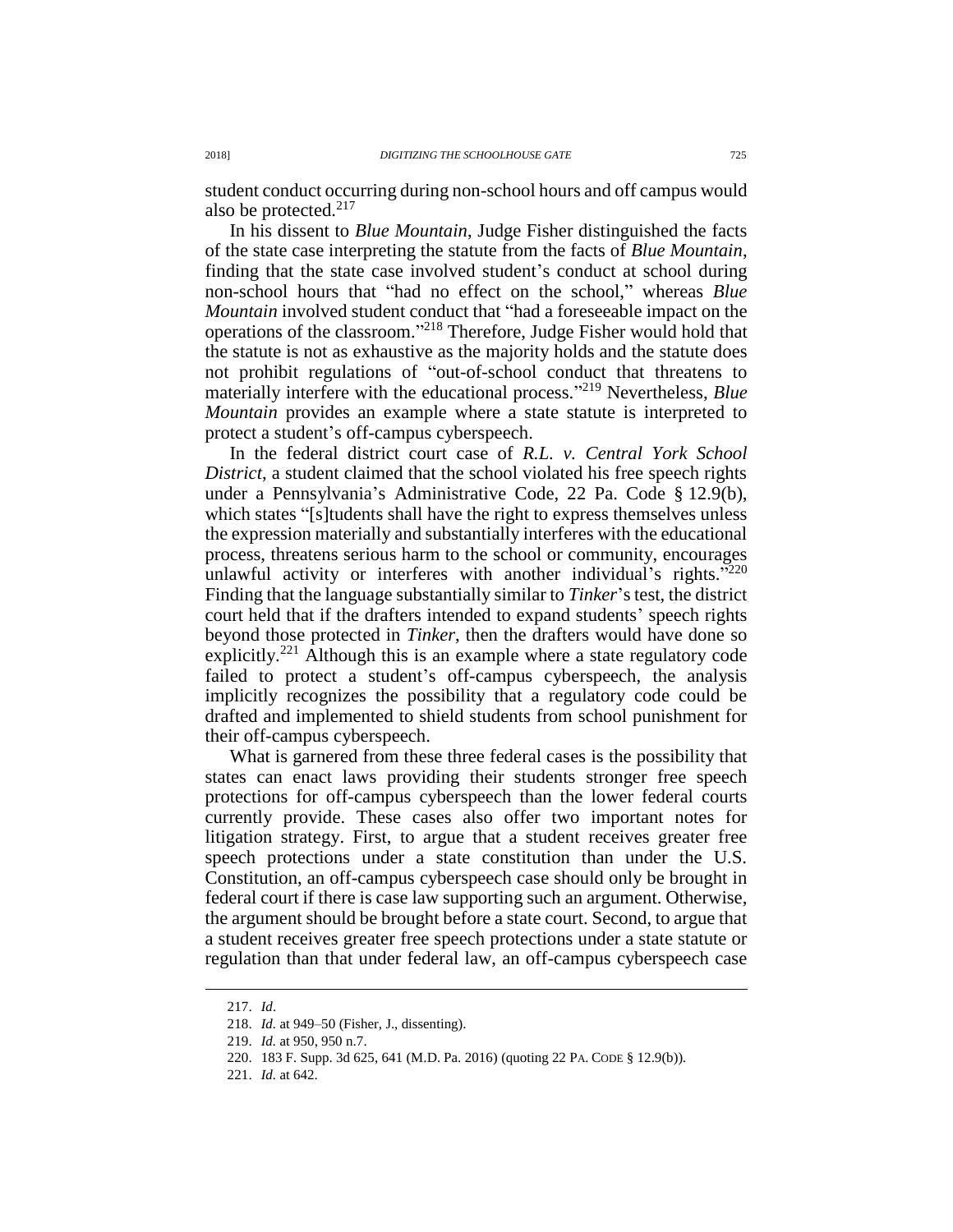student conduct occurring during non-school hours and off campus would also be protected.[217]

In his dissent to *Blue Mountain*, Judge Fisher distinguished the facts of the state case interpreting the statute from the facts of *Blue Mountain*, finding that the state case involved student's conduct at school during non-school hours that "had no effect on the school," whereas *Blue Mountain* involved student conduct that "had a foreseeable impact on the operations of the classroom."[218] Therefore, Judge Fisher would hold that the statute is not as exhaustive as the majority holds and the statute does not prohibit regulations of "out-of-school conduct that threatens to materially interfere with the educational process."[219] Nevertheless, *Blue Mountain* provides an example where a state statute is interpreted to protect a student's off-campus cyberspeech.

In the federal district court case of *R.L. v. Central York School District*, a student claimed that the school violated his free speech rights under a Pennsylvania's Administrative Code, 22 Pa. Code § 12.9(b), which states "[s]tudents shall have the right to express themselves unless the expression materially and substantially interferes with the educational process, threatens serious harm to the school or community, encourages unlawful activity or interferes with another individual's rights."[220] Finding that the language substantially similar to *Tinker*'s test, the district court held that if the drafters intended to expand students' speech rights beyond those protected in *Tinker*, then the drafters would have done so explicitly.[221] Although this is an example where a state regulatory code failed to protect a student's off-campus cyberspeech, the analysis implicitly recognizes the possibility that a regulatory code could be drafted and implemented to shield students from school punishment for their off-campus cyberspeech.

What is garnered from these three federal cases is the possibility that states can enact laws providing their students stronger free speech protections for off-campus cyberspeech than the lower federal courts currently provide. These cases also offer two important notes for litigation strategy. First, to argue that a student receives greater free speech protections under a state constitution than under the U.S. Constitution, an off-campus cyberspeech case should only be brought in federal court if there is case law supporting such an argument. Otherwise, the argument should be brought before a state court. Second, to argue that a student receives greater free speech protections under a state statute or regulation than that under federal law, an off-campus cyberspeech case

---

217. *Id*.

218. *Id.* at 949–50 (Fisher, J., dissenting).

219. *Id.* at 950, 950 n.7.

220. 183 F. Supp. 3d 625, 641 (M.D. Pa. 2016) (quoting 22 PA. CODE § 12.9(b)).

221. *Id.* at 642.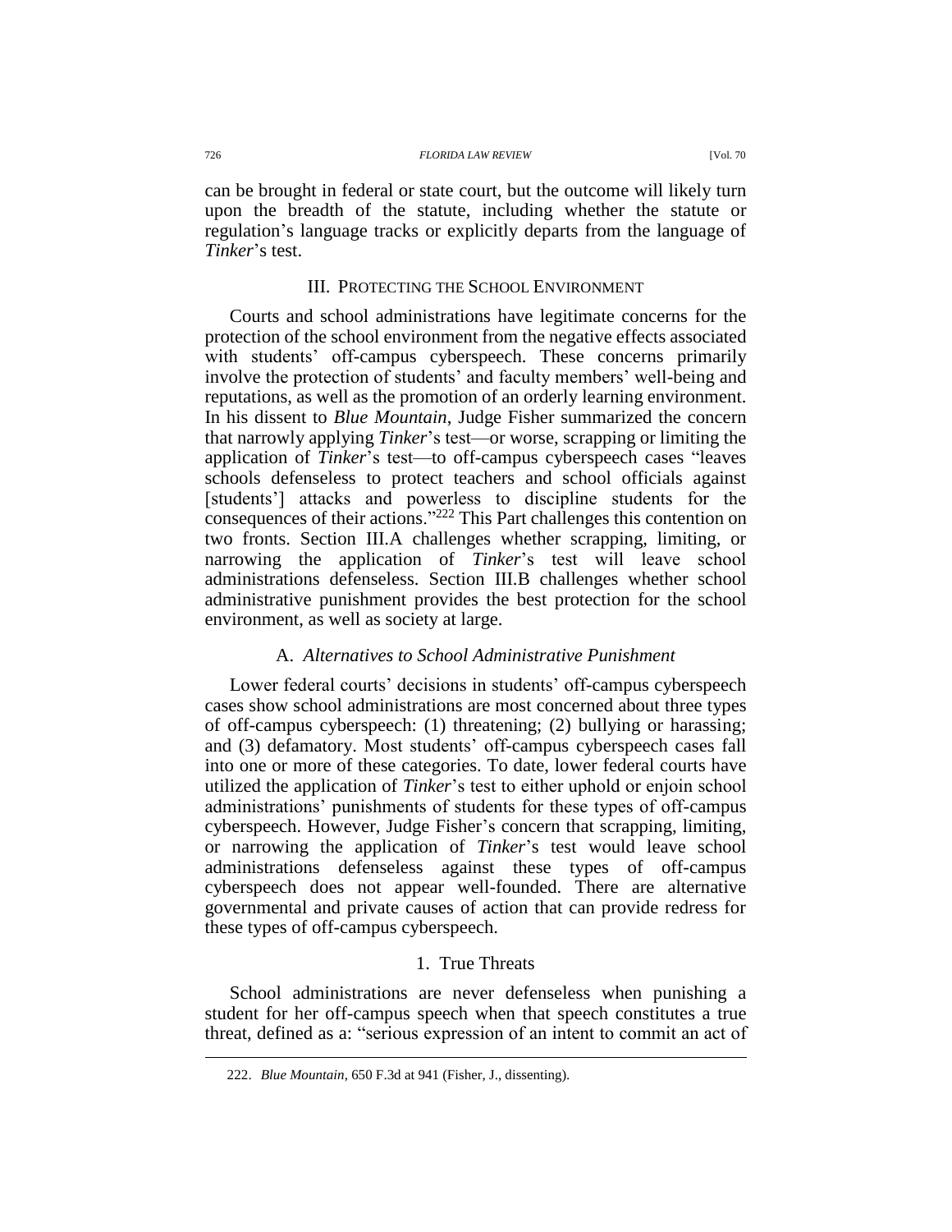can be brought in federal or state court, but the outcome will likely turn upon the breadth of the statute, including whether the statute or regulation's language tracks or explicitly departs from the language of *Tinker*'s test.

## III. PROTECTING THE SCHOOL ENVIRONMENT

Courts and school administrations have legitimate concerns for the protection of the school environment from the negative effects associated with students' off-campus cyberspeech. These concerns primarily involve the protection of students' and faculty members' well-being and reputations, as well as the promotion of an orderly learning environment. In his dissent to *Blue Mountain*, Judge Fisher summarized the concern that narrowly applying *Tinker*'s test—or worse, scrapping or limiting the application of *Tinker*'s test—to off-campus cyberspeech cases "leaves schools defenseless to protect teachers and school officials against [students'] attacks and powerless to discipline students for the consequences of their actions."[222] This Part challenges this contention on two fronts. Section III.A challenges whether scrapping, limiting, or narrowing the application of *Tinker*'s test will leave school administrations defenseless. Section III.B challenges whether school administrative punishment provides the best protection for the school environment, as well as society at large.

### A. *Alternatives to School Administrative Punishment*

Lower federal courts' decisions in students' off-campus cyberspeech cases show school administrations are most concerned about three types of off-campus cyberspeech: (1) threatening; (2) bullying or harassing; and (3) defamatory. Most students' off-campus cyberspeech cases fall into one or more of these categories. To date, lower federal courts have utilized the application of *Tinker*'s test to either uphold or enjoin school administrations' punishments of students for these types of off-campus cyberspeech. However, Judge Fisher's concern that scrapping, limiting, or narrowing the application of *Tinker*'s test would leave school administrations defenseless against these types of off-campus cyberspeech does not appear well-founded. There are alternative governmental and private causes of action that can provide redress for these types of off-campus cyberspeech.

#### 1. True Threats

School administrations are never defenseless when punishing a student for her off-campus speech when that speech constitutes a true threat, defined as a: "serious expression of an intent to commit an act of

---

222. *Blue Mountain*, 650 F.3d at 941 (Fisher, J., dissenting).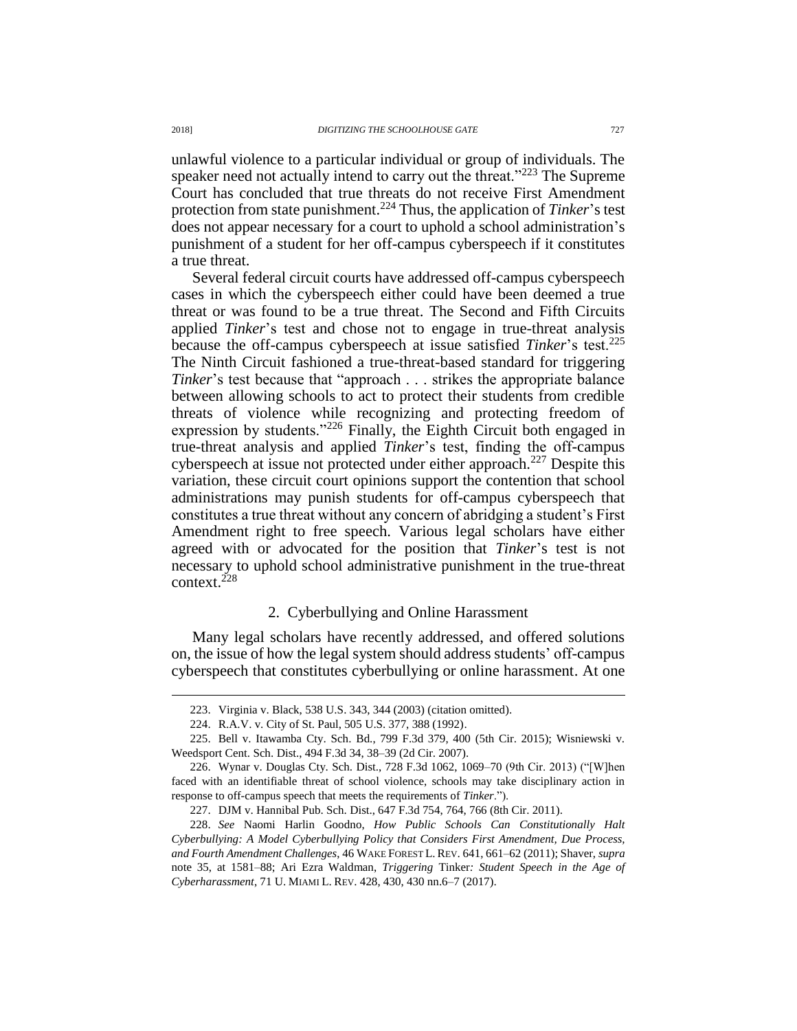unlawful violence to a particular individual or group of individuals. The speaker need not actually intend to carry out the threat."[223] The Supreme Court has concluded that true threats do not receive First Amendment protection from state punishment.[224] Thus, the application of *Tinker*'s test does not appear necessary for a court to uphold a school administration's punishment of a student for her off-campus cyberspeech if it constitutes a true threat.

Several federal circuit courts have addressed off-campus cyberspeech cases in which the cyberspeech either could have been deemed a true threat or was found to be a true threat. The Second and Fifth Circuits applied *Tinker*'s test and chose not to engage in true-threat analysis because the off-campus cyberspeech at issue satisfied *Tinker*'s test.[225] The Ninth Circuit fashioned a true-threat-based standard for triggering *Tinker*'s test because that "approach . . . strikes the appropriate balance between allowing schools to act to protect their students from credible threats of violence while recognizing and protecting freedom of expression by students."[226] Finally, the Eighth Circuit both engaged in true-threat analysis and applied *Tinker*'s test, finding the off-campus cyberspeech at issue not protected under either approach.[227] Despite this variation, these circuit court opinions support the contention that school administrations may punish students for off-campus cyberspeech that constitutes a true threat without any concern of abridging a student's First Amendment right to free speech. Various legal scholars have either agreed with or advocated for the position that *Tinker*'s test is not necessary to uphold school administrative punishment in the true-threat context.[228]

### 2. Cyberbullying and Online Harassment

Many legal scholars have recently addressed, and offered solutions on, the issue of how the legal system should address students' off-campus cyberspeech that constitutes cyberbullying or online harassment. At one

---

223. Virginia v. Black, 538 U.S. 343, 344 (2003) (citation omitted).

224. R.A.V. v. City of St. Paul, 505 U.S. 377, 388 (1992).

225. Bell v. Itawamba Cty. Sch. Bd., 799 F.3d 379, 400 (5th Cir. 2015); Wisniewski v. Weedsport Cent. Sch. Dist., 494 F.3d 34, 38–39 (2d Cir. 2007).

226. Wynar v. Douglas Cty. Sch. Dist., 728 F.3d 1062, 1069–70 (9th Cir. 2013) ("[W]hen faced with an identifiable threat of school violence, schools may take disciplinary action in response to off-campus speech that meets the requirements of *Tinker*.").

227. DJM v. Hannibal Pub. Sch. Dist., 647 F.3d 754, 764, 766 (8th Cir. 2011).

228. *See* Naomi Harlin Goodno, *How Public Schools Can Constitutionally Halt Cyberbullying: A Model Cyberbullying Policy that Considers First Amendment, Due Process, and Fourth Amendment Challenges*, 46 WAKE FOREST L. REV. 641, 661–62 (2011); Shaver, *supra* note 35, at 1581–88; Ari Ezra Waldman, *Triggering* Tinker*: Student Speech in the Age of Cyberharassment*, 71 U. MIAMI L. REV. 428, 430, 430 nn.6–7 (2017).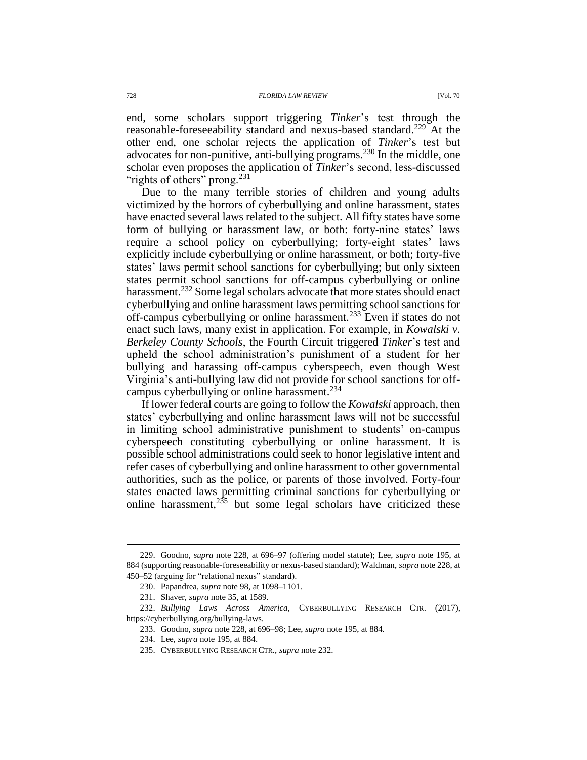end, some scholars support triggering *Tinker*'s test through the reasonable-foreseeability standard and nexus-based standard.[229] At the other end, one scholar rejects the application of *Tinker*'s test but advocates for non-punitive, anti-bullying programs.[230] In the middle, one scholar even proposes the application of *Tinker*'s second, less-discussed "rights of others" prong.[231]

Due to the many terrible stories of children and young adults victimized by the horrors of cyberbullying and online harassment, states have enacted several laws related to the subject. All fifty states have some form of bullying or harassment law, or both: forty-nine states' laws require a school policy on cyberbullying; forty-eight states' laws explicitly include cyberbullying or online harassment, or both; forty-five states' laws permit school sanctions for cyberbullying; but only sixteen states permit school sanctions for off-campus cyberbullying or online harassment.[232] Some legal scholars advocate that more states should enact cyberbullying and online harassment laws permitting school sanctions for off-campus cyberbullying or online harassment.[233] Even if states do not enact such laws, many exist in application. For example, in *Kowalski v. Berkeley County Schools*, the Fourth Circuit triggered *Tinker*'s test and upheld the school administration's punishment of a student for her bullying and harassing off-campus cyberspeech, even though West Virginia's anti-bullying law did not provide for school sanctions for off-campus cyberbullying or online harassment.[234]

If lower federal courts are going to follow the *Kowalski* approach, then states' cyberbullying and online harassment laws will not be successful in limiting school administrative punishment to students' on-campus cyberspeech constituting cyberbullying or online harassment. It is possible school administrations could seek to honor legislative intent and refer cases of cyberbullying and online harassment to other governmental authorities, such as the police, or parents of those involved. Forty-four states enacted laws permitting criminal sanctions for cyberbullying or online harassment,[235] but some legal scholars have criticized these

---

229. Goodno, *supra* note 228, at 696–97 (offering model statute); Lee, *supra* note 195, at 884 (supporting reasonable-foreseeability or nexus-based standard); Waldman, *supra* note 228, at 450–52 (arguing for "relational nexus" standard).

230. Papandrea, *supra* note 98, at 1098–1101.

231. Shaver, *supra* note 35, at 1589.

232. *Bullying Laws Across America*, CYBERBULLYING RESEARCH CTR. (2017), https://cyberbullying.org/bullying-laws.

233. Goodno, *supra* note 228, at 696–98; Lee, *supra* note 195, at 884.

234. Lee, *supra* note 195, at 884.

235. CYBERBULLYING RESEARCH CTR., *supra* note 232.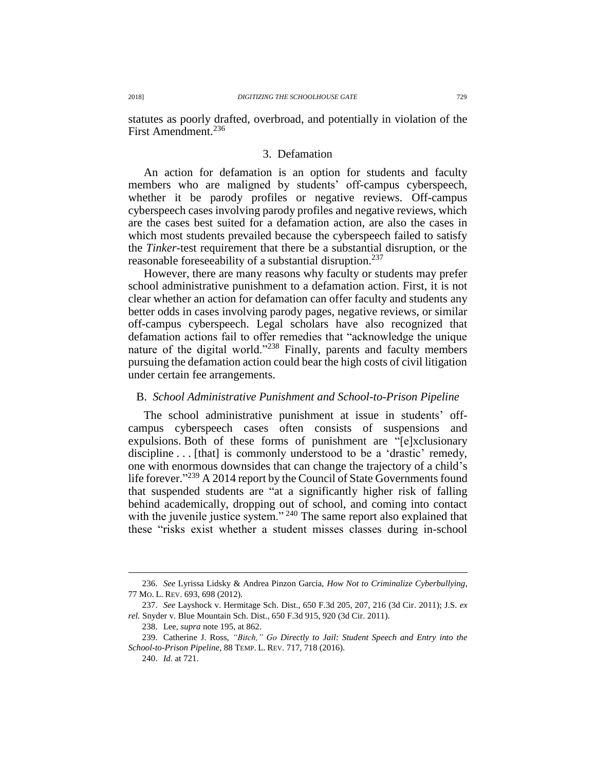statutes as poorly drafted, overbroad, and potentially in violation of the First Amendment.[236]

### 3. Defamation

An action for defamation is an option for students and faculty members who are maligned by students' off-campus cyberspeech, whether it be parody profiles or negative reviews. Off-campus cyberspeech cases involving parody profiles and negative reviews, which are the cases best suited for a defamation action, are also the cases in which most students prevailed because the cyberspeech failed to satisfy the *Tinker*-test requirement that there be a substantial disruption, or the reasonable foreseeability of a substantial disruption.[237]

However, there are many reasons why faculty or students may prefer school administrative punishment to a defamation action. First, it is not clear whether an action for defamation can offer faculty and students any better odds in cases involving parody pages, negative reviews, or similar off-campus cyberspeech. Legal scholars have also recognized that defamation actions fail to offer remedies that "acknowledge the unique nature of the digital world."[238] Finally, parents and faculty members pursuing the defamation action could bear the high costs of civil litigation under certain fee arrangements.

## B. *School Administrative Punishment and School-to-Prison Pipeline*

The school administrative punishment at issue in students' off-campus cyberspeech cases often consists of suspensions and expulsions. Both of these forms of punishment are "[e]xclusionary discipline . . . [that] is commonly understood to be a 'drastic' remedy, one with enormous downsides that can change the trajectory of a child's life forever."[239] A 2014 report by the Council of State Governments found that suspended students are "at a significantly higher risk of falling behind academically, dropping out of school, and coming into contact with the juvenile justice system."[240] The same report also explained that these "risks exist whether a student misses classes during in-school

---

236. *See* Lyrissa Lidsky & Andrea Pinzon Garcia, *How Not to Criminalize Cyberbullying*, 77 MO. L. REV. 693, 698 (2012).

237. *See* Layshock v. Hermitage Sch. Dist., 650 F.3d 205, 207, 216 (3d Cir. 2011); J.S. *ex rel.* Snyder v. Blue Mountain Sch. Dist., 650 F.3d 915, 920 (3d Cir. 2011).

238. Lee, *supra* note 195, at 862.

239. Catherine J. Ross, *"Bitch," Go Directly to Jail: Student Speech and Entry into the School-to-Prison Pipeline*, 88 TEMP. L. REV. 717, 718 (2016).

240. *Id.* at 721.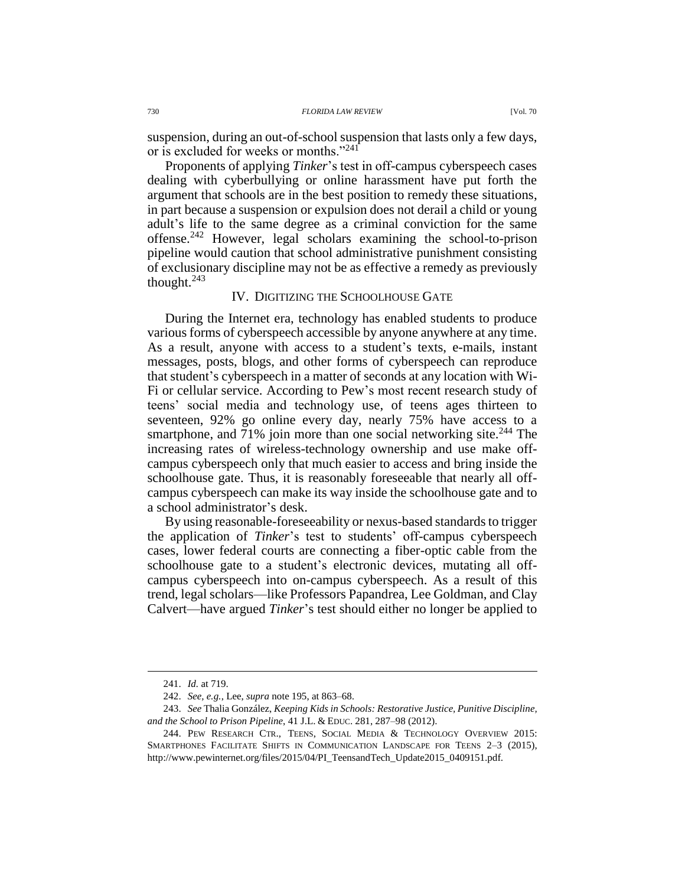suspension, during an out-of-school suspension that lasts only a few days, or is excluded for weeks or months."[241]

Proponents of applying *Tinker*'s test in off-campus cyberspeech cases dealing with cyberbullying or online harassment have put forth the argument that schools are in the best position to remedy these situations, in part because a suspension or expulsion does not derail a child or young adult's life to the same degree as a criminal conviction for the same offense.[242] However, legal scholars examining the school-to-prison pipeline would caution that school administrative punishment consisting of exclusionary discipline may not be as effective a remedy as previously thought.[243]

## IV. Digitizing the Schoolhouse Gate

During the Internet era, technology has enabled students to produce various forms of cyberspeech accessible by anyone anywhere at any time. As a result, anyone with access to a student's texts, e-mails, instant messages, posts, blogs, and other forms of cyberspeech can reproduce that student's cyberspeech in a matter of seconds at any location with Wi-Fi or cellular service. According to Pew's most recent research study of teens' social media and technology use, of teens ages thirteen to seventeen, 92% go online every day, nearly 75% have access to a smartphone, and 71% join more than one social networking site.[244] The increasing rates of wireless-technology ownership and use make off-campus cyberspeech only that much easier to access and bring inside the schoolhouse gate. Thus, it is reasonably foreseeable that nearly all off-campus cyberspeech can make its way inside the schoolhouse gate and to a school administrator's desk.

By using reasonable-foreseeability or nexus-based standards to trigger the application of *Tinker*'s test to students' off-campus cyberspeech cases, lower federal courts are connecting a fiber-optic cable from the schoolhouse gate to a student's electronic devices, mutating all off-campus cyberspeech into on-campus cyberspeech. As a result of this trend, legal scholars—like Professors Papandrea, Lee Goldman, and Clay Calvert—have argued *Tinker*'s test should either no longer be applied to

---

241. *Id.* at 719.

242. *See, e.g.*, Lee, *supra* note 195, at 863–68.

243. *See* Thalia González, *Keeping Kids in Schools: Restorative Justice, Punitive Discipline, and the School to Prison Pipeline*, 41 J.L. & Educ. 281, 287–98 (2012).

244. Pew Research Ctr., Teens, Social Media & Technology Overview 2015: Smartphones Facilitate Shifts in Communication Landscape for Teens 2–3 (2015), http://www.pewinternet.org/files/2015/04/PI_TeensandTech_Update2015_0409151.pdf.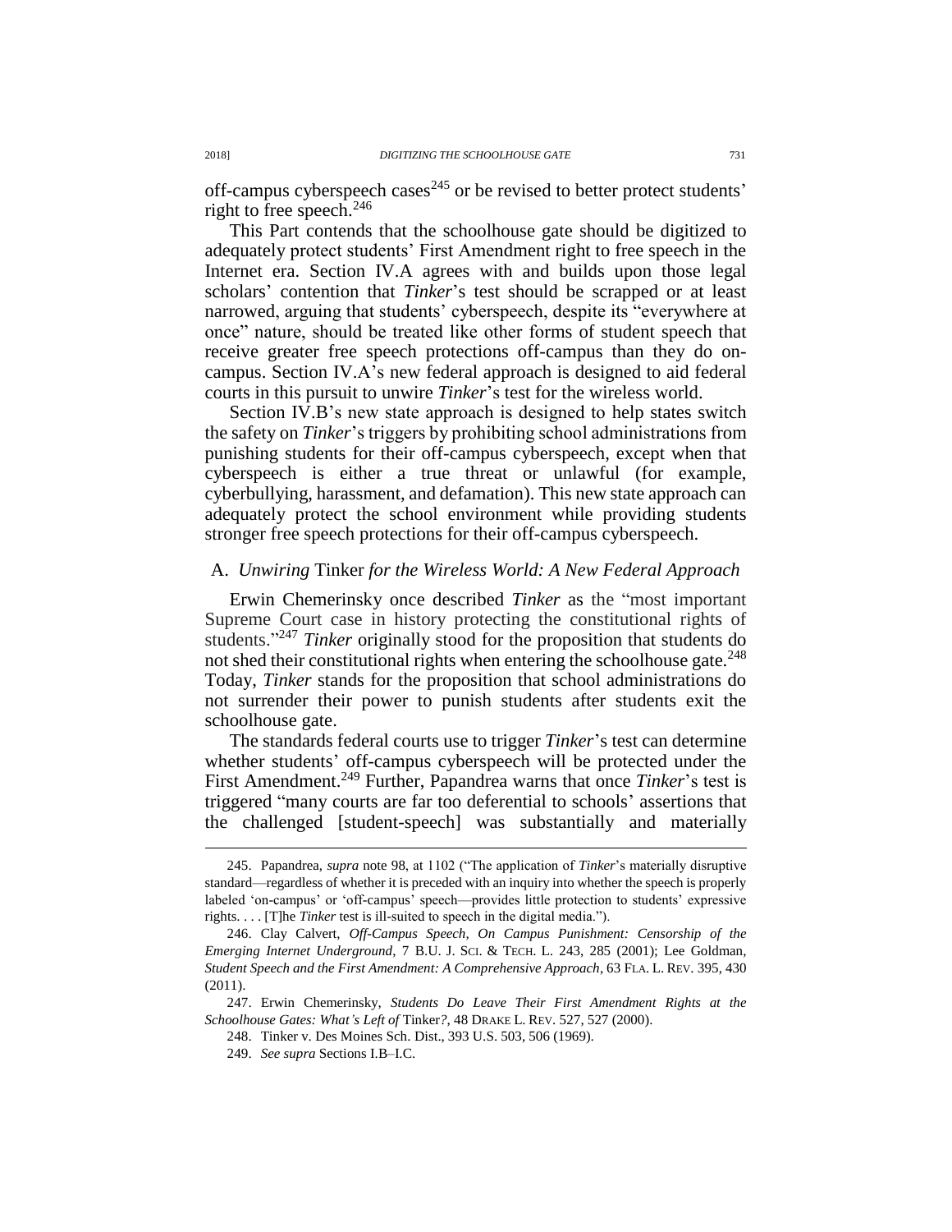off-campus cyberspeech cases[245] or be revised to better protect students' right to free speech.[246]

This Part contends that the schoolhouse gate should be digitized to adequately protect students' First Amendment right to free speech in the Internet era. Section IV.A agrees with and builds upon those legal scholars' contention that *Tinker*'s test should be scrapped or at least narrowed, arguing that students' cyberspeech, despite its "everywhere at once" nature, should be treated like other forms of student speech that receive greater free speech protections off-campus than they do on-campus. Section IV.A's new federal approach is designed to aid federal courts in this pursuit to unwire *Tinker*'s test for the wireless world.

Section IV.B's new state approach is designed to help states switch the safety on *Tinker*'s triggers by prohibiting school administrations from punishing students for their off-campus cyberspeech, except when that cyberspeech is either a true threat or unlawful (for example, cyberbullying, harassment, and defamation). This new state approach can adequately protect the school environment while providing students stronger free speech protections for their off-campus cyberspeech.

### A. *Unwiring* Tinker *for the Wireless World: A New Federal Approach*

Erwin Chemerinsky once described *Tinker* as the "most important Supreme Court case in history protecting the constitutional rights of students."[247] *Tinker* originally stood for the proposition that students do not shed their constitutional rights when entering the schoolhouse gate.[248] Today, *Tinker* stands for the proposition that school administrations do not surrender their power to punish students after students exit the schoolhouse gate.

The standards federal courts use to trigger *Tinker*'s test can determine whether students' off-campus cyberspeech will be protected under the First Amendment.[249] Further, Papandrea warns that once *Tinker*'s test is triggered "many courts are far too deferential to schools' assertions that the challenged [student-speech] was substantially and materially

---

245. Papandrea, *supra* note 98, at 1102 ("The application of *Tinker*'s materially disruptive standard—regardless of whether it is preceded with an inquiry into whether the speech is properly labeled 'on-campus' or 'off-campus' speech—provides little protection to students' expressive rights. . . . [T]he *Tinker* test is ill-suited to speech in the digital media.").

246. Clay Calvert, *Off-Campus Speech, On Campus Punishment: Censorship of the Emerging Internet Underground*, 7 B.U. J. SCI. & TECH. L. 243, 285 (2001); Lee Goldman, *Student Speech and the First Amendment: A Comprehensive Approach*, 63 FLA. L. REV. 395, 430 (2011).

247. Erwin Chemerinsky, *Students Do Leave Their First Amendment Rights at the Schoolhouse Gates: What's Left of* Tinker*?*, 48 DRAKE L. REV. 527, 527 (2000).

248. Tinker v. Des Moines Sch. Dist., 393 U.S. 503, 506 (1969).

249. *See supra* Sections I.B–I.C.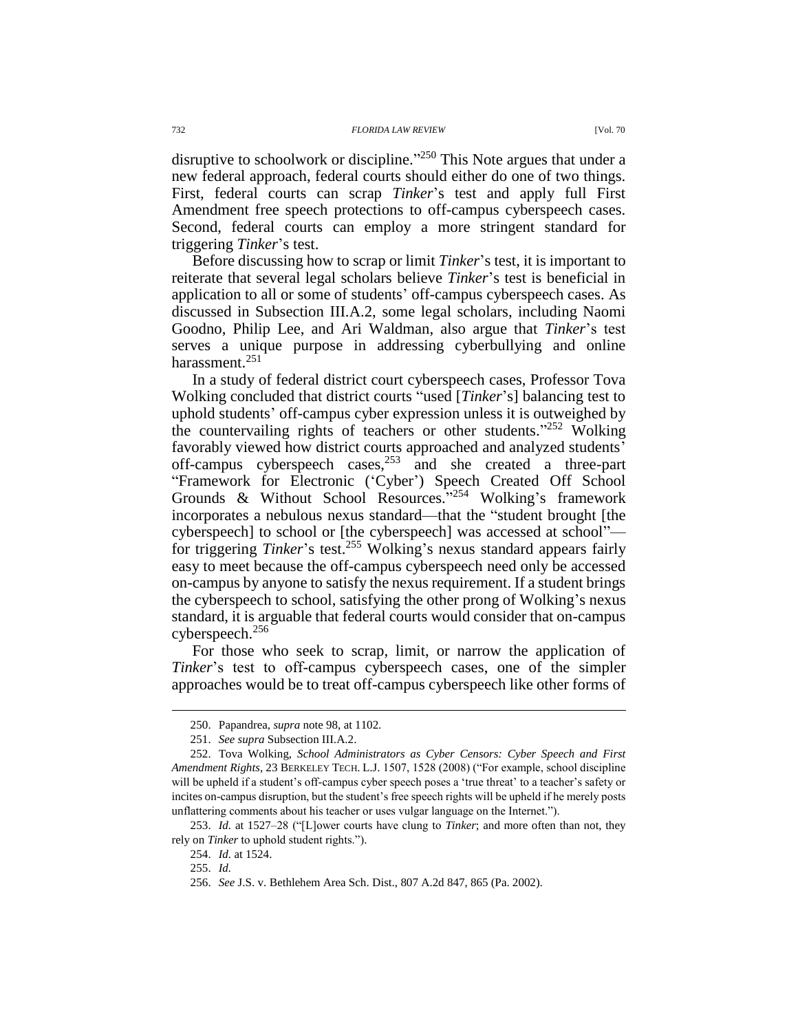disruptive to schoolwork or discipline."[250] This Note argues that under a new federal approach, federal courts should either do one of two things. First, federal courts can scrap *Tinker*'s test and apply full First Amendment free speech protections to off-campus cyberspeech cases. Second, federal courts can employ a more stringent standard for triggering *Tinker*'s test.

Before discussing how to scrap or limit *Tinker*'s test, it is important to reiterate that several legal scholars believe *Tinker*'s test is beneficial in application to all or some of students' off-campus cyberspeech cases. As discussed in Subsection III.A.2, some legal scholars, including Naomi Goodno, Philip Lee, and Ari Waldman, also argue that *Tinker*'s test serves a unique purpose in addressing cyberbullying and online harassment.[251]

In a study of federal district court cyberspeech cases, Professor Tova Wolking concluded that district courts "used [*Tinker*'s] balancing test to uphold students' off-campus cyber expression unless it is outweighed by the countervailing rights of teachers or other students."[252] Wolking favorably viewed how district courts approached and analyzed students' off-campus cyberspeech cases,[253] and she created a three-part "Framework for Electronic ('Cyber') Speech Created Off School Grounds & Without School Resources."[254] Wolking's framework incorporates a nebulous nexus standard—that the "student brought [the cyberspeech] to school or [the cyberspeech] was accessed at school"—for triggering *Tinker*'s test.[255] Wolking's nexus standard appears fairly easy to meet because the off-campus cyberspeech need only be accessed on-campus by anyone to satisfy the nexus requirement. If a student brings the cyberspeech to school, satisfying the other prong of Wolking's nexus standard, it is arguable that federal courts would consider that on-campus cyberspeech.[256]

For those who seek to scrap, limit, or narrow the application of *Tinker*'s test to off-campus cyberspeech cases, one of the simpler approaches would be to treat off-campus cyberspeech like other forms of

---

250. Papandrea, *supra* note 98, at 1102.

251. *See supra* Subsection III.A.2.

252. Tova Wolking, *School Administrators as Cyber Censors: Cyber Speech and First Amendment Rights*, 23 BERKELEY TECH. L.J. 1507, 1528 (2008) ("For example, school discipline will be upheld if a student's off-campus cyber speech poses a 'true threat' to a teacher's safety or incites on-campus disruption, but the student's free speech rights will be upheld if he merely posts unflattering comments about his teacher or uses vulgar language on the Internet.").

253. *Id.* at 1527–28 ("[L]ower courts have clung to *Tinker*; and more often than not, they rely on *Tinker* to uphold student rights.").

254. *Id.* at 1524.

255. *Id.*

256. *See* J.S. v. Bethlehem Area Sch. Dist., 807 A.2d 847, 865 (Pa. 2002).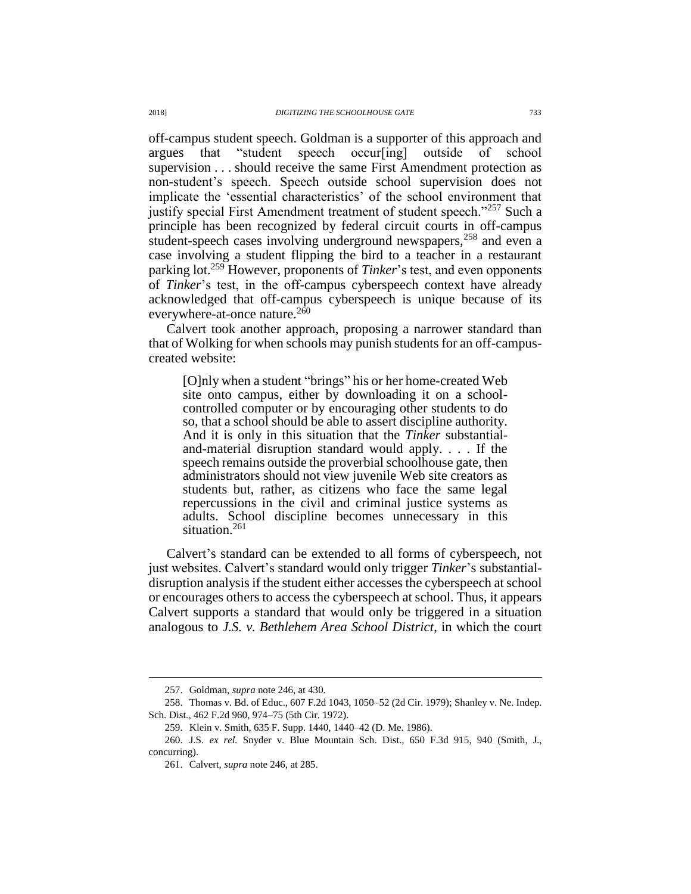off-campus student speech. Goldman is a supporter of this approach and argues that "student speech occur[ing] outside of school supervision . . . should receive the same First Amendment protection as non-student's speech. Speech outside school supervision does not implicate the 'essential characteristics' of the school environment that justify special First Amendment treatment of student speech."[257] Such a principle has been recognized by federal circuit courts in off-campus student-speech cases involving underground newspapers,[258] and even a case involving a student flipping the bird to a teacher in a restaurant parking lot.[259] However, proponents of *Tinker*'s test, and even opponents of *Tinker*'s test, in the off-campus cyberspeech context have already acknowledged that off-campus cyberspeech is unique because of its everywhere-at-once nature.[260]

Calvert took another approach, proposing a narrower standard than that of Wolking for when schools may punish students for an off-campus-created website:

> [O]nly when a student "brings" his or her home-created Web site onto campus, either by downloading it on a school-controlled computer or by encouraging other students to do so, that a school should be able to assert discipline authority. And it is only in this situation that the *Tinker* substantial-and-material disruption standard would apply. . . . If the speech remains outside the proverbial schoolhouse gate, then administrators should not view juvenile Web site creators as students but, rather, as citizens who face the same legal repercussions in the civil and criminal justice systems as adults. School discipline becomes unnecessary in this situation.[261]

Calvert's standard can be extended to all forms of cyberspeech, not just websites. Calvert's standard would only trigger *Tinker*'s substantial-disruption analysis if the student either accesses the cyberspeech at school or encourages others to access the cyberspeech at school. Thus, it appears Calvert supports a standard that would only be triggered in a situation analogous to *J.S. v. Bethlehem Area School District*, in which the court

---

257. Goldman, *supra* note 246, at 430.

258. Thomas v. Bd. of Educ., 607 F.2d 1043, 1050–52 (2d Cir. 1979); Shanley v. Ne. Indep. Sch. Dist., 462 F.2d 960, 974–75 (5th Cir. 1972).

259. Klein v. Smith, 635 F. Supp. 1440, 1440–42 (D. Me. 1986).

260. J.S. *ex rel.* Snyder v. Blue Mountain Sch. Dist., 650 F.3d 915, 940 (Smith, J., concurring).

261. Calvert, *supra* note 246, at 285.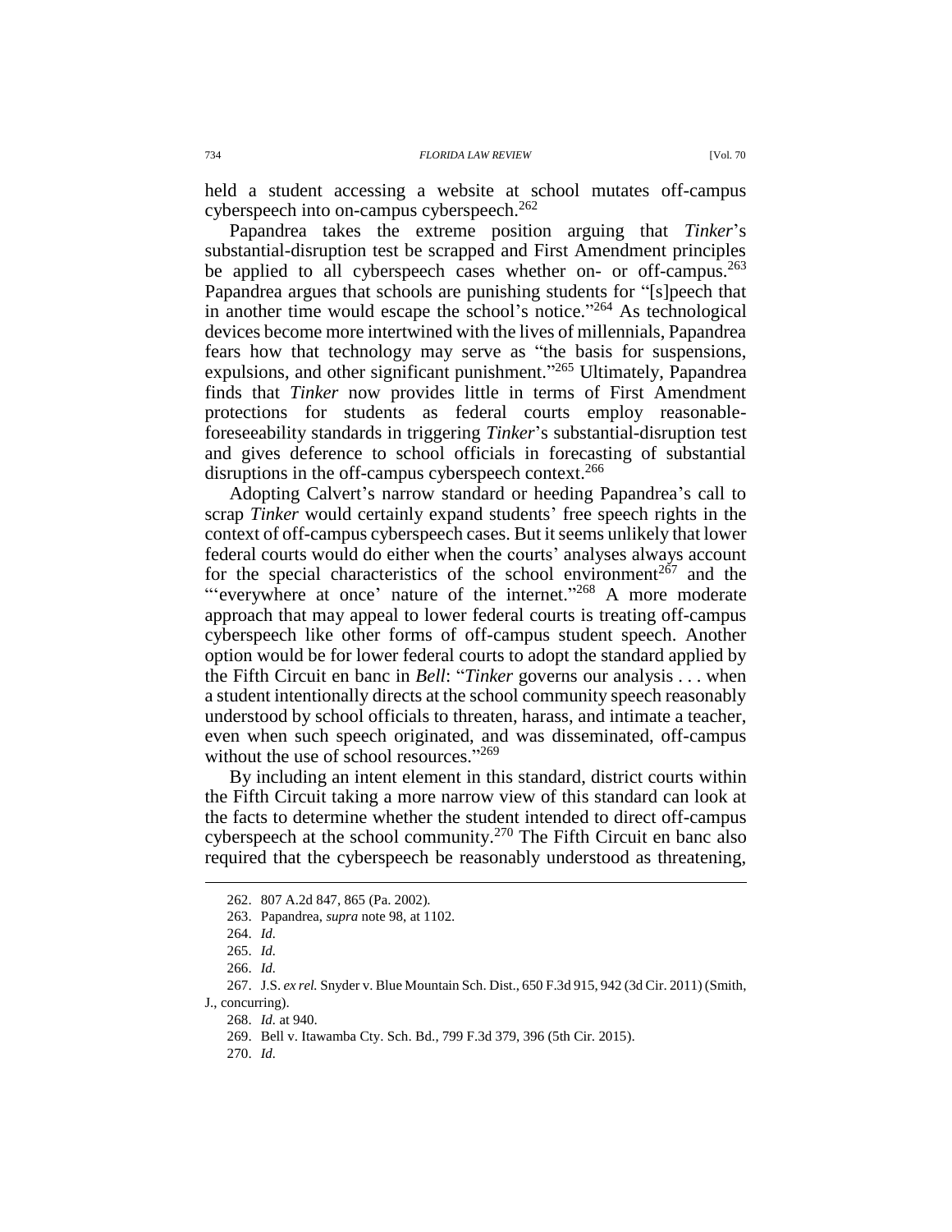held a student accessing a website at school mutates off-campus cyberspeech into on-campus cyberspeech.[262]

Papandrea takes the extreme position arguing that *Tinker*'s substantial-disruption test be scrapped and First Amendment principles be applied to all cyberspeech cases whether on- or off-campus.[263] Papandrea argues that schools are punishing students for "[s]peech that in another time would escape the school's notice."[264] As technological devices become more intertwined with the lives of millennials, Papandrea fears how that technology may serve as "the basis for suspensions, expulsions, and other significant punishment."[265] Ultimately, Papandrea finds that *Tinker* now provides little in terms of First Amendment protections for students as federal courts employ reasonable-foreseeability standards in triggering *Tinker*'s substantial-disruption test and gives deference to school officials in forecasting of substantial disruptions in the off-campus cyberspeech context.[266]

Adopting Calvert's narrow standard or heeding Papandrea's call to scrap *Tinker* would certainly expand students' free speech rights in the context of off-campus cyberspeech cases. But it seems unlikely that lower federal courts would do either when the courts' analyses always account for the special characteristics of the school environment[267] and the "'everywhere at once' nature of the internet."[268] A more moderate approach that may appeal to lower federal courts is treating off-campus cyberspeech like other forms of off-campus student speech. Another option would be for lower federal courts to adopt the standard applied by the Fifth Circuit en banc in *Bell*: "*Tinker* governs our analysis . . . when a student intentionally directs at the school community speech reasonably understood by school officials to threaten, harass, and intimate a teacher, even when such speech originated, and was disseminated, off-campus without the use of school resources."[269]

By including an intent element in this standard, district courts within the Fifth Circuit taking a more narrow view of this standard can look at the facts to determine whether the student intended to direct off-campus cyberspeech at the school community.[270] The Fifth Circuit en banc also required that the cyberspeech be reasonably understood as threatening,

---

262. 807 A.2d 847, 865 (Pa. 2002).

263. Papandrea, *supra* note 98, at 1102.

264. *Id.*

265. *Id.*

266. *Id.*

267. J.S. *ex rel.* Snyder v. Blue Mountain Sch. Dist., 650 F.3d 915, 942 (3d Cir. 2011) (Smith, J., concurring).

268. *Id.* at 940.

269. Bell v. Itawamba Cty. Sch. Bd., 799 F.3d 379, 396 (5th Cir. 2015).

270. *Id.*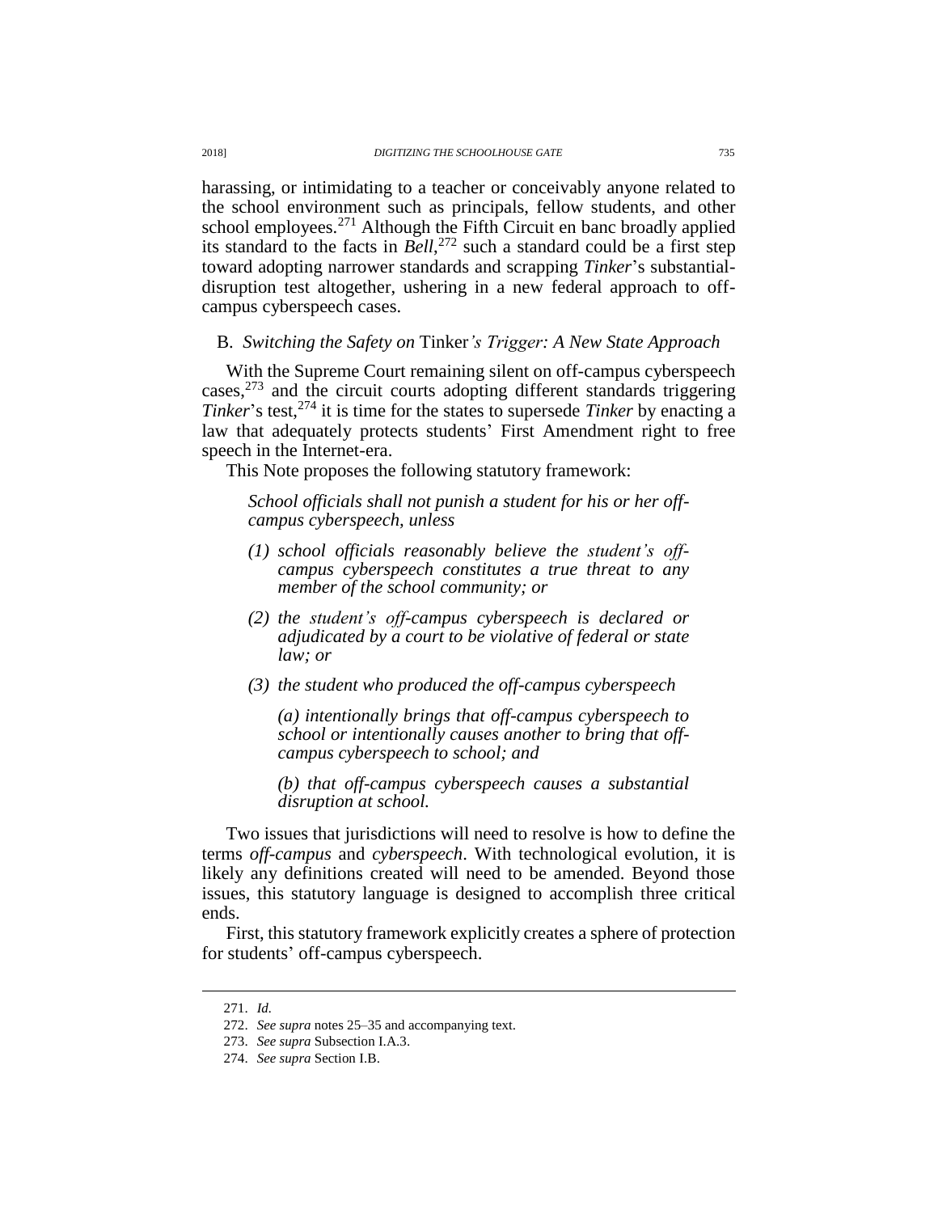harassing, or intimidating to a teacher or conceivably anyone related to the school environment such as principals, fellow students, and other school employees.[271] Although the Fifth Circuit en banc broadly applied its standard to the facts in *Bell*,[272] such a standard could be a first step toward adopting narrower standards and scrapping *Tinker*'s substantial-disruption test altogether, ushering in a new federal approach to off-campus cyberspeech cases.

### B. *Switching the Safety on* Tinker*'s Trigger: A New State Approach*

With the Supreme Court remaining silent on off-campus cyberspeech cases,[273] and the circuit courts adopting different standards triggering *Tinker*'s test,[274] it is time for the states to supersede *Tinker* by enacting a law that adequately protects students' First Amendment right to free speech in the Internet-era.

This Note proposes the following statutory framework:

> *School officials shall not punish a student for his or her off-campus cyberspeech, unless*
>
> *(1) school officials reasonably believe the student's off-campus cyberspeech constitutes a true threat to any member of the school community; or*
>
> *(2) the student's off-campus cyberspeech is declared or adjudicated by a court to be violative of federal or state law; or*
>
> *(3) the student who produced the off-campus cyberspeech*
>
> *(a) intentionally brings that off-campus cyberspeech to school or intentionally causes another to bring that off-campus cyberspeech to school; and*
>
> *(b) that off-campus cyberspeech causes a substantial disruption at school.*

Two issues that jurisdictions will need to resolve is how to define the terms *off-campus* and *cyberspeech*. With technological evolution, it is likely any definitions created will need to be amended. Beyond those issues, this statutory language is designed to accomplish three critical ends.

First, this statutory framework explicitly creates a sphere of protection for students' off-campus cyberspeech.

---

271. *Id.*

272. *See supra* notes 25–35 and accompanying text.

273. *See supra* Subsection I.A.3.

274. *See supra* Section I.B.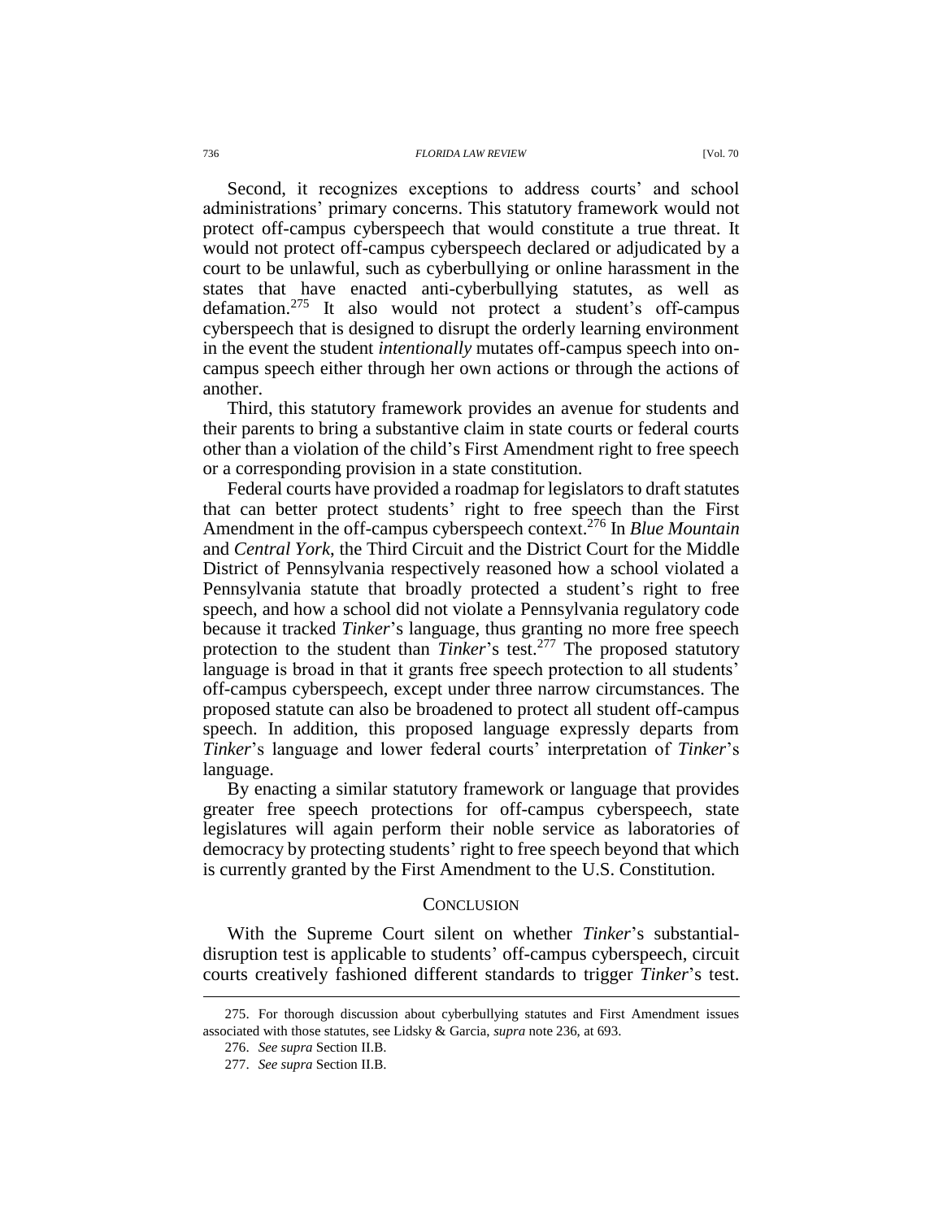Second, it recognizes exceptions to address courts' and school administrations' primary concerns. This statutory framework would not protect off-campus cyberspeech that would constitute a true threat. It would not protect off-campus cyberspeech declared or adjudicated by a court to be unlawful, such as cyberbullying or online harassment in the states that have enacted anti-cyberbullying statutes, as well as defamation.[275] It also would not protect a student's off-campus cyberspeech that is designed to disrupt the orderly learning environment in the event the student *intentionally* mutates off-campus speech into on-campus speech either through her own actions or through the actions of another.

Third, this statutory framework provides an avenue for students and their parents to bring a substantive claim in state courts or federal courts other than a violation of the child's First Amendment right to free speech or a corresponding provision in a state constitution.

Federal courts have provided a roadmap for legislators to draft statutes that can better protect students' right to free speech than the First Amendment in the off-campus cyberspeech context.[276] In *Blue Mountain* and *Central York*, the Third Circuit and the District Court for the Middle District of Pennsylvania respectively reasoned how a school violated a Pennsylvania statute that broadly protected a student's right to free speech, and how a school did not violate a Pennsylvania regulatory code because it tracked *Tinker*'s language, thus granting no more free speech protection to the student than *Tinker*'s test.[277] The proposed statutory language is broad in that it grants free speech protection to all students' off-campus cyberspeech, except under three narrow circumstances. The proposed statute can also be broadened to protect all student off-campus speech. In addition, this proposed language expressly departs from *Tinker*'s language and lower federal courts' interpretation of *Tinker*'s language.

By enacting a similar statutory framework or language that provides greater free speech protections for off-campus cyberspeech, state legislatures will again perform their noble service as laboratories of democracy by protecting students' right to free speech beyond that which is currently granted by the First Amendment to the U.S. Constitution.

## CONCLUSION

With the Supreme Court silent on whether *Tinker*'s substantial-disruption test is applicable to students' off-campus cyberspeech, circuit courts creatively fashioned different standards to trigger *Tinker*'s test.

---

275. For thorough discussion about cyberbullying statutes and First Amendment issues associated with those statutes, see Lidsky & Garcia, *supra* note 236, at 693.

276. *See supra* Section II.B.

277. *See supra* Section II.B.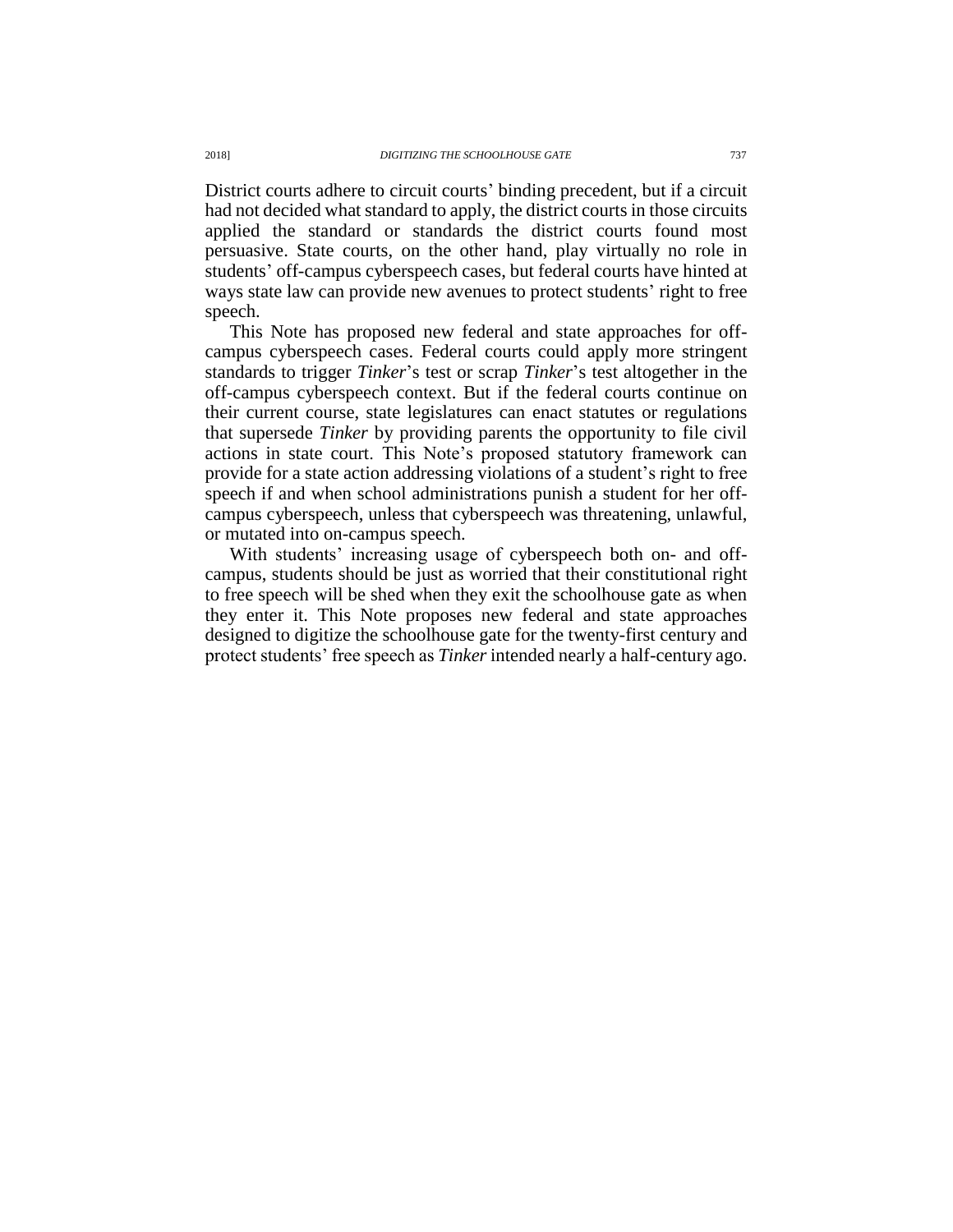District courts adhere to circuit courts' binding precedent, but if a circuit had not decided what standard to apply, the district courts in those circuits applied the standard or standards the district courts found most persuasive. State courts, on the other hand, play virtually no role in students' off-campus cyberspeech cases, but federal courts have hinted at ways state law can provide new avenues to protect students' right to free speech.

This Note has proposed new federal and state approaches for off-campus cyberspeech cases. Federal courts could apply more stringent standards to trigger *Tinker*'s test or scrap *Tinker*'s test altogether in the off-campus cyberspeech context. But if the federal courts continue on their current course, state legislatures can enact statutes or regulations that supersede *Tinker* by providing parents the opportunity to file civil actions in state court. This Note's proposed statutory framework can provide for a state action addressing violations of a student's right to free speech if and when school administrations punish a student for her off-campus cyberspeech, unless that cyberspeech was threatening, unlawful, or mutated into on-campus speech.

With students' increasing usage of cyberspeech both on- and off-campus, students should be just as worried that their constitutional right to free speech will be shed when they exit the schoolhouse gate as when they enter it. This Note proposes new federal and state approaches designed to digitize the schoolhouse gate for the twenty-first century and protect students' free speech as *Tinker* intended nearly a half-century ago.